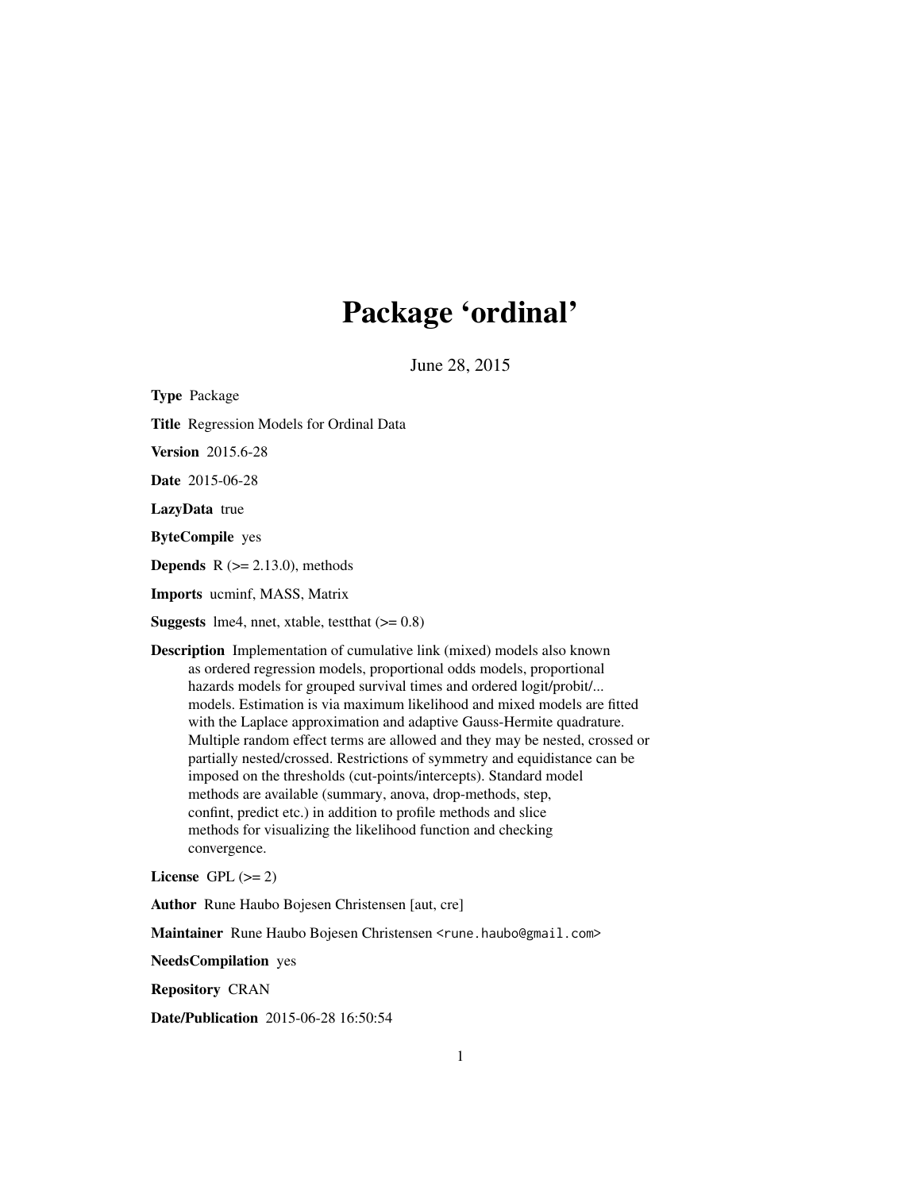# Package 'ordinal'

June 28, 2015

**Type** Package

**Title** Regression Models for Ordinal Data

**Version** 2015.6-28

**Date** 2015-06-28

**LazyData** true

**ByteCompile** yes

**Depends** R (>= 2.13.0), methods

**Imports** ucminf, MASS, Matrix

**Suggests** lme4, nnet, xtable, testthat (>= 0.8)

**Description** Implementation of cumulative link (mixed) models also known as ordered regression models, proportional odds models, proportional hazards models for grouped survival times and ordered logit/probit/... models. Estimation is via maximum likelihood and mixed models are fitted with the Laplace approximation and adaptive Gauss-Hermite quadrature. Multiple random effect terms are allowed and they may be nested, crossed or partially nested/crossed. Restrictions of symmetry and equidistance can be imposed on the thresholds (cut-points/intercepts). Standard model methods are available (summary, anova, drop-methods, step, confint, predict etc.) in addition to profile methods and slice methods for visualizing the likelihood function and checking convergence.

**License** GPL (>= 2)

**Author** Rune Haubo Bojesen Christensen [aut, cre]

**Maintainer** Rune Haubo Bojesen Christensen <rune.haubo@gmail.com>

**NeedsCompilation** yes

**Repository** CRAN

**Date/Publication** 2015-06-28 16:50:54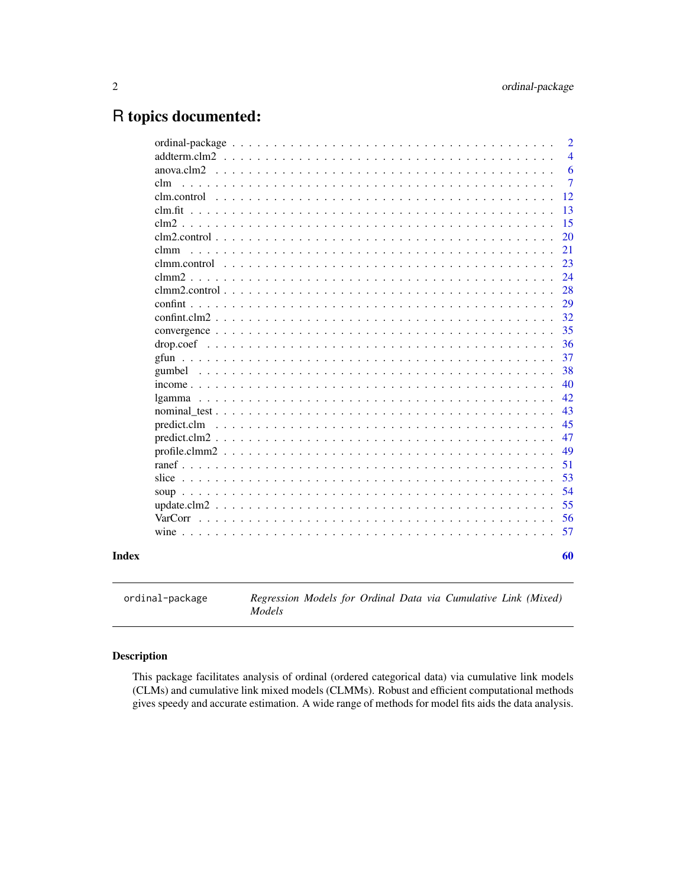# R topics documented:

| | |
|---|---|
| ordinal-package | 2 |
| addterm.clm2 | 4 |
| anova.clm2 | 6 |
| clm | 7 |
| clm.control | 12 |
| clm.fit | 13 |
| clm2 | 15 |
| clm2.control | 20 |
| clmm | 21 |
| clmm.control | 23 |
| clmm2 | 24 |
| clmm2.control | 28 |
| confint | 29 |
| confint.clm2 | 32 |
| convergence | 35 |
| drop.coef | 36 |
| gfun | 37 |
| gumbel | 38 |
| income | 40 |
| lgamma | 42 |
| nominal_test | 43 |
| predict.clm | 45 |
| predict.clm2 | 47 |
| profile.clmm2 | 49 |
| ranef | 51 |
| slice | 53 |
| soup | 54 |
| update.clm2 | 55 |
| VarCorr | 56 |
| wine | 57 |

**Index** **60**

---

`ordinal-package` *Regression Models for Ordinal Data via Cumulative Link (Mixed) Models*

---

## Description

This package facilitates analysis of ordinal (ordered categorical data) via cumulative link models (CLMs) and cumulative link mixed models (CLMMs). Robust and efficient computational methods gives speedy and accurate estimation. A wide range of methods for model fits aids the data analysis.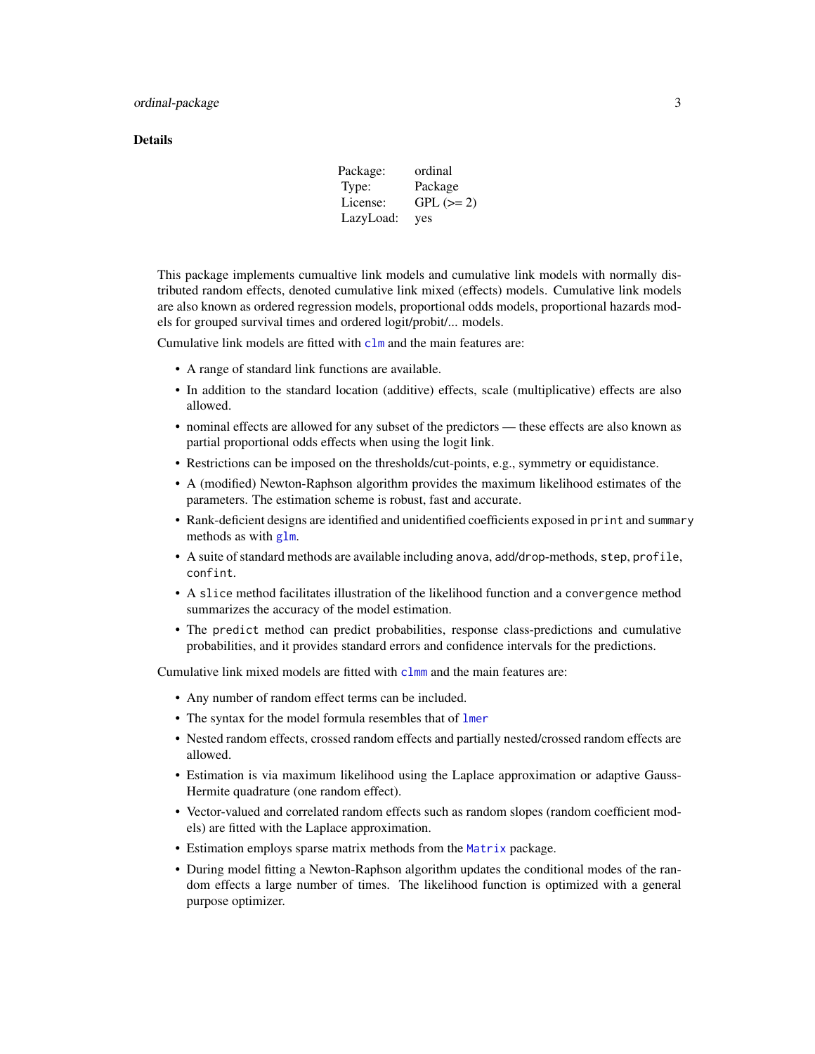### Details

| | |
|---|---|
| Package: | ordinal |
| Type: | Package |
| License: | GPL (>= 2) |
| LazyLoad: | yes |

This package implements cumualtive link models and cumulative link models with normally distributed random effects, denoted cumulative link mixed (effects) models. Cumulative link models are also known as ordered regression models, proportional odds models, proportional hazards models for grouped survival times and ordered logit/probit/... models.

Cumulative link models are fitted with `clm` and the main features are:

- A range of standard link functions are available.
- In addition to the standard location (additive) effects, scale (multiplicative) effects are also allowed.
- nominal effects are allowed for any subset of the predictors — these effects are also known as partial proportional odds effects when using the logit link.
- Restrictions can be imposed on the thresholds/cut-points, e.g., symmetry or equidistance.
- A (modified) Newton-Raphson algorithm provides the maximum likelihood estimates of the parameters. The estimation scheme is robust, fast and accurate.
- Rank-deficient designs are identified and unidentified coefficients exposed in `print` and `summary` methods as with `glm`.
- A suite of standard methods are available including `anova`, `add`/`drop`-methods, `step`, `profile`, `confint`.
- A `slice` method facilitates illustration of the likelihood function and a `convergence` method summarizes the accuracy of the model estimation.
- The `predict` method can predict probabilities, response class-predictions and cumulative probabilities, and it provides standard errors and confidence intervals for the predictions.

Cumulative link mixed models are fitted with `clmm` and the main features are:

- Any number of random effect terms can be included.
- The syntax for the model formula resembles that of `lmer`
- Nested random effects, crossed random effects and partially nested/crossed random effects are allowed.
- Estimation is via maximum likelihood using the Laplace approximation or adaptive Gauss-Hermite quadrature (one random effect).
- Vector-valued and correlated random effects such as random slopes (random coefficient models) are fitted with the Laplace approximation.
- Estimation employs sparse matrix methods from the `Matrix` package.
- During model fitting a Newton-Raphson algorithm updates the conditional modes of the random effects a large number of times. The likelihood function is optimized with a general purpose optimizer.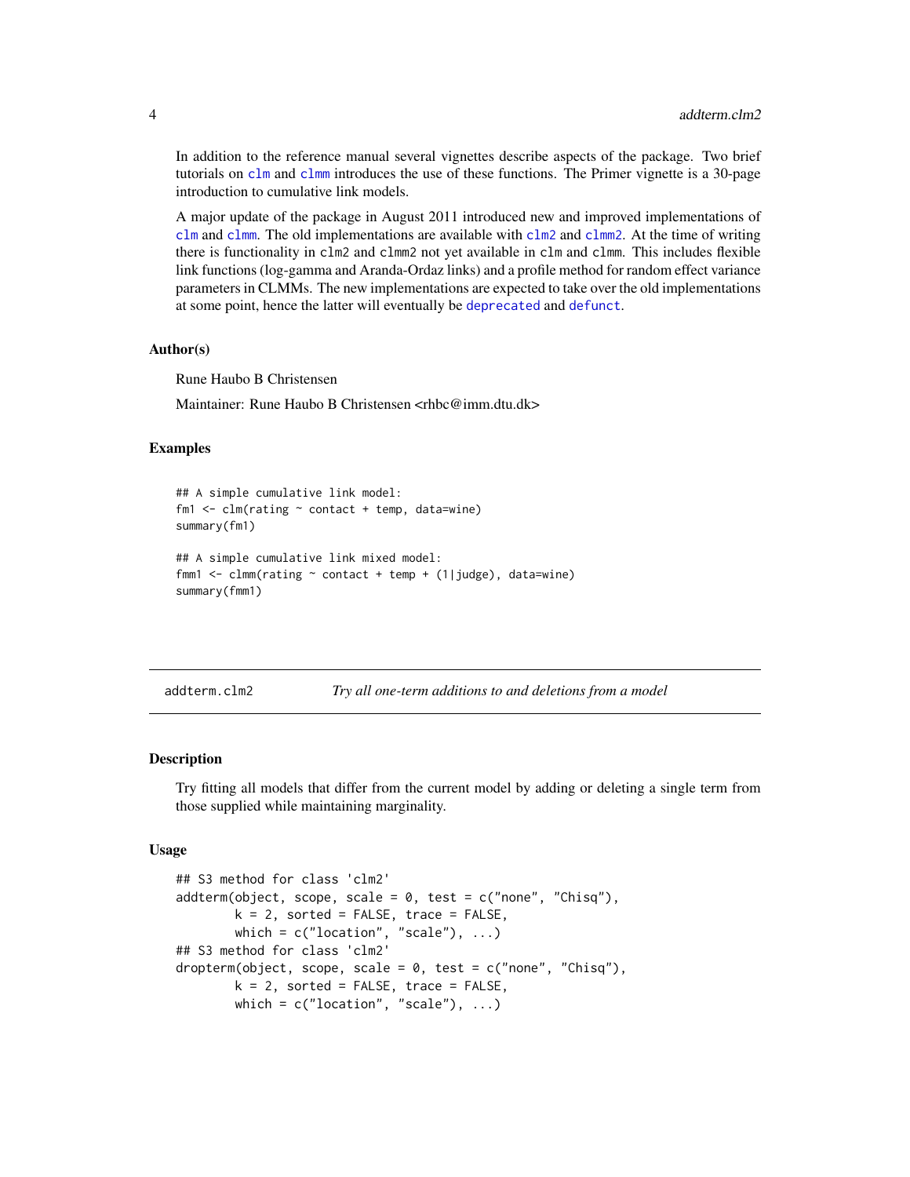In addition to the reference manual several vignettes describe aspects of the package. Two brief tutorials on clm and clmm introduces the use of these functions. The Primer vignette is a 30-page introduction to cumulative link models.

A major update of the package in August 2011 introduced new and improved implementations of clm and clmm. The old implementations are available with clm2 and clmm2. At the time of writing there is functionality in clm2 and clmm2 not yet available in clm and clmm. This includes flexible link functions (log-gamma and Aranda-Ordaz links) and a profile method for random effect variance parameters in CLMMs. The new implementations are expected to take over the old implementations at some point, hence the latter will eventually be deprecated and defunct.

### Author(s)

Rune Haubo B Christensen

Maintainer: Rune Haubo B Christensen <rhbc@imm.dtu.dk>

### Examples

```
## A simple cumulative link model:
fm1 <- clm(rating ~ contact + temp, data=wine)
summary(fm1)

## A simple cumulative link mixed model:
fmm1 <- clmm(rating ~ contact + temp + (1|judge), data=wine)
summary(fmm1)
```

---

## addterm.clm2 — *Try all one-term additions to and deletions from a model*

### Description

Try fitting all models that differ from the current model by adding or deleting a single term from those supplied while maintaining marginality.

### Usage

```
## S3 method for class 'clm2'
addterm(object, scope, scale = 0, test = c("none", "Chisq"),
        k = 2, sorted = FALSE, trace = FALSE,
        which = c("location", "scale"), ...)
## S3 method for class 'clm2'
dropterm(object, scope, scale = 0, test = c("none", "Chisq"),
        k = 2, sorted = FALSE, trace = FALSE,
        which = c("location", "scale"), ...)
```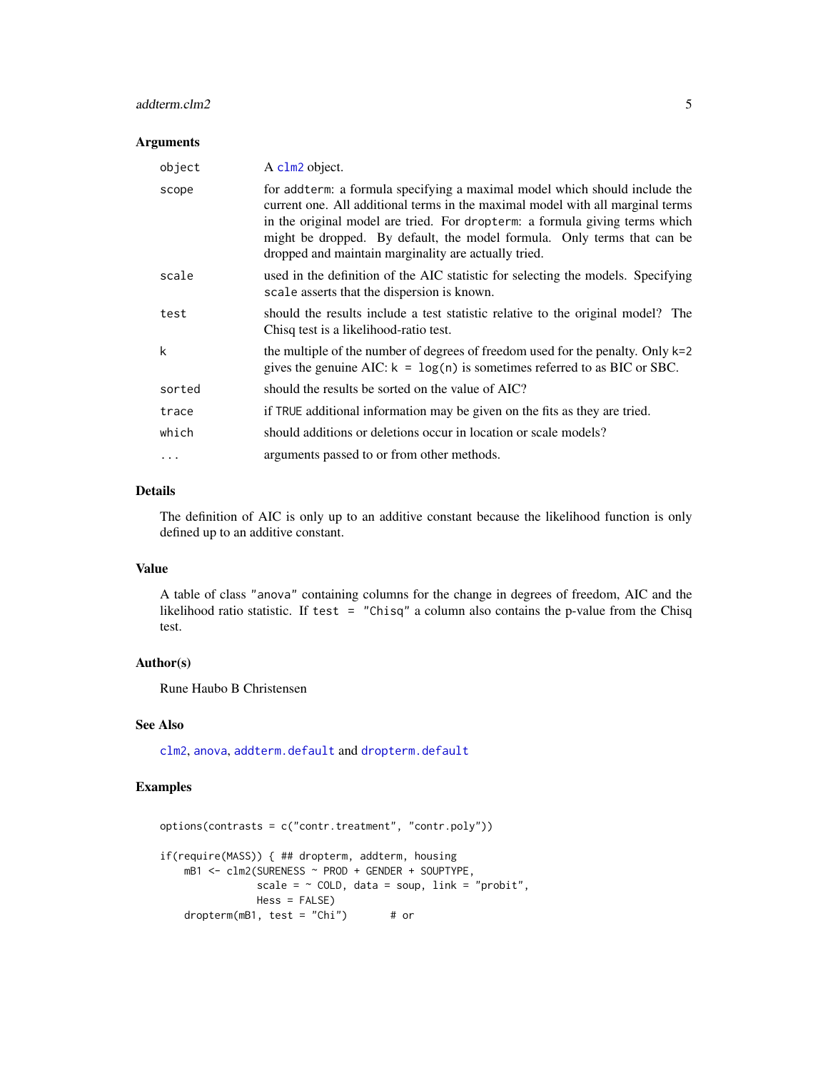## Arguments

| | |
|---|---|
| object | A `clm2` object. |
| scope | for `addterm`: a formula specifying a maximal model which should include the current one. All additional terms in the maximal model with all marginal terms in the original model are tried. For `dropterm`: a formula giving terms which might be dropped. By default, the model formula. Only terms that can be dropped and maintain marginality are actually tried. |
| scale | used in the definition of the AIC statistic for selecting the models. Specifying `scale` asserts that the dispersion is known. |
| test | should the results include a test statistic relative to the original model? The Chisq test is a likelihood-ratio test. |
| k | the multiple of the number of degrees of freedom used for the penalty. Only `k=2` gives the genuine AIC: `k = log(n)` is sometimes referred to as BIC or SBC. |
| sorted | should the results be sorted on the value of AIC? |
| trace | if `TRUE` additional information may be given on the fits as they are tried. |
| which | should additions or deletions occur in location or scale models? |
| ... | arguments passed to or from other methods. |

## Details

The definition of AIC is only up to an additive constant because the likelihood function is only defined up to an additive constant.

## Value

A table of class `"anova"` containing columns for the change in degrees of freedom, AIC and the likelihood ratio statistic. If `test = "Chisq"` a column also contains the p-value from the Chisq test.

## Author(s)

Rune Haubo B Christensen

## See Also

`clm2`, `anova`, `addterm.default` and `dropterm.default`

## Examples

```
options(contrasts = c("contr.treatment", "contr.poly"))

if(require(MASS)) { ## dropterm, addterm, housing
    mB1 <- clm2(SURENESS ~ PROD + GENDER + SOUPTYPE,
                scale = ~ COLD, data = soup, link = "probit",
                Hess = FALSE)
    dropterm(mB1, test = "Chi")       # or
```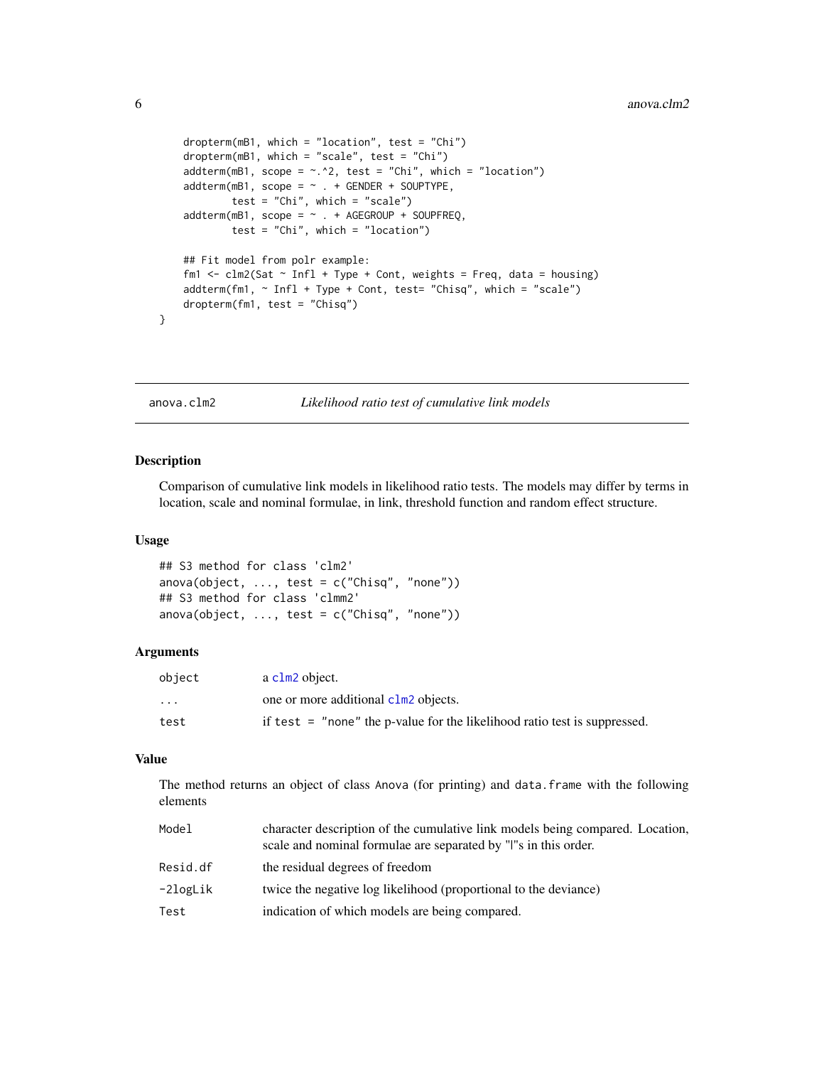```
    dropterm(mB1, which = "location", test = "Chi")
    dropterm(mB1, which = "scale", test = "Chi")
    addterm(mB1, scope = ~.^2, test = "Chi", which = "location")
    addterm(mB1, scope = ~ . + GENDER + SOUPTYPE,
            test = "Chi", which = "scale")
    addterm(mB1, scope = ~ . + AGEGROUP + SOUPFREQ,
            test = "Chi", which = "location")

    ## Fit model from polr example:
    fm1 <- clm2(Sat ~ Infl + Type + Cont, weights = Freq, data = housing)
    addterm(fm1, ~ Infl + Type + Cont, test= "Chisq", which = "scale")
    dropterm(fm1, test = "Chisq")
}
```

## anova.clm2 — *Likelihood ratio test of cumulative link models*

### Description

Comparison of cumulative link models in likelihood ratio tests. The models may differ by terms in location, scale and nominal formulae, in link, threshold function and random effect structure.

### Usage

```
## S3 method for class 'clm2'
anova(object, ..., test = c("Chisq", "none"))
## S3 method for class 'clmm2'
anova(object, ..., test = c("Chisq", "none"))
```

### Arguments

| | |
|---|---|
| `object` | a `clm2` object. |
| `...` | one or more additional `clm2` objects. |
| `test` | if `test = "none"` the p-value for the likelihood ratio test is suppressed. |

### Value

The method returns an object of class `Anova` (for printing) and `data.frame` with the following elements

| | |
|---|---|
| `Model` | character description of the cumulative link models being compared. Location, scale and nominal formulae are separated by "\|"s in this order. |
| `Resid.df` | the residual degrees of freedom |
| `-2logLik` | twice the negative log likelihood (proportional to the deviance) |
| `Test` | indication of which models are being compared. |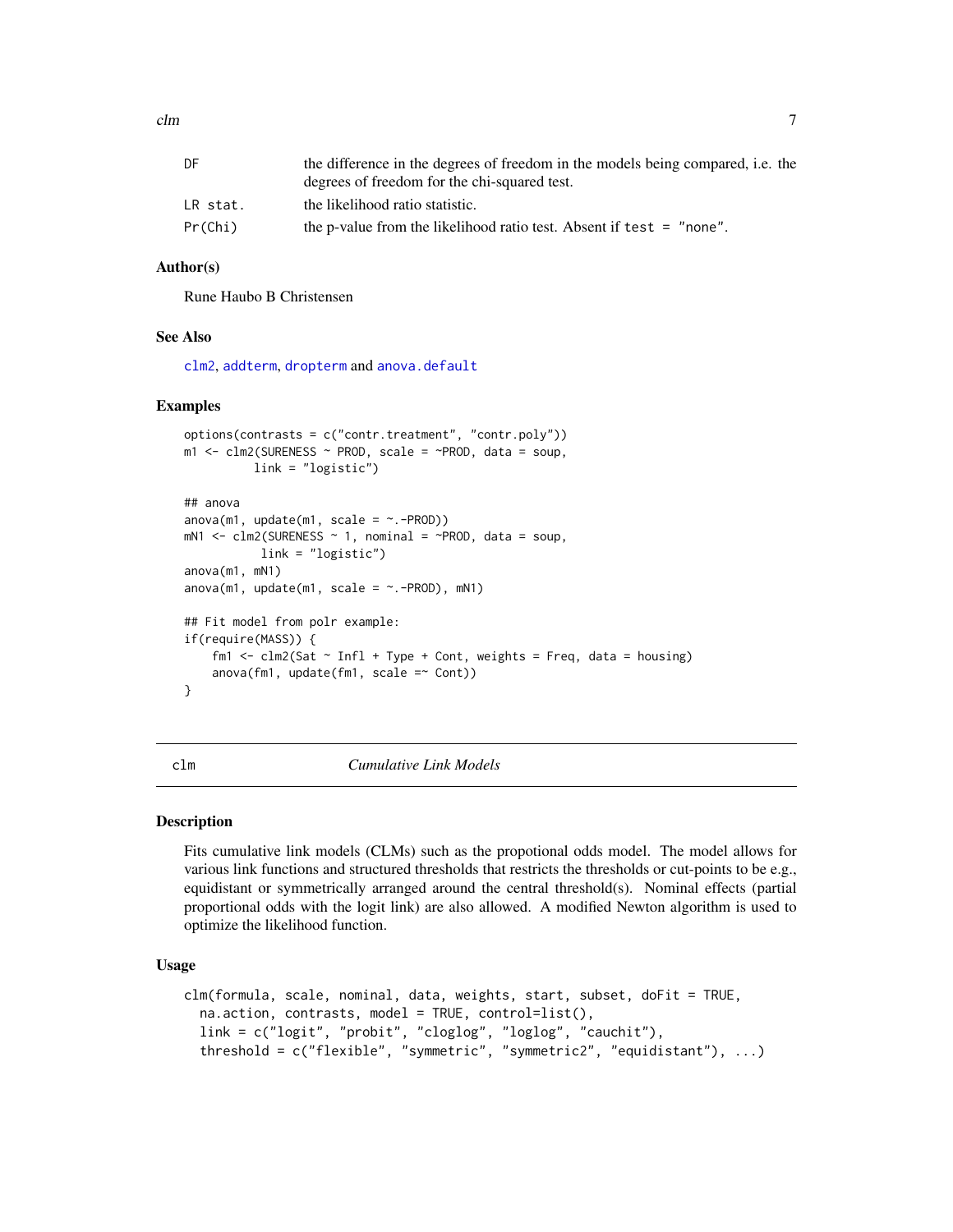| | |
|---|---|
| DF | the difference in the degrees of freedom in the models being compared, i.e. the degrees of freedom for the chi-squared test. |
| LR stat. | the likelihood ratio statistic. |
| Pr(Chi) | the p-value from the likelihood ratio test. Absent if `test = "none"`. |

### Author(s)

Rune Haubo B Christensen

### See Also

`clm2`, `addterm`, `dropterm` and `anova.default`

### Examples

```
options(contrasts = c("contr.treatment", "contr.poly"))
m1 <- clm2(SURENESS ~ PROD, scale = ~PROD, data = soup,
          link = "logistic")

## anova
anova(m1, update(m1, scale = ~.-PROD))
mN1 <- clm2(SURENESS ~ 1, nominal = ~PROD, data = soup,
           link = "logistic")
anova(m1, mN1)
anova(m1, update(m1, scale = ~.-PROD), mN1)

## Fit model from polr example:
if(require(MASS)) {
    fm1 <- clm2(Sat ~ Infl + Type + Cont, weights = Freq, data = housing)
    anova(fm1, update(fm1, scale =~ Cont))
}
```

---

## clm *Cumulative Link Models*

### Description

Fits cumulative link models (CLMs) such as the propotional odds model. The model allows for various link functions and structured thresholds that restricts the thresholds or cut-points to be e.g., equidistant or symmetrically arranged around the central threshold(s). Nominal effects (partial proportional odds with the logit link) are also allowed. A modified Newton algorithm is used to optimize the likelihood function.

### Usage

```
clm(formula, scale, nominal, data, weights, start, subset, doFit = TRUE,
  na.action, contrasts, model = TRUE, control=list(),
  link = c("logit", "probit", "cloglog", "loglog", "cauchit"),
  threshold = c("flexible", "symmetric", "symmetric2", "equidistant"), ...)
```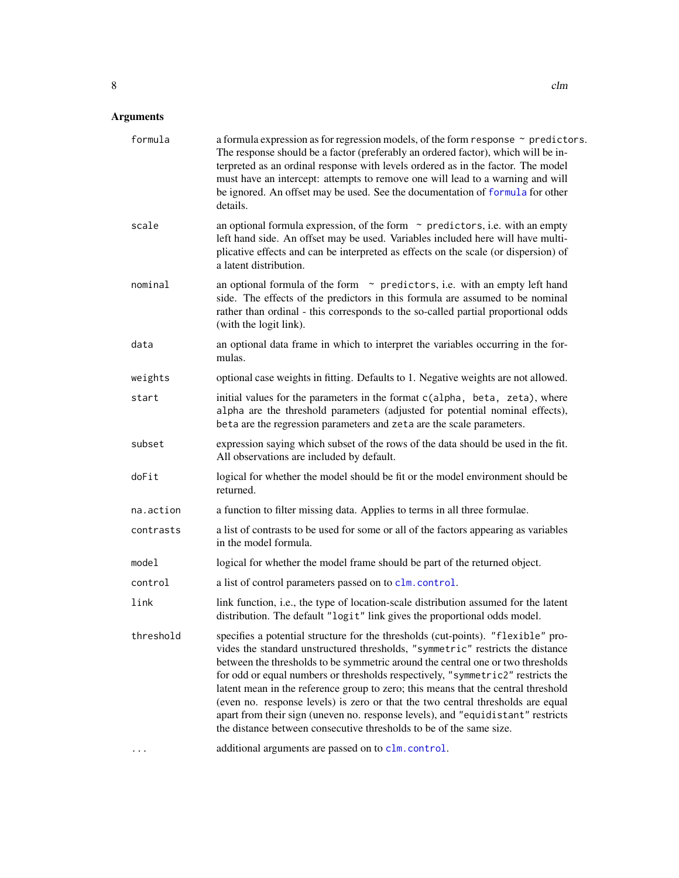## Arguments

| | |
|---|---|
| `formula` | a formula expression as for regression models, of the form `response ~ predictors`. The response should be a factor (preferably an ordered factor), which will be interpreted as an ordinal response with levels ordered as in the factor. The model must have an intercept: attempts to remove one will lead to a warning and will be ignored. An offset may be used. See the documentation of `formula` for other details. |
| `scale` | an optional formula expression, of the form `~ predictors`, i.e. with an empty left hand side. An offset may be used. Variables included here will have multiplicative effects and can be interpreted as effects on the scale (or dispersion) of a latent distribution. |
| `nominal` | an optional formula of the form `~ predictors`, i.e. with an empty left hand side. The effects of the predictors in this formula are assumed to be nominal rather than ordinal - this corresponds to the so-called partial proportional odds (with the logit link). |
| `data` | an optional data frame in which to interpret the variables occurring in the formulas. |
| `weights` | optional case weights in fitting. Defaults to 1. Negative weights are not allowed. |
| `start` | initial values for the parameters in the format `c(alpha, beta, zeta)`, where `alpha` are the threshold parameters (adjusted for potential nominal effects), `beta` are the regression parameters and `zeta` are the scale parameters. |
| `subset` | expression saying which subset of the rows of the data should be used in the fit. All observations are included by default. |
| `doFit` | logical for whether the model should be fit or the model environment should be returned. |
| `na.action` | a function to filter missing data. Applies to terms in all three formulae. |
| `contrasts` | a list of contrasts to be used for some or all of the factors appearing as variables in the model formula. |
| `model` | logical for whether the model frame should be part of the returned object. |
| `control` | a list of control parameters passed on to `clm.control`. |
| `link` | link function, i.e., the type of location-scale distribution assumed for the latent distribution. The default `"logit"` link gives the proportional odds model. |
| `threshold` | specifies a potential structure for the thresholds (cut-points). `"flexible"` provides the standard unstructured thresholds, `"symmetric"` restricts the distance between the thresholds to be symmetric around the central one or two thresholds for odd or equal numbers or thresholds respectively, `"symmetric2"` restricts the latent mean in the reference group to zero; this means that the central threshold (even no. response levels) is zero or that the two central thresholds are equal apart from their sign (uneven no. response levels), and `"equidistant"` restricts the distance between consecutive thresholds to be of the same size. |
| `...` | additional arguments are passed on to `clm.control`. |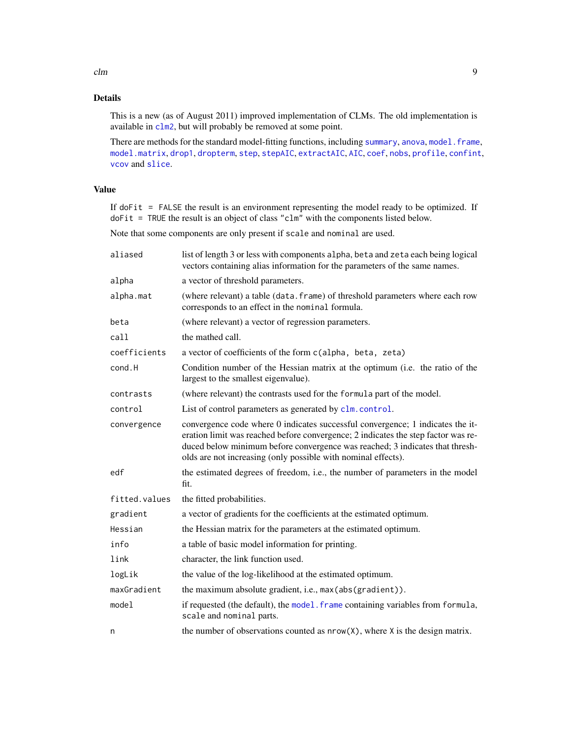## Details

This is a new (as of August 2011) improved implementation of CLMs. The old implementation is available in `clm2`, but will probably be removed at some point.

There are methods for the standard model-fitting functions, including `summary`, `anova`, `model.frame`, `model.matrix`, `drop1`, `dropterm`, `step`, `stepAIC`, `extractAIC`, `AIC`, `coef`, `nobs`, `profile`, `confint`, `vcov` and `slice`.

## Value

If `doFit = FALSE` the result is an environment representing the model ready to be optimized. If `doFit = TRUE` the result is an object of class `"clm"` with the components listed below.

Note that some components are only present if `scale` and `nominal` are used.

| | |
|---|---|
| `aliased` | list of length 3 or less with components `alpha`, `beta` and `zeta` each being logical vectors containing alias information for the parameters of the same names. |
| `alpha` | a vector of threshold parameters. |
| `alpha.mat` | (where relevant) a table (`data.frame`) of threshold parameters where each row corresponds to an effect in the `nominal` formula. |
| `beta` | (where relevant) a vector of regression parameters. |
| `call` | the mathed call. |
| `coefficients` | a vector of coefficients of the form `c(alpha, beta, zeta)` |
| `cond.H` | Condition number of the Hessian matrix at the optimum (i.e. the ratio of the largest to the smallest eigenvalue). |
| `contrasts` | (where relevant) the contrasts used for the `formula` part of the model. |
| `control` | List of control parameters as generated by `clm.control`. |
| `convergence` | convergence code where 0 indicates successful convergence; 1 indicates the iteration limit was reached before convergence; 2 indicates the step factor was reduced below minimum before convergence was reached; 3 indicates that thresholds are not increasing (only possible with nominal effects). |
| `edf` | the estimated degrees of freedom, i.e., the number of parameters in the model fit. |
| `fitted.values` | the fitted probabilities. |
| `gradient` | a vector of gradients for the coefficients at the estimated optimum. |
| `Hessian` | the Hessian matrix for the parameters at the estimated optimum. |
| `info` | a table of basic model information for printing. |
| `link` | character, the link function used. |
| `logLik` | the value of the log-likelihood at the estimated optimum. |
| `maxGradient` | the maximum absolute gradient, i.e., `max(abs(gradient))`. |
| `model` | if requested (the default), the `model.frame` containing variables from `formula`, `scale` and `nominal` parts. |
| `n` | the number of observations counted as `nrow(X)`, where `X` is the design matrix. |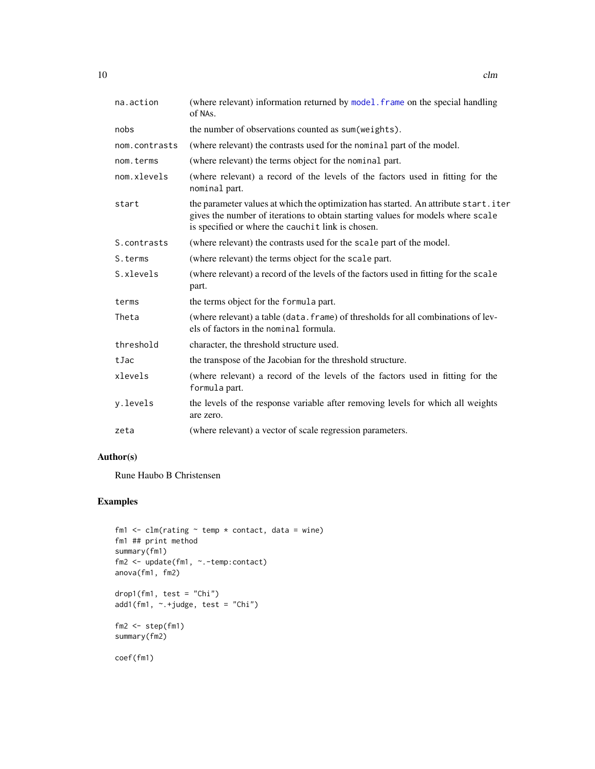| | |
|---|---|
| na.action | (where relevant) information returned by model.frame on the special handling of NAs. |
| nobs | the number of observations counted as sum(weights). |
| nom.contrasts | (where relevant) the contrasts used for the nominal part of the model. |
| nom.terms | (where relevant) the terms object for the nominal part. |
| nom.xlevels | (where relevant) a record of the levels of the factors used in fitting for the nominal part. |
| start | the parameter values at which the optimization has started. An attribute start.iter gives the number of iterations to obtain starting values for models where scale is specified or where the cauchit link is chosen. |
| S.contrasts | (where relevant) the contrasts used for the scale part of the model. |
| S.terms | (where relevant) the terms object for the scale part. |
| S.xlevels | (where relevant) a record of the levels of the factors used in fitting for the scale part. |
| terms | the terms object for the formula part. |
| Theta | (where relevant) a table (data.frame) of thresholds for all combinations of levels of factors in the nominal formula. |
| threshold | character, the threshold structure used. |
| tJac | the transpose of the Jacobian for the threshold structure. |
| xlevels | (where relevant) a record of the levels of the factors used in fitting for the formula part. |
| y.levels | the levels of the response variable after removing levels for which all weights are zero. |
| zeta | (where relevant) a vector of scale regression parameters. |

## Author(s)

Rune Haubo B Christensen

## Examples

```
fm1 <- clm(rating ~ temp * contact, data = wine)
fm1 ## print method
summary(fm1)
fm2 <- update(fm1, ~.-temp:contact)
anova(fm1, fm2)

drop1(fm1, test = "Chi")
add1(fm1, ~.+judge, test = "Chi")

fm2 <- step(fm1)
summary(fm2)

coef(fm1)
```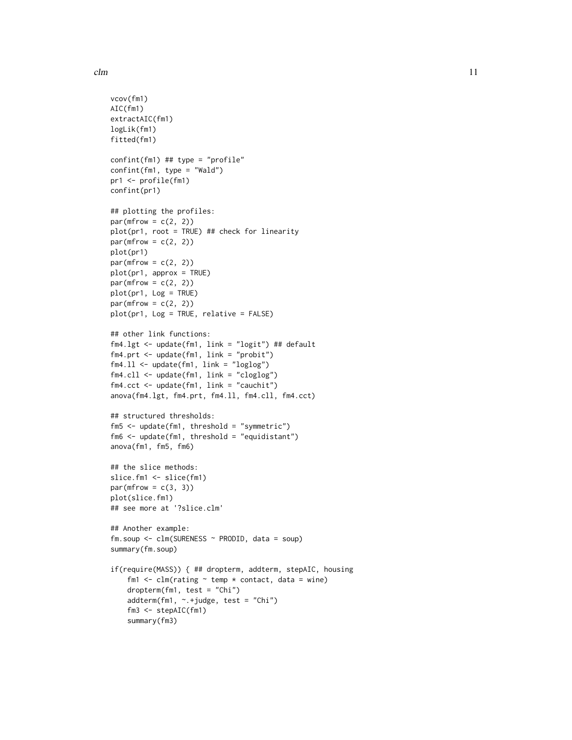```
vcov(fm1)
AIC(fm1)
extractAIC(fm1)
logLik(fm1)
fitted(fm1)

confint(fm1) ## type = "profile"
confint(fm1, type = "Wald")
pr1 <- profile(fm1)
confint(pr1)

## plotting the profiles:
par(mfrow = c(2, 2))
plot(pr1, root = TRUE) ## check for linearity
par(mfrow = c(2, 2))
plot(pr1)
par(mfrow = c(2, 2))
plot(pr1, approx = TRUE)
par(mfrow = c(2, 2))
plot(pr1, Log = TRUE)
par(mfrow = c(2, 2))
plot(pr1, Log = TRUE, relative = FALSE)

## other link functions:
fm4.lgt <- update(fm1, link = "logit") ## default
fm4.prt <- update(fm1, link = "probit")
fm4.ll <- update(fm1, link = "loglog")
fm4.cll <- update(fm1, link = "cloglog")
fm4.cct <- update(fm1, link = "cauchit")
anova(fm4.lgt, fm4.prt, fm4.ll, fm4.cll, fm4.cct)

## structured thresholds:
fm5 <- update(fm1, threshold = "symmetric")
fm6 <- update(fm1, threshold = "equidistant")
anova(fm1, fm5, fm6)

## the slice methods:
slice.fm1 <- slice(fm1)
par(mfrow = c(3, 3))
plot(slice.fm1)
## see more at '?slice.clm'

## Another example:
fm.soup <- clm(SURENESS ~ PRODID, data = soup)
summary(fm.soup)

if(require(MASS)) { ## dropterm, addterm, stepAIC, housing
    fm1 <- clm(rating ~ temp * contact, data = wine)
    dropterm(fm1, test = "Chi")
    addterm(fm1, ~.+judge, test = "Chi")
    fm3 <- stepAIC(fm1)
    summary(fm3)
```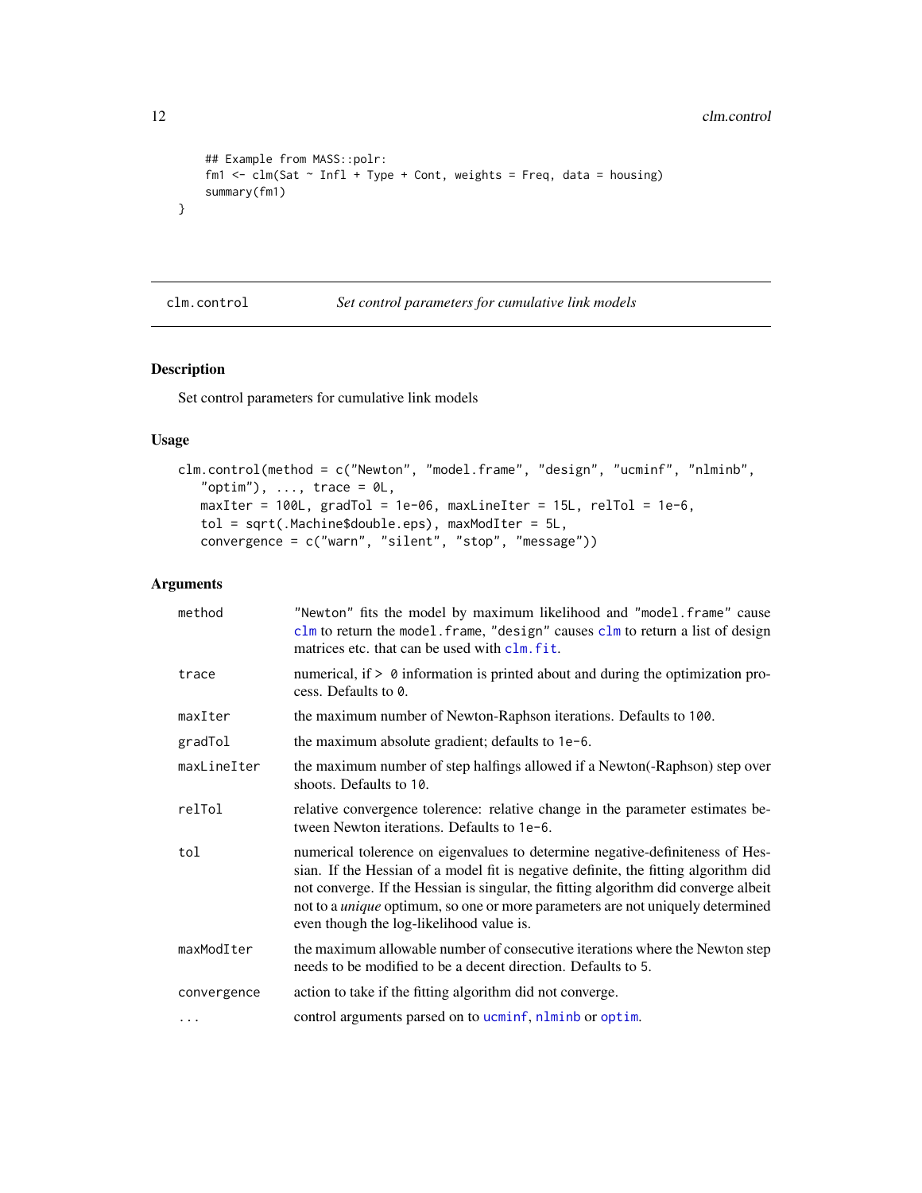```
    ## Example from MASS::polr:
    fm1 <- clm(Sat ~ Infl + Type + Cont, weights = Freq, data = housing)
    summary(fm1)
}
```

---

## clm.control — *Set control parameters for cumulative link models*

### Description

Set control parameters for cumulative link models

### Usage

```
clm.control(method = c("Newton", "model.frame", "design", "ucminf", "nlminb",
   "optim"), ..., trace = 0L,
   maxIter = 100L, gradTol = 1e-06, maxLineIter = 15L, relTol = 1e-6,
   tol = sqrt(.Machine$double.eps), maxModIter = 5L,
   convergence = c("warn", "silent", "stop", "message"))
```

### Arguments

| Argument | Description |
|---|---|
| `method` | "Newton" fits the model by maximum likelihood and "model.frame" cause `clm` to return the `model.frame`, "design" causes `clm` to return a list of design matrices etc. that can be used with `clm.fit`. |
| `trace` | numerical, if > `0` information is printed about and during the optimization process. Defaults to `0`. |
| `maxIter` | the maximum number of Newton-Raphson iterations. Defaults to `100`. |
| `gradTol` | the maximum absolute gradient; defaults to `1e-6`. |
| `maxLineIter` | the maximum number of step halfings allowed if a Newton(-Raphson) step over shoots. Defaults to `10`. |
| `relTol` | relative convergence tolerence: relative change in the parameter estimates between Newton iterations. Defaults to `1e-6`. |
| `tol` | numerical tolerence on eigenvalues to determine negative-definiteness of Hessian. If the Hessian of a model fit is negative definite, the fitting algorithm did not converge. If the Hessian is singular, the fitting algorithm did converge albeit not to a *unique* optimum, so one or more parameters are not uniquely determined even though the log-likelihood value is. |
| `maxModIter` | the maximum allowable number of consecutive iterations where the Newton step needs to be modified to be a decent direction. Defaults to `5`. |
| `convergence` | action to take if the fitting algorithm did not converge. |
| `...` | control arguments parsed on to `ucminf`, `nlminb` or `optim`. |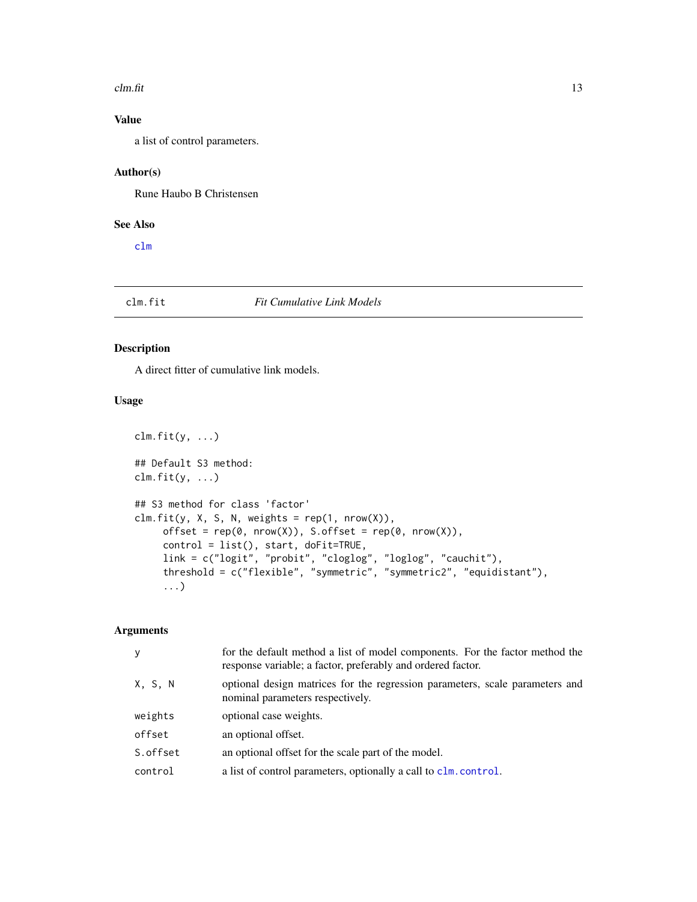### Value

a list of control parameters.

### Author(s)

Rune Haubo B Christensen

### See Also

`clm`

---

## clm.fit — *Fit Cumulative Link Models*

---

### Description

A direct fitter of cumulative link models.

### Usage

```
clm.fit(y, ...)

## Default S3 method:
clm.fit(y, ...)

## S3 method for class 'factor'
clm.fit(y, X, S, N, weights = rep(1, nrow(X)),
     offset = rep(0, nrow(X)), S.offset = rep(0, nrow(X)),
     control = list(), start, doFit=TRUE,
     link = c("logit", "probit", "cloglog", "loglog", "cauchit"),
     threshold = c("flexible", "symmetric", "symmetric2", "equidistant"),
     ...)
```

### Arguments

| | |
|---|---|
| `y` | for the default method a list of model components. For the factor method the response variable; a factor, preferably and ordered factor. |
| `X, S, N` | optional design matrices for the regression parameters, scale parameters and nominal parameters respectively. |
| `weights` | optional case weights. |
| `offset` | an optional offset. |
| `S.offset` | an optional offset for the scale part of the model. |
| `control` | a list of control parameters, optionally a call to `clm.control`. |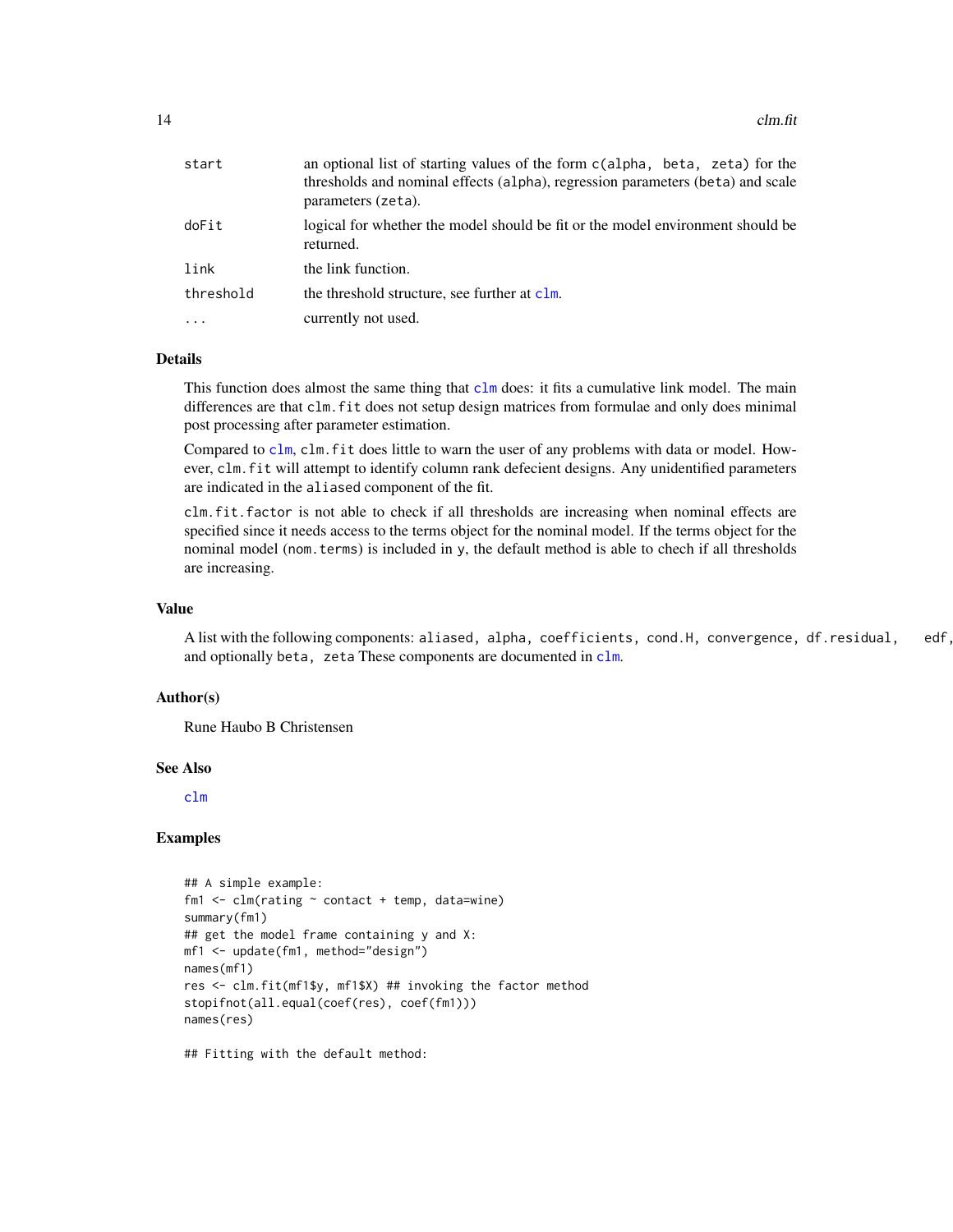| | |
|---|---|
| `start` | an optional list of starting values of the form `c(alpha, beta, zeta)` for the thresholds and nominal effects (`alpha`), regression parameters (`beta`) and scale parameters (`zeta`). |
| `doFit` | logical for whether the model should be fit or the model environment should be returned. |
| `link` | the link function. |
| `threshold` | the threshold structure, see further at `clm`. |
| `...` | currently not used. |

## Details

This function does almost the same thing that `clm` does: it fits a cumulative link model. The main differences are that `clm.fit` does not setup design matrices from formulae and only does minimal post processing after parameter estimation.

Compared to `clm`, `clm.fit` does little to warn the user of any problems with data or model. However, `clm.fit` will attempt to identify column rank defecient designs. Any unidentified parameters are indicated in the `aliased` component of the fit.

`clm.fit.factor` is not able to check if all thresholds are increasing when nominal effects are specified since it needs access to the terms object for the nominal model. If the terms object for the nominal model (`nom.terms`) is included in `y`, the default method is able to chech if all thresholds are increasing.

## Value

A list with the following components: `aliased, alpha, coefficients, cond.H, convergence, df.residual, edf,` and optionally `beta, zeta` These components are documented in `clm`.

## Author(s)

Rune Haubo B Christensen

## See Also

`clm`

## Examples

```
## A simple example:
fm1 <- clm(rating ~ contact + temp, data=wine)
summary(fm1)
## get the model frame containing y and X:
mf1 <- update(fm1, method="design")
names(mf1)
res <- clm.fit(mf1$y, mf1$X) ## invoking the factor method
stopifnot(all.equal(coef(res), coef(fm1)))
names(res)

## Fitting with the default method:
```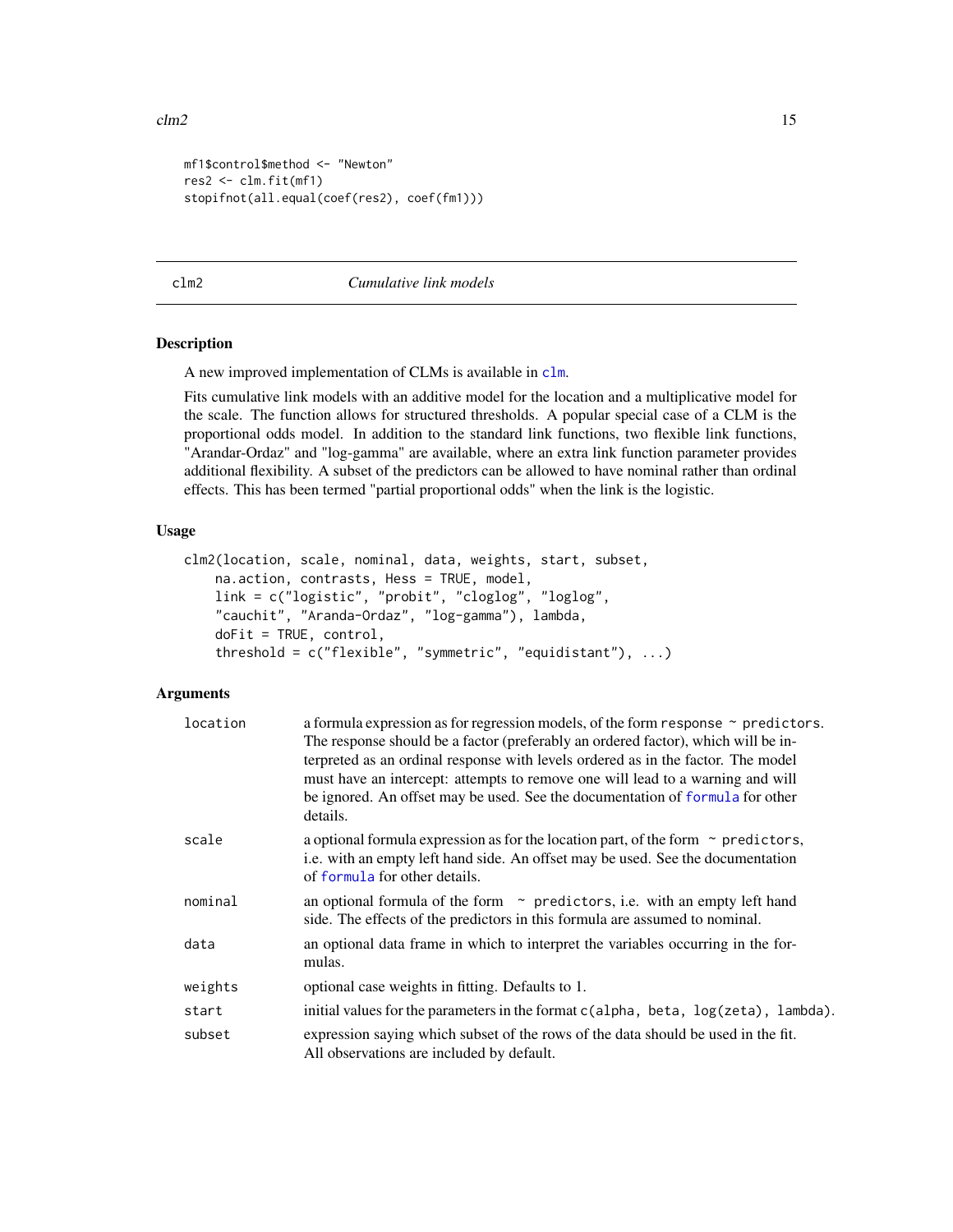```
mf1$control$method <- "Newton"
res2 <- clm.fit(mf1)
stopifnot(all.equal(coef(res2), coef(fm1)))
```

---

clm2 *Cumulative link models*

---

### Description

A new improved implementation of CLMs is available in `clm`.

Fits cumulative link models with an additive model for the location and a multiplicative model for the scale. The function allows for structured thresholds. A popular special case of a CLM is the proportional odds model. In addition to the standard link functions, two flexible link functions, "Arandar-Ordaz" and "log-gamma" are available, where an extra link function parameter provides additional flexibility. A subset of the predictors can be allowed to have nominal rather than ordinal effects. This has been termed "partial proportional odds" when the link is the logistic.

### Usage

```
clm2(location, scale, nominal, data, weights, start, subset,
    na.action, contrasts, Hess = TRUE, model,
    link = c("logistic", "probit", "cloglog", "loglog",
    "cauchit", "Aranda-Ordaz", "log-gamma"), lambda,
    doFit = TRUE, control,
    threshold = c("flexible", "symmetric", "equidistant"), ...)
```

### Arguments

| | |
|---|---|
| `location` | a formula expression as for regression models, of the form `response ~ predictors`. The response should be a factor (preferably an ordered factor), which will be interpreted as an ordinal response with levels ordered as in the factor. The model must have an intercept: attempts to remove one will lead to a warning and will be ignored. An offset may be used. See the documentation of `formula` for other details. |
| `scale` | a optional formula expression as for the location part, of the form `~ predictors`, i.e. with an empty left hand side. An offset may be used. See the documentation of `formula` for other details. |
| `nominal` | an optional formula of the form `~ predictors`, i.e. with an empty left hand side. The effects of the predictors in this formula are assumed to nominal. |
| `data` | an optional data frame in which to interpret the variables occurring in the formulas. |
| `weights` | optional case weights in fitting. Defaults to 1. |
| `start` | initial values for the parameters in the format `c(alpha, beta, log(zeta), lambda)`. |
| `subset` | expression saying which subset of the rows of the data should be used in the fit. All observations are included by default. |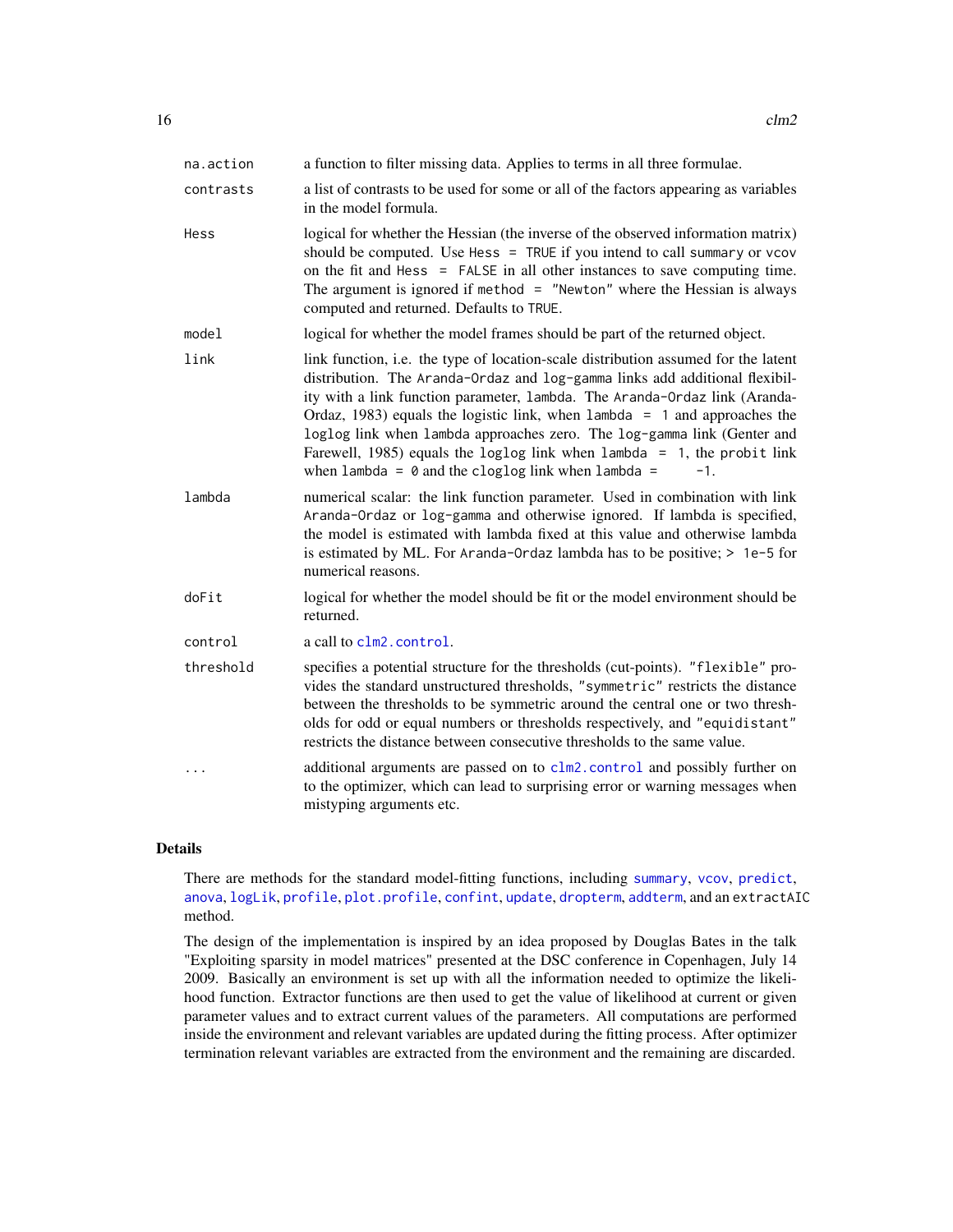| | |
|---|---|
| `na.action` | a function to filter missing data. Applies to terms in all three formulae. |
| `contrasts` | a list of contrasts to be used for some or all of the factors appearing as variables in the model formula. |
| `Hess` | logical for whether the Hessian (the inverse of the observed information matrix) should be computed. Use `Hess = TRUE` if you intend to call `summary` or `vcov` on the fit and `Hess = FALSE` in all other instances to save computing time. The argument is ignored if `method = "Newton"` where the Hessian is always computed and returned. Defaults to `TRUE`. |
| `model` | logical for whether the model frames should be part of the returned object. |
| `link` | link function, i.e. the type of location-scale distribution assumed for the latent distribution. The `Aranda-Ordaz` and `log-gamma` links add additional flexibility with a link function parameter, `lambda`. The `Aranda-Ordaz` link (Aranda-Ordaz, 1983) equals the logistic link, when `lambda = 1` and approaches the `loglog` link when `lambda` approaches zero. The `log-gamma` link (Genter and Farewell, 1985) equals the `loglog` link when `lambda = 1`, the `probit` link when `lambda = 0` and the `cloglog` link when `lambda = -1`. |
| `lambda` | numerical scalar: the link function parameter. Used in combination with link `Aranda-Ordaz` or `log-gamma` and otherwise ignored. If lambda is specified, the model is estimated with lambda fixed at this value and otherwise lambda is estimated by ML. For `Aranda-Ordaz` lambda has to be positive; `> 1e-5` for numerical reasons. |
| `doFit` | logical for whether the model should be fit or the model environment should be returned. |
| `control` | a call to `clm2.control`. |
| `threshold` | specifies a potential structure for the thresholds (cut-points). `"flexible"` provides the standard unstructured thresholds, `"symmetric"` restricts the distance between the thresholds to be symmetric around the central one or two thresholds for odd or equal numbers or thresholds respectively, and `"equidistant"` restricts the distance between consecutive thresholds to the same value. |
| `...` | additional arguments are passed on to `clm2.control` and possibly further on to the optimizer, which can lead to surprising error or warning messages when mistyping arguments etc. |

## Details

There are methods for the standard model-fitting functions, including `summary`, `vcov`, `predict`, `anova`, `logLik`, `profile`, `plot.profile`, `confint`, `update`, `dropterm`, `addterm`, and an `extractAIC` method.

The design of the implementation is inspired by an idea proposed by Douglas Bates in the talk "Exploiting sparsity in model matrices" presented at the DSC conference in Copenhagen, July 14 2009. Basically an environment is set up with all the information needed to optimize the likelihood function. Extractor functions are then used to get the value of likelihood at current or given parameter values and to extract current values of the parameters. All computations are performed inside the environment and relevant variables are updated during the fitting process. After optimizer termination relevant variables are extracted from the environment and the remaining are discarded.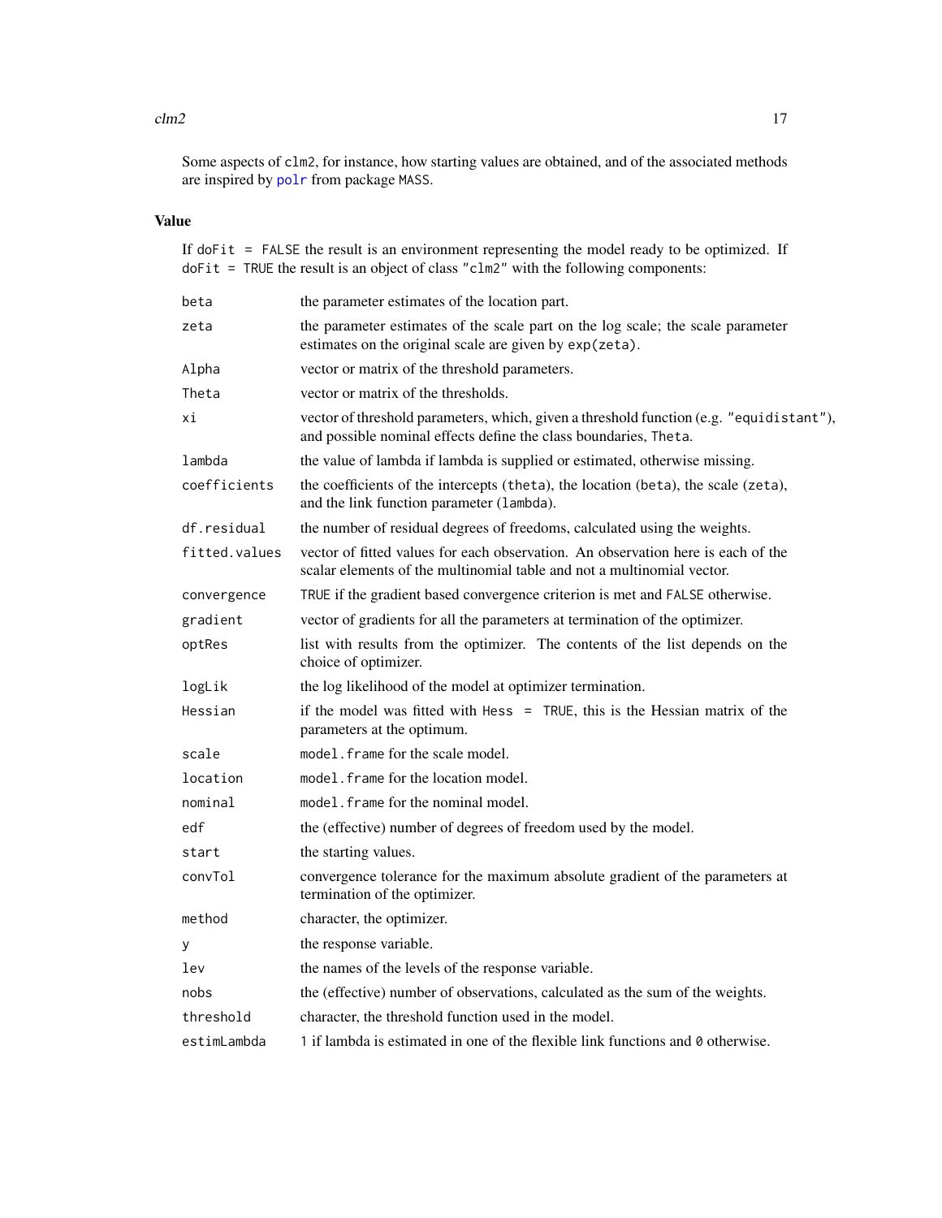Some aspects of clm2, for instance, how starting values are obtained, and of the associated methods are inspired by polr from package MASS.

## Value

If doFit = FALSE the result is an environment representing the model ready to be optimized. If doFit = TRUE the result is an object of class "clm2" with the following components:

| | |
|---|---|
| beta | the parameter estimates of the location part. |
| zeta | the parameter estimates of the scale part on the log scale; the scale parameter estimates on the original scale are given by exp(zeta). |
| Alpha | vector or matrix of the threshold parameters. |
| Theta | vector or matrix of the thresholds. |
| xi | vector of threshold parameters, which, given a threshold function (e.g. "equidistant"), and possible nominal effects define the class boundaries, Theta. |
| lambda | the value of lambda if lambda is supplied or estimated, otherwise missing. |
| coefficients | the coefficients of the intercepts (theta), the location (beta), the scale (zeta), and the link function parameter (lambda). |
| df.residual | the number of residual degrees of freedoms, calculated using the weights. |
| fitted.values | vector of fitted values for each observation. An observation here is each of the scalar elements of the multinomial table and not a multinomial vector. |
| convergence | TRUE if the gradient based convergence criterion is met and FALSE otherwise. |
| gradient | vector of gradients for all the parameters at termination of the optimizer. |
| optRes | list with results from the optimizer. The contents of the list depends on the choice of optimizer. |
| logLik | the log likelihood of the model at optimizer termination. |
| Hessian | if the model was fitted with Hess = TRUE, this is the Hessian matrix of the parameters at the optimum. |
| scale | model.frame for the scale model. |
| location | model.frame for the location model. |
| nominal | model.frame for the nominal model. |
| edf | the (effective) number of degrees of freedom used by the model. |
| start | the starting values. |
| convTol | convergence tolerance for the maximum absolute gradient of the parameters at termination of the optimizer. |
| method | character, the optimizer. |
| y | the response variable. |
| lev | the names of the levels of the response variable. |
| nobs | the (effective) number of observations, calculated as the sum of the weights. |
| threshold | character, the threshold function used in the model. |
| estimLambda | 1 if lambda is estimated in one of the flexible link functions and 0 otherwise. |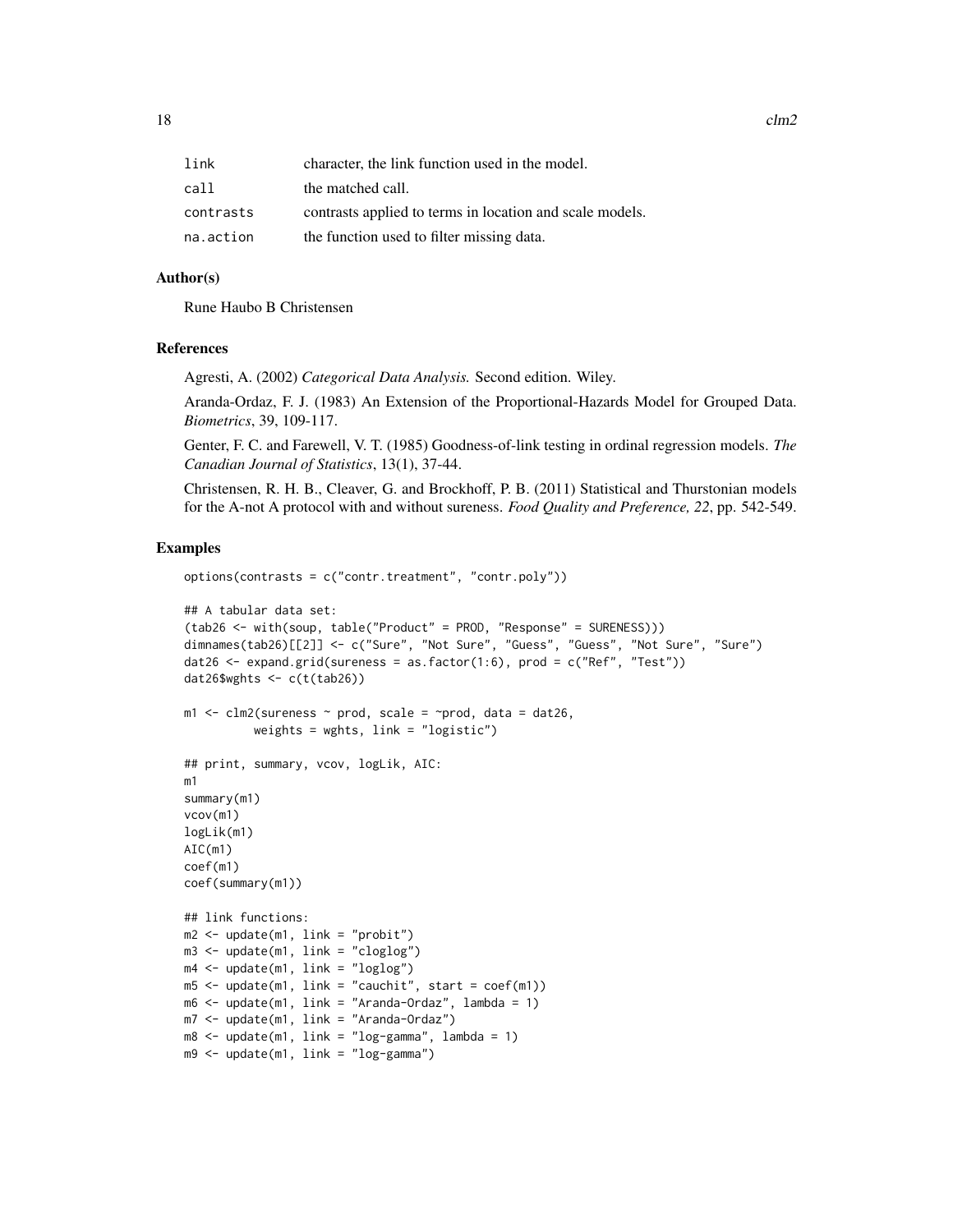| | |
|---|---|
| link | character, the link function used in the model. |
| call | the matched call. |
| contrasts | contrasts applied to terms in location and scale models. |
| na.action | the function used to filter missing data. |

## Author(s)

Rune Haubo B Christensen

## References

Agresti, A. (2002) *Categorical Data Analysis.* Second edition. Wiley.

Aranda-Ordaz, F. J. (1983) An Extension of the Proportional-Hazards Model for Grouped Data. *Biometrics*, 39, 109-117.

Genter, F. C. and Farewell, V. T. (1985) Goodness-of-link testing in ordinal regression models. *The Canadian Journal of Statistics*, 13(1), 37-44.

Christensen, R. H. B., Cleaver, G. and Brockhoff, P. B. (2011) Statistical and Thurstonian models for the A-not A protocol with and without sureness. *Food Quality and Preference, 22*, pp. 542-549.

## Examples

```
options(contrasts = c("contr.treatment", "contr.poly"))

## A tabular data set:
(tab26 <- with(soup, table("Product" = PROD, "Response" = SURENESS)))
dimnames(tab26)[[2]] <- c("Sure", "Not Sure", "Guess", "Guess", "Not Sure", "Sure")
dat26 <- expand.grid(sureness = as.factor(1:6), prod = c("Ref", "Test"))
dat26$wghts <- c(t(tab26))

m1 <- clm2(sureness ~ prod, scale = ~prod, data = dat26,
          weights = wghts, link = "logistic")

## print, summary, vcov, logLik, AIC:
m1
summary(m1)
vcov(m1)
logLik(m1)
AIC(m1)
coef(m1)
coef(summary(m1))

## link functions:
m2 <- update(m1, link = "probit")
m3 <- update(m1, link = "cloglog")
m4 <- update(m1, link = "loglog")
m5 <- update(m1, link = "cauchit", start = coef(m1))
m6 <- update(m1, link = "Aranda-Ordaz", lambda = 1)
m7 <- update(m1, link = "Aranda-Ordaz")
m8 <- update(m1, link = "log-gamma", lambda = 1)
m9 <- update(m1, link = "log-gamma")
```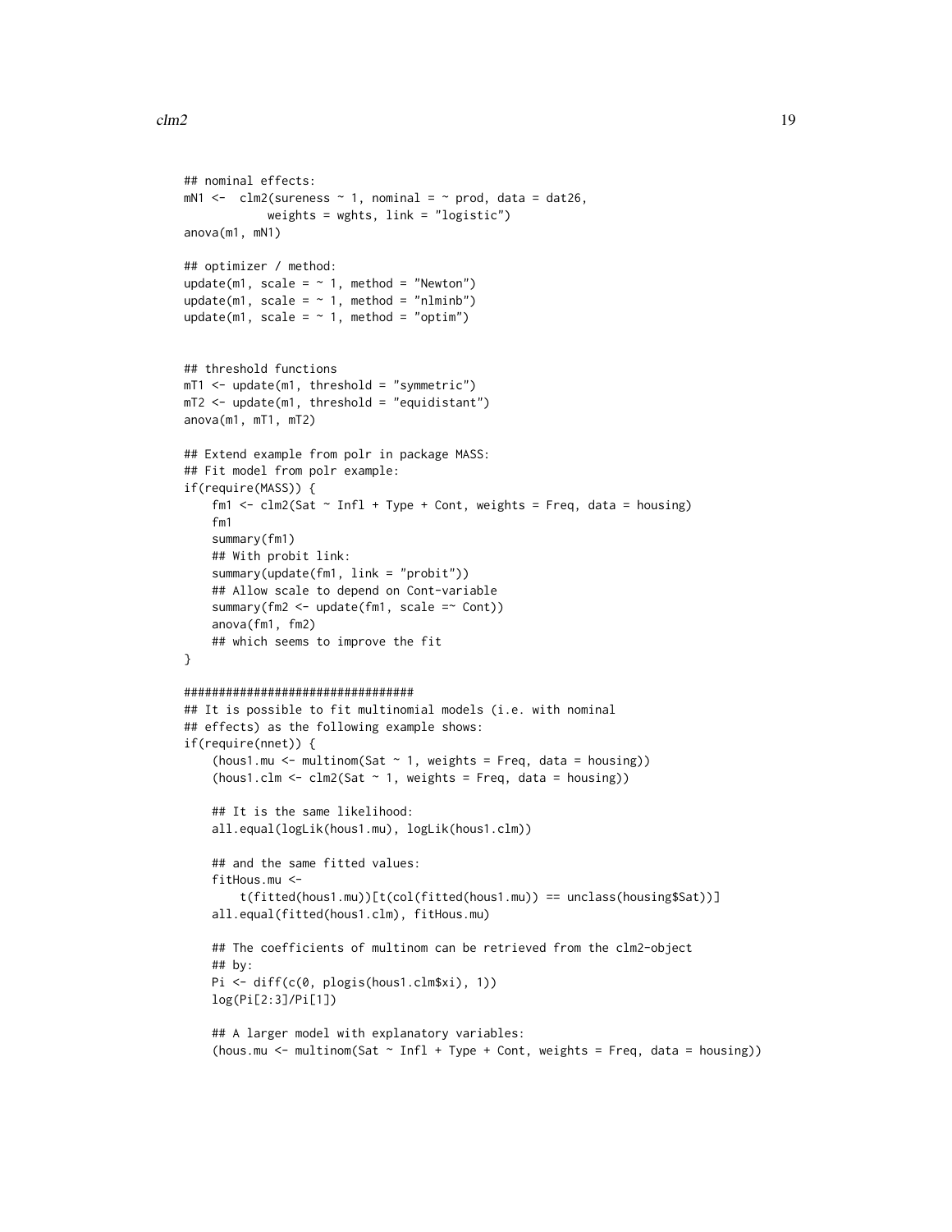```
## nominal effects:
mN1 <-  clm2(sureness ~ 1, nominal = ~ prod, data = dat26,
            weights = wghts, link = "logistic")
anova(m1, mN1)

## optimizer / method:
update(m1, scale = ~ 1, method = "Newton")
update(m1, scale = ~ 1, method = "nlminb")
update(m1, scale = ~ 1, method = "optim")


## threshold functions
mT1 <- update(m1, threshold = "symmetric")
mT2 <- update(m1, threshold = "equidistant")
anova(m1, mT1, mT2)

## Extend example from polr in package MASS:
## Fit model from polr example:
if(require(MASS)) {
    fm1 <- clm2(Sat ~ Infl + Type + Cont, weights = Freq, data = housing)
    fm1
    summary(fm1)
    ## With probit link:
    summary(update(fm1, link = "probit"))
    ## Allow scale to depend on Cont-variable
    summary(fm2 <- update(fm1, scale =~ Cont))
    anova(fm1, fm2)
    ## which seems to improve the fit
}

#################################
## It is possible to fit multinomial models (i.e. with nominal
## effects) as the following example shows:
if(require(nnet)) {
    (hous1.mu <- multinom(Sat ~ 1, weights = Freq, data = housing))
    (hous1.clm <- clm2(Sat ~ 1, weights = Freq, data = housing))

    ## It is the same likelihood:
    all.equal(logLik(hous1.mu), logLik(hous1.clm))

    ## and the same fitted values:
    fitHous.mu <-
        t(fitted(hous1.mu))[t(col(fitted(hous1.mu)) == unclass(housing$Sat))]
    all.equal(fitted(hous1.clm), fitHous.mu)

    ## The coefficients of multinom can be retrieved from the clm2-object
    ## by:
    Pi <- diff(c(0, plogis(hous1.clm$xi), 1))
    log(Pi[2:3]/Pi[1])

    ## A larger model with explanatory variables:
    (hous.mu <- multinom(Sat ~ Infl + Type + Cont, weights = Freq, data = housing))
```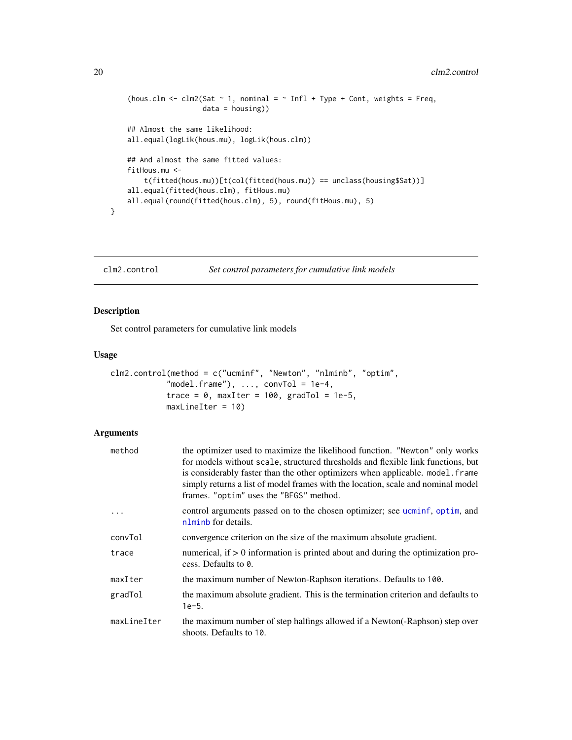```
    (hous.clm <- clm2(Sat ~ 1, nominal = ~ Infl + Type + Cont, weights = Freq,
                      data = housing))

    ## Almost the same likelihood:
    all.equal(logLik(hous.mu), logLik(hous.clm))

    ## And almost the same fitted values:
    fitHous.mu <-
        t(fitted(hous.mu))[t(col(fitted(hous.mu)) == unclass(housing$Sat))]
    all.equal(fitted(hous.clm), fitHous.mu)
    all.equal(round(fitted(hous.clm), 5), round(fitHous.mu), 5)
}
```

## clm2.control *Set control parameters for cumulative link models*

### Description

Set control parameters for cumulative link models

### Usage

```
clm2.control(method = c("ucminf", "Newton", "nlminb", "optim",
             "model.frame"), ..., convTol = 1e-4,
             trace = 0, maxIter = 100, gradTol = 1e-5,
             maxLineIter = 10)
```

### Arguments

| | |
|---|---|
| `method` | the optimizer used to maximize the likelihood function. "Newton" only works for models without `scale`, structured thresholds and flexible link functions, but is considerably faster than the other optimizers when applicable. `model.frame` simply returns a list of model frames with the location, scale and nominal model frames. "optim" uses the "BFGS" method. |
| `...` | control arguments passed on to the chosen optimizer; see `ucminf`, `optim`, and `nlminb` for details. |
| `convTol` | convergence criterion on the size of the maximum absolute gradient. |
| `trace` | numerical, if > 0 information is printed about and during the optimization process. Defaults to `0`. |
| `maxIter` | the maximum number of Newton-Raphson iterations. Defaults to `100`. |
| `gradTol` | the maximum absolute gradient. This is the termination criterion and defaults to `1e-5`. |
| `maxLineIter` | the maximum number of step halfings allowed if a Newton(-Raphson) step over shoots. Defaults to `10`. |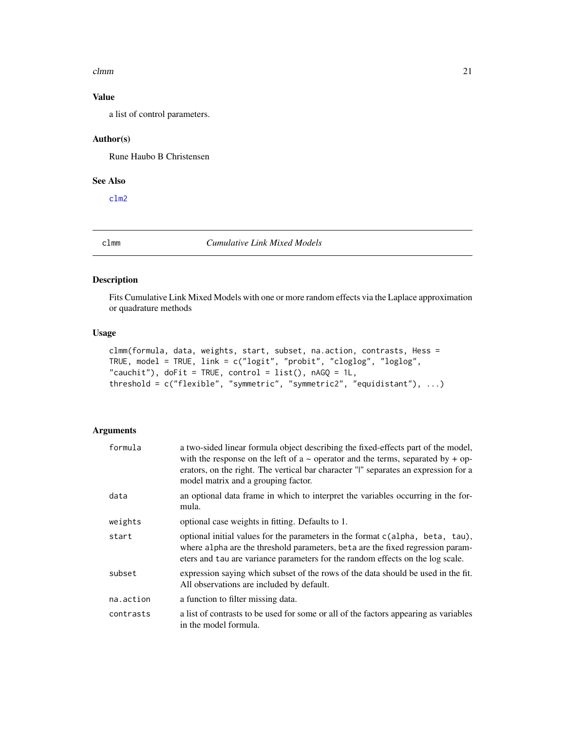## Value

a list of control parameters.

## Author(s)

Rune Haubo B Christensen

## See Also

clm2

---

# clmm — *Cumulative Link Mixed Models*

---

## Description

Fits Cumulative Link Mixed Models with one or more random effects via the Laplace approximation or quadrature methods

## Usage

```
clmm(formula, data, weights, start, subset, na.action, contrasts, Hess =
TRUE, model = TRUE, link = c("logit", "probit", "cloglog", "loglog",
"cauchit"), doFit = TRUE, control = list(), nAGQ = 1L,
threshold = c("flexible", "symmetric", "symmetric2", "equidistant"), ...)
```

## Arguments

| | |
|---|---|
| `formula` | a two-sided linear formula object describing the fixed-effects part of the model, with the response on the left of a ~ operator and the terms, separated by + operators, on the right. The vertical bar character "\|" separates an expression for a model matrix and a grouping factor. |
| `data` | an optional data frame in which to interpret the variables occurring in the formula. |
| `weights` | optional case weights in fitting. Defaults to 1. |
| `start` | optional initial values for the parameters in the format `c(alpha, beta, tau)`, where `alpha` are the threshold parameters, `beta` are the fixed regression parameters and `tau` are variance parameters for the random effects on the log scale. |
| `subset` | expression saying which subset of the rows of the data should be used in the fit. All observations are included by default. |
| `na.action` | a function to filter missing data. |
| `contrasts` | a list of contrasts to be used for some or all of the factors appearing as variables in the model formula. |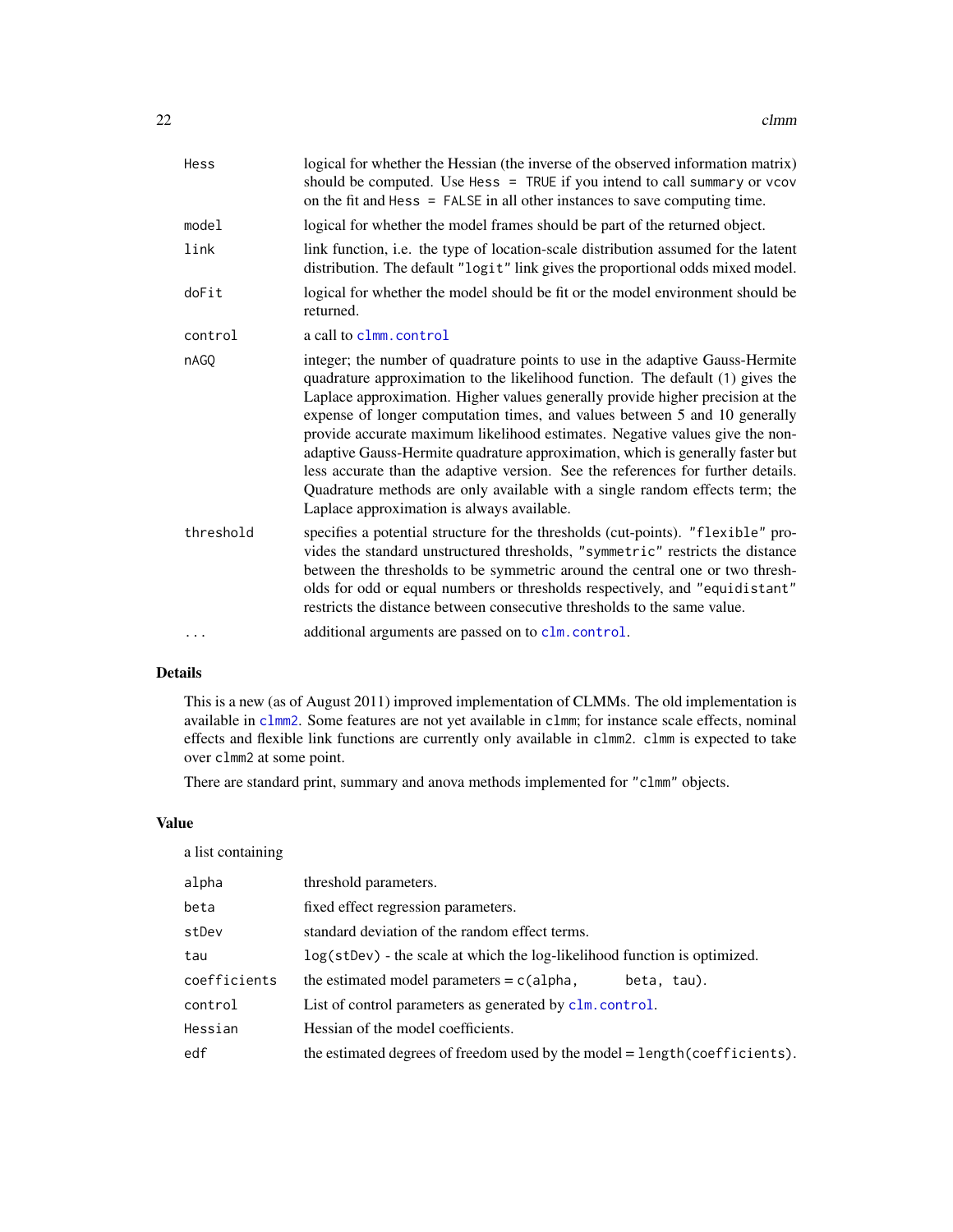| | |
|---|---|
| `Hess` | logical for whether the Hessian (the inverse of the observed information matrix) should be computed. Use `Hess = TRUE` if you intend to call `summary` or `vcov` on the fit and `Hess = FALSE` in all other instances to save computing time. |
| `model` | logical for whether the model frames should be part of the returned object. |
| `link` | link function, i.e. the type of location-scale distribution assumed for the latent distribution. The default `"logit"` link gives the proportional odds mixed model. |
| `doFit` | logical for whether the model should be fit or the model environment should be returned. |
| `control` | a call to `clmm.control` |
| `nAGQ` | integer; the number of quadrature points to use in the adaptive Gauss-Hermite quadrature approximation to the likelihood function. The default (`1`) gives the Laplace approximation. Higher values generally provide higher precision at the expense of longer computation times, and values between 5 and 10 generally provide accurate maximum likelihood estimates. Negative values give the non-adaptive Gauss-Hermite quadrature approximation, which is generally faster but less accurate than the adaptive version. See the references for further details. Quadrature methods are only available with a single random effects term; the Laplace approximation is always available. |
| `threshold` | specifies a potential structure for the thresholds (cut-points). `"flexible"` provides the standard unstructured thresholds, `"symmetric"` restricts the distance between the thresholds to be symmetric around the central one or two thresholds for odd or equal numbers or thresholds respectively, and `"equidistant"` restricts the distance between consecutive thresholds to the same value. |
| `...` | additional arguments are passed on to `clm.control`. |

## Details

This is a new (as of August 2011) improved implementation of CLMMs. The old implementation is available in `clmm2`. Some features are not yet available in `clmm`; for instance scale effects, nominal effects and flexible link functions are currently only available in `clmm2`. `clmm` is expected to take over `clmm2` at some point.

There are standard print, summary and anova methods implemented for `"clmm"` objects.

## Value

a list containing

| | |
|---|---|
| `alpha` | threshold parameters. |
| `beta` | fixed effect regression parameters. |
| `stDev` | standard deviation of the random effect terms. |
| `tau` | `log(stDev)` - the scale at which the log-likelihood function is optimized. |
| `coefficients` | the estimated model parameters = `c(alpha, beta, tau)`. |
| `control` | List of control parameters as generated by `clm.control`. |
| `Hessian` | Hessian of the model coefficients. |
| `edf` | the estimated degrees of freedom used by the model = `length(coefficients)`. |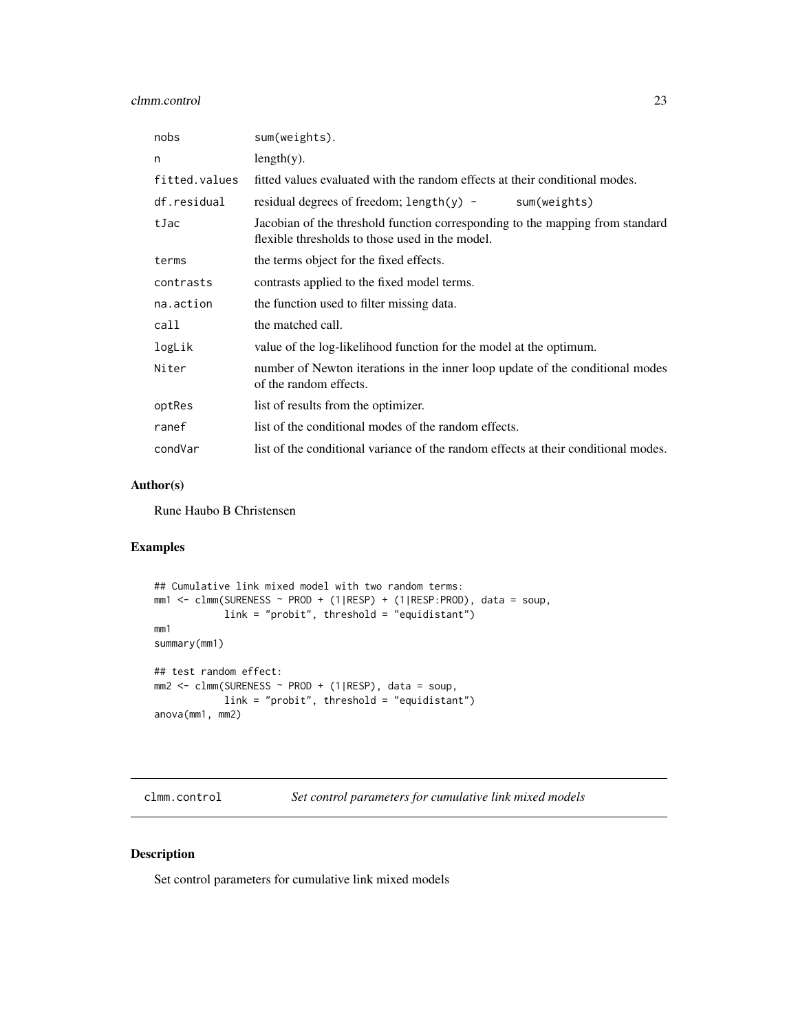| | |
|---|---|
| nobs | sum(weights). |
| n | length(y). |
| fitted.values | fitted values evaluated with the random effects at their conditional modes. |
| df.residual | residual degrees of freedom; length(y) - sum(weights) |
| tJac | Jacobian of the threshold function corresponding to the mapping from standard flexible thresholds to those used in the model. |
| terms | the terms object for the fixed effects. |
| contrasts | contrasts applied to the fixed model terms. |
| na.action | the function used to filter missing data. |
| call | the matched call. |
| logLik | value of the log-likelihood function for the model at the optimum. |
| Niter | number of Newton iterations in the inner loop update of the conditional modes of the random effects. |
| optRes | list of results from the optimizer. |
| ranef | list of the conditional modes of the random effects. |
| condVar | list of the conditional variance of the random effects at their conditional modes. |

## Author(s)

Rune Haubo B Christensen

## Examples

```
## Cumulative link mixed model with two random terms:
mm1 <- clmm(SURENESS ~ PROD + (1|RESP) + (1|RESP:PROD), data = soup,
            link = "probit", threshold = "equidistant")
mm1
summary(mm1)

## test random effect:
mm2 <- clmm(SURENESS ~ PROD + (1|RESP), data = soup,
            link = "probit", threshold = "equidistant")
anova(mm1, mm2)
```

---

# clmm.control    *Set control parameters for cumulative link mixed models*

---

## Description

Set control parameters for cumulative link mixed models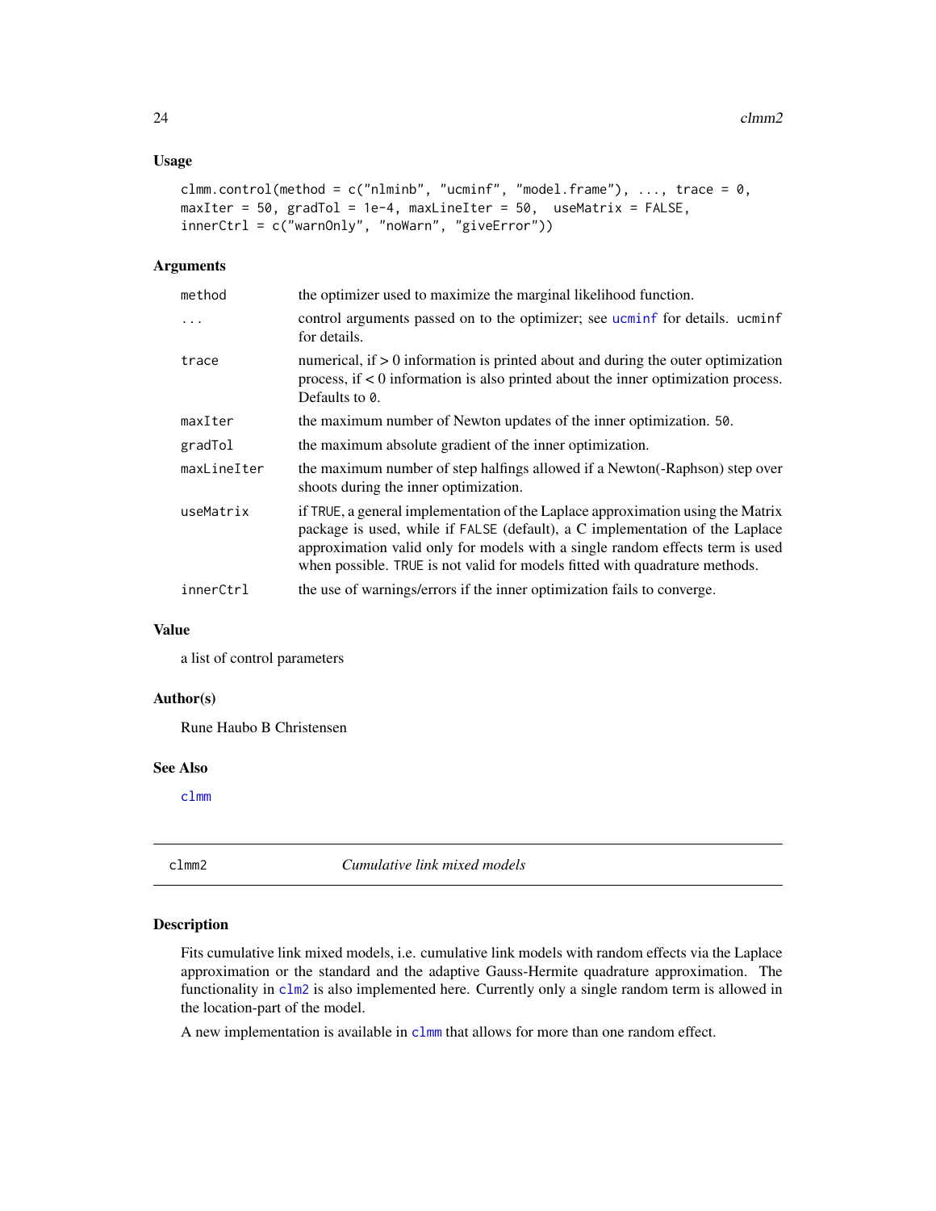### Usage

```
clmm.control(method = c("nlminb", "ucminf", "model.frame"), ..., trace = 0,
maxIter = 50, gradTol = 1e-4, maxLineIter = 50,  useMatrix = FALSE,
innerCtrl = c("warnOnly", "noWarn", "giveError"))
```

### Arguments

| | |
|---|---|
| `method` | the optimizer used to maximize the marginal likelihood function. |
| `...` | control arguments passed on to the optimizer; see `ucminf` for details. `ucminf` for details. |
| `trace` | numerical, if > 0 information is printed about and during the outer optimization process, if < 0 information is also printed about the inner optimization process. Defaults to `0`. |
| `maxIter` | the maximum number of Newton updates of the inner optimization. `50`. |
| `gradTol` | the maximum absolute gradient of the inner optimization. |
| `maxLineIter` | the maximum number of step halfings allowed if a Newton(-Raphson) step over shoots during the inner optimization. |
| `useMatrix` | if `TRUE`, a general implementation of the Laplace approximation using the Matrix package is used, while if `FALSE` (default), a C implementation of the Laplace approximation valid only for models with a single random effects term is used when possible. `TRUE` is not valid for models fitted with quadrature methods. |
| `innerCtrl` | the use of warnings/errors if the inner optimization fails to converge. |

### Value

a list of control parameters

### Author(s)

Rune Haubo B Christensen

### See Also

`clmm`

---

## clmm2 — *Cumulative link mixed models*

### Description

Fits cumulative link mixed models, i.e. cumulative link models with random effects via the Laplace approximation or the standard and the adaptive Gauss-Hermite quadrature approximation. The functionality in `clm2` is also implemented here. Currently only a single random term is allowed in the location-part of the model.

A new implementation is available in `clmm` that allows for more than one random effect.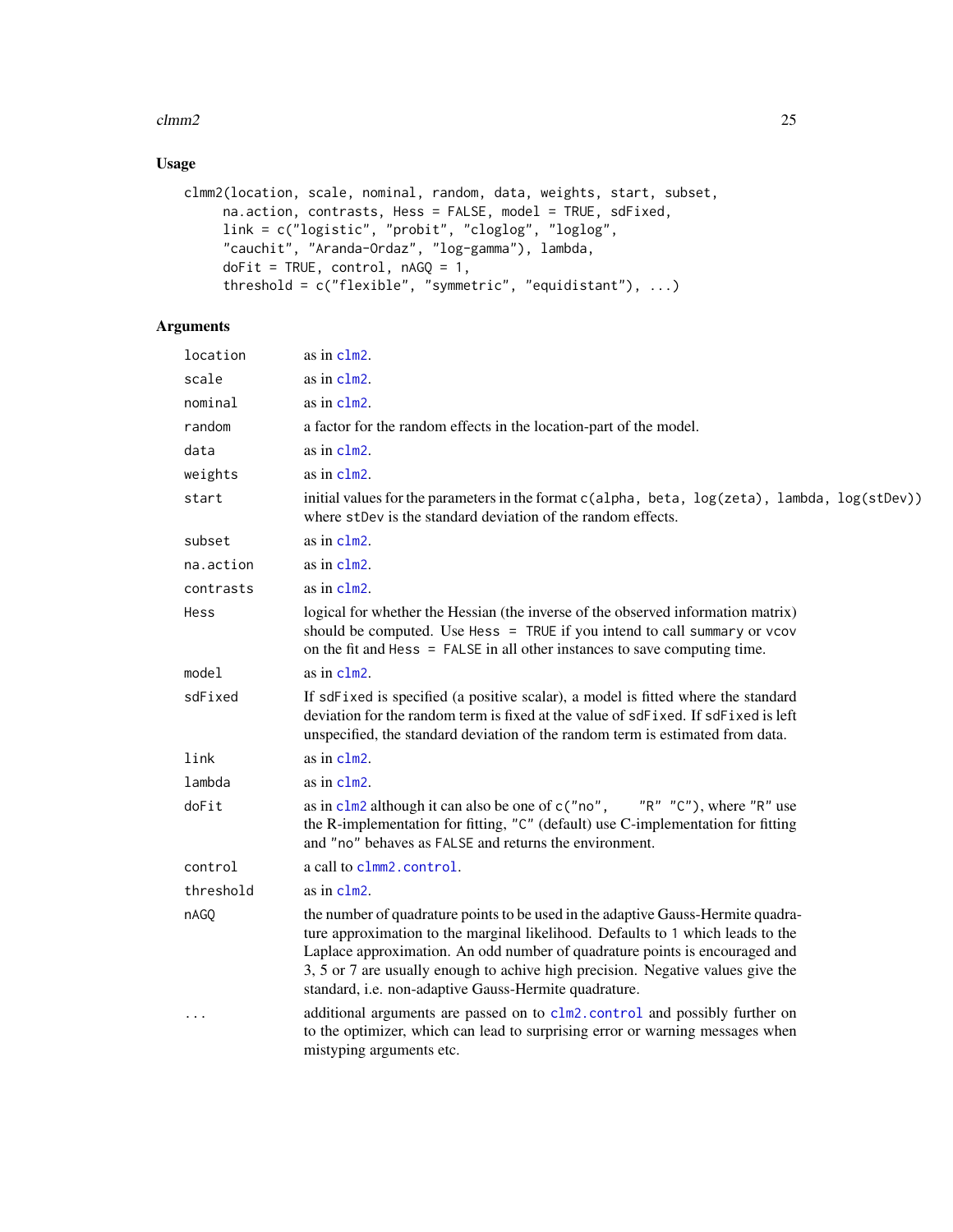## Usage

```
clmm2(location, scale, nominal, random, data, weights, start, subset,
      na.action, contrasts, Hess = FALSE, model = TRUE, sdFixed,
      link = c("logistic", "probit", "cloglog", "loglog",
      "cauchit", "Aranda-Ordaz", "log-gamma"), lambda,
      doFit = TRUE, control, nAGQ = 1,
      threshold = c("flexible", "symmetric", "equidistant"), ...)
```

## Arguments

| Argument | Description |
|---|---|
| `location` | as in `clm2`. |
| `scale` | as in `clm2`. |
| `nominal` | as in `clm2`. |
| `random` | a factor for the random effects in the location-part of the model. |
| `data` | as in `clm2`. |
| `weights` | as in `clm2`. |
| `start` | initial values for the parameters in the format `c(alpha, beta, log(zeta), lambda, log(stDev))` where `stDev` is the standard deviation of the random effects. |
| `subset` | as in `clm2`. |
| `na.action` | as in `clm2`. |
| `contrasts` | as in `clm2`. |
| `Hess` | logical for whether the Hessian (the inverse of the observed information matrix) should be computed. Use `Hess = TRUE` if you intend to call `summary` or `vcov` on the fit and `Hess = FALSE` in all other instances to save computing time. |
| `model` | as in `clm2`. |
| `sdFixed` | If `sdFixed` is specified (a positive scalar), a model is fitted where the standard deviation for the random term is fixed at the value of `sdFixed`. If `sdFixed` is left unspecified, the standard deviation of the random term is estimated from data. |
| `link` | as in `clm2`. |
| `lambda` | as in `clm2`. |
| `doFit` | as in `clm2` although it can also be one of `c("no", "R" "C")`, where `"R"` use the R-implementation for fitting, `"C"` (default) use C-implementation for fitting and `"no"` behaves as `FALSE` and returns the environment. |
| `control` | a call to `clmm2.control`. |
| `threshold` | as in `clm2`. |
| `nAGQ` | the number of quadrature points to be used in the adaptive Gauss-Hermite quadrature approximation to the marginal likelihood. Defaults to `1` which leads to the Laplace approximation. An odd number of quadrature points is encouraged and 3, 5 or 7 are usually enough to achive high precision. Negative values give the standard, i.e. non-adaptive Gauss-Hermite quadrature. |
| `...` | additional arguments are passed on to `clm2.control` and possibly further on to the optimizer, which can lead to surprising error or warning messages when mistyping arguments etc. |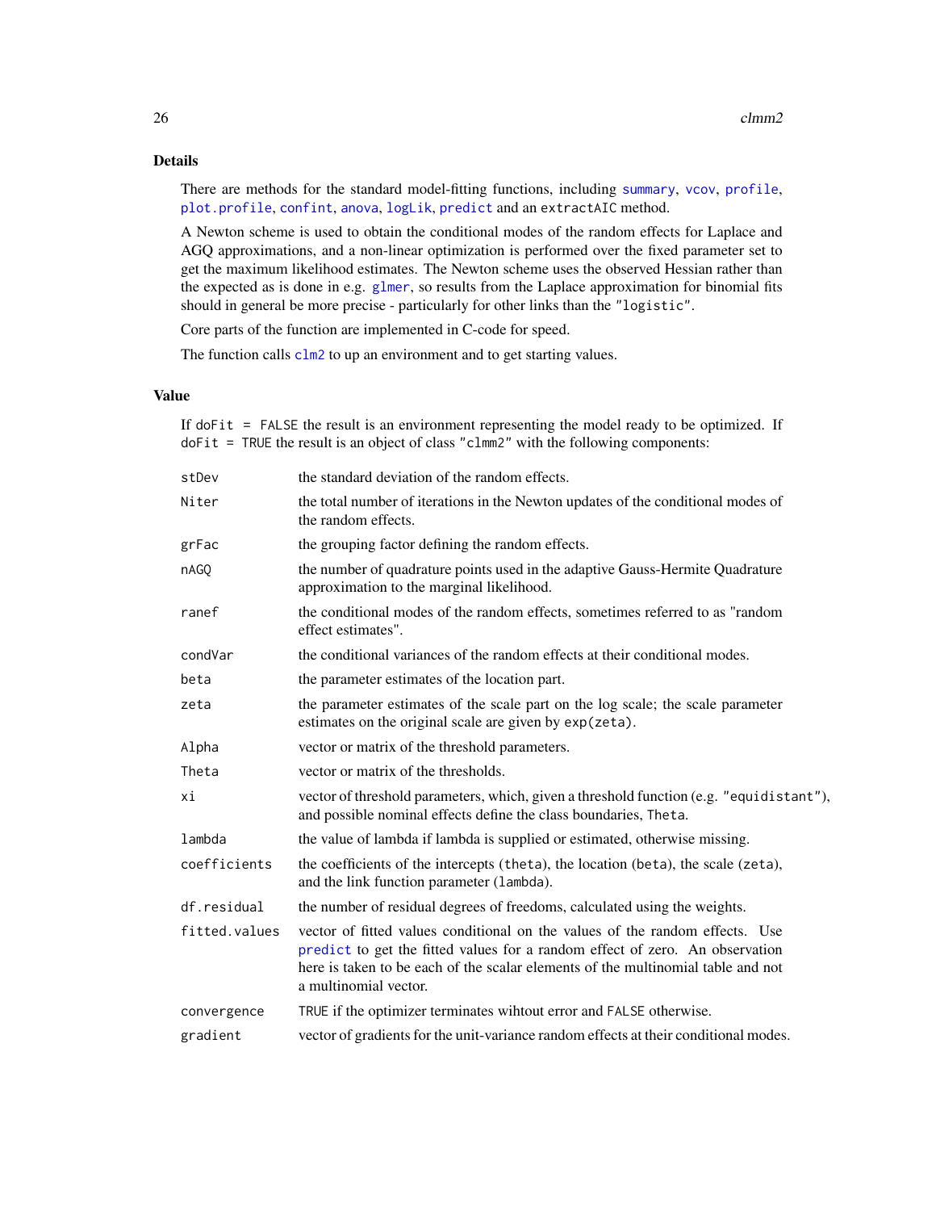## Details

There are methods for the standard model-fitting functions, including `summary`, `vcov`, `profile`, `plot.profile`, `confint`, `anova`, `logLik`, `predict` and an `extractAIC` method.

A Newton scheme is used to obtain the conditional modes of the random effects for Laplace and AGQ approximations, and a non-linear optimization is performed over the fixed parameter set to get the maximum likelihood estimates. The Newton scheme uses the observed Hessian rather than the expected as is done in e.g. `glmer`, so results from the Laplace approximation for binomial fits should in general be more precise - particularly for other links than the `"logistic"`.

Core parts of the function are implemented in C-code for speed.

The function calls `clm2` to up an environment and to get starting values.

## Value

If `doFit = FALSE` the result is an environment representing the model ready to be optimized. If `doFit = TRUE` the result is an object of class `"clmm2"` with the following components:

| | |
|---|---|
| `stDev` | the standard deviation of the random effects. |
| `Niter` | the total number of iterations in the Newton updates of the conditional modes of the random effects. |
| `grFac` | the grouping factor defining the random effects. |
| `nAGQ` | the number of quadrature points used in the adaptive Gauss-Hermite Quadrature approximation to the marginal likelihood. |
| `ranef` | the conditional modes of the random effects, sometimes referred to as "random effect estimates". |
| `condVar` | the conditional variances of the random effects at their conditional modes. |
| `beta` | the parameter estimates of the location part. |
| `zeta` | the parameter estimates of the scale part on the log scale; the scale parameter estimates on the original scale are given by `exp(zeta)`. |
| `Alpha` | vector or matrix of the threshold parameters. |
| `Theta` | vector or matrix of the thresholds. |
| `xi` | vector of threshold parameters, which, given a threshold function (e.g. `"equidistant"`), and possible nominal effects define the class boundaries, `Theta`. |
| `lambda` | the value of lambda if lambda is supplied or estimated, otherwise missing. |
| `coefficients` | the coefficients of the intercepts (`theta`), the location (`beta`), the scale (`zeta`), and the link function parameter (`lambda`). |
| `df.residual` | the number of residual degrees of freedoms, calculated using the weights. |
| `fitted.values` | vector of fitted values conditional on the values of the random effects. Use `predict` to get the fitted values for a random effect of zero. An observation here is taken to be each of the scalar elements of the multinomial table and not a multinomial vector. |
| `convergence` | `TRUE` if the optimizer terminates wihtout error and `FALSE` otherwise. |
| `gradient` | vector of gradients for the unit-variance random effects at their conditional modes. |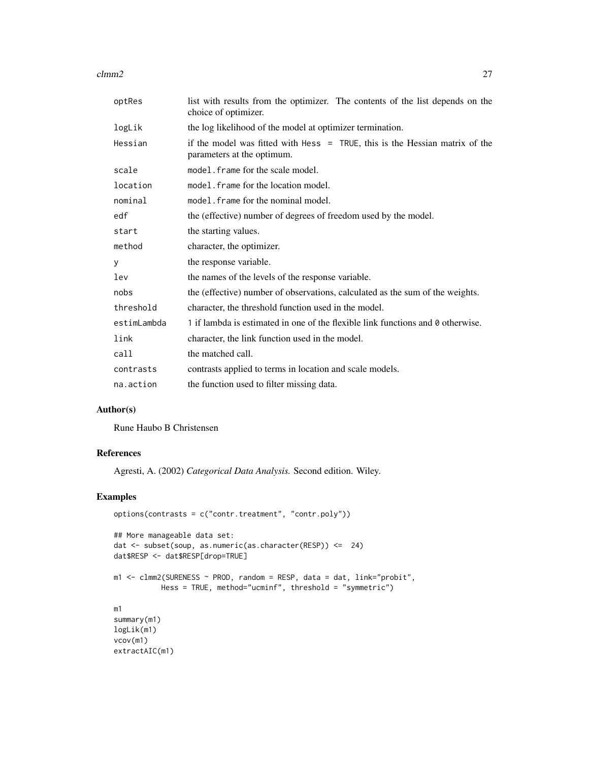| | |
|---|---|
| optRes | list with results from the optimizer. The contents of the list depends on the choice of optimizer. |
| logLik | the log likelihood of the model at optimizer termination. |
| Hessian | if the model was fitted with Hess = TRUE, this is the Hessian matrix of the parameters at the optimum. |
| scale | model.frame for the scale model. |
| location | model.frame for the location model. |
| nominal | model.frame for the nominal model. |
| edf | the (effective) number of degrees of freedom used by the model. |
| start | the starting values. |
| method | character, the optimizer. |
| y | the response variable. |
| lev | the names of the levels of the response variable. |
| nobs | the (effective) number of observations, calculated as the sum of the weights. |
| threshold | character, the threshold function used in the model. |
| estimLambda | 1 if lambda is estimated in one of the flexible link functions and 0 otherwise. |
| link | character, the link function used in the model. |
| call | the matched call. |
| contrasts | contrasts applied to terms in location and scale models. |
| na.action | the function used to filter missing data. |

## Author(s)

Rune Haubo B Christensen

## References

Agresti, A. (2002) *Categorical Data Analysis.* Second edition. Wiley.

## Examples

```
options(contrasts = c("contr.treatment", "contr.poly"))

## More manageable data set:
dat <- subset(soup, as.numeric(as.character(RESP)) <=  24)
dat$RESP <- dat$RESP[drop=TRUE]

m1 <- clmm2(SURENESS ~ PROD, random = RESP, data = dat, link="probit",
           Hess = TRUE, method="ucminf", threshold = "symmetric")

m1
summary(m1)
logLik(m1)
vcov(m1)
extractAIC(m1)
```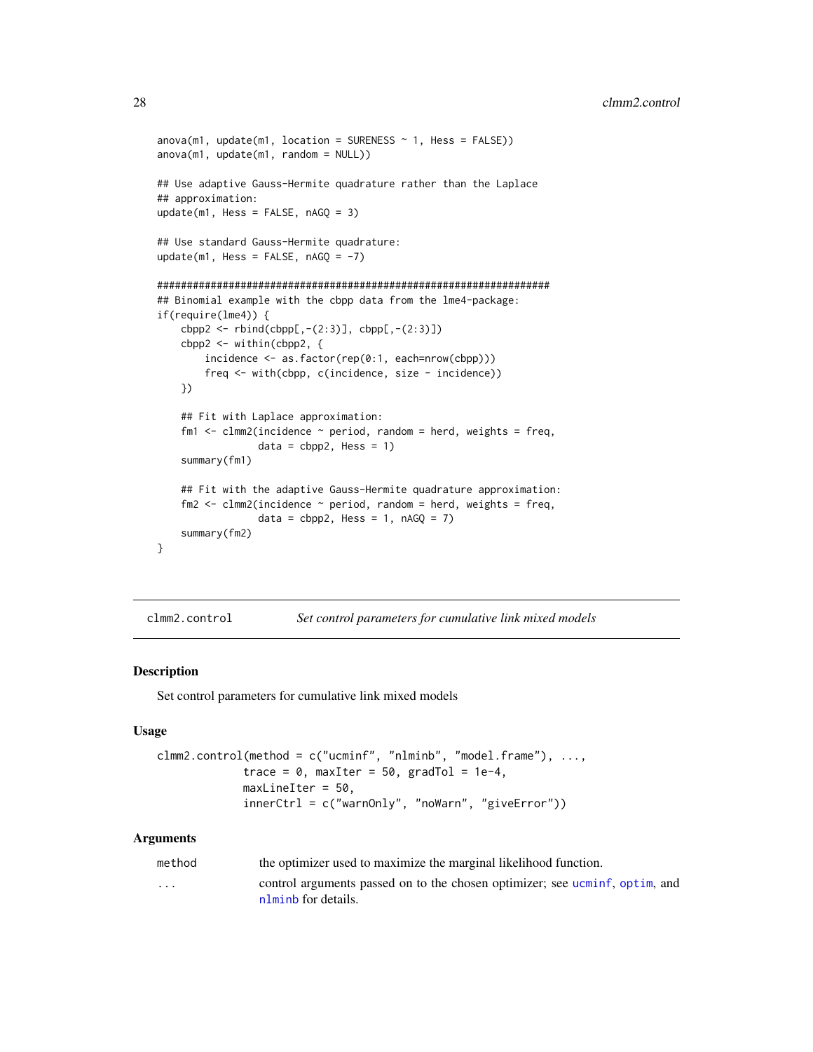```
anova(m1, update(m1, location = SURENESS ~ 1, Hess = FALSE))
anova(m1, update(m1, random = NULL))

## Use adaptive Gauss-Hermite quadrature rather than the Laplace
## approximation:
update(m1, Hess = FALSE, nAGQ = 3)

## Use standard Gauss-Hermite quadrature:
update(m1, Hess = FALSE, nAGQ = -7)

##################################################################
## Binomial example with the cbpp data from the lme4-package:
if(require(lme4)) {
    cbpp2 <- rbind(cbpp[,-(2:3)], cbpp[,-(2:3)])
    cbpp2 <- within(cbpp2, {
        incidence <- as.factor(rep(0:1, each=nrow(cbpp)))
        freq <- with(cbpp, c(incidence, size - incidence))
    })

    ## Fit with Laplace approximation:
    fm1 <- clmm2(incidence ~ period, random = herd, weights = freq,
                 data = cbpp2, Hess = 1)
    summary(fm1)

    ## Fit with the adaptive Gauss-Hermite quadrature approximation:
    fm2 <- clmm2(incidence ~ period, random = herd, weights = freq,
                 data = cbpp2, Hess = 1, nAGQ = 7)
    summary(fm2)
}
```

---

## clmm2.control — *Set control parameters for cumulative link mixed models*

### Description

Set control parameters for cumulative link mixed models

### Usage

```
clmm2.control(method = c("ucminf", "nlminb", "model.frame"), ...,
              trace = 0, maxIter = 50, gradTol = 1e-4,
              maxLineIter = 50,
              innerCtrl = c("warnOnly", "noWarn", "giveError"))
```

### Arguments

| | |
|---|---|
| `method` | the optimizer used to maximize the marginal likelihood function. |
| `...` | control arguments passed on to the chosen optimizer; see `ucminf`, `optim`, and `nlminb` for details. |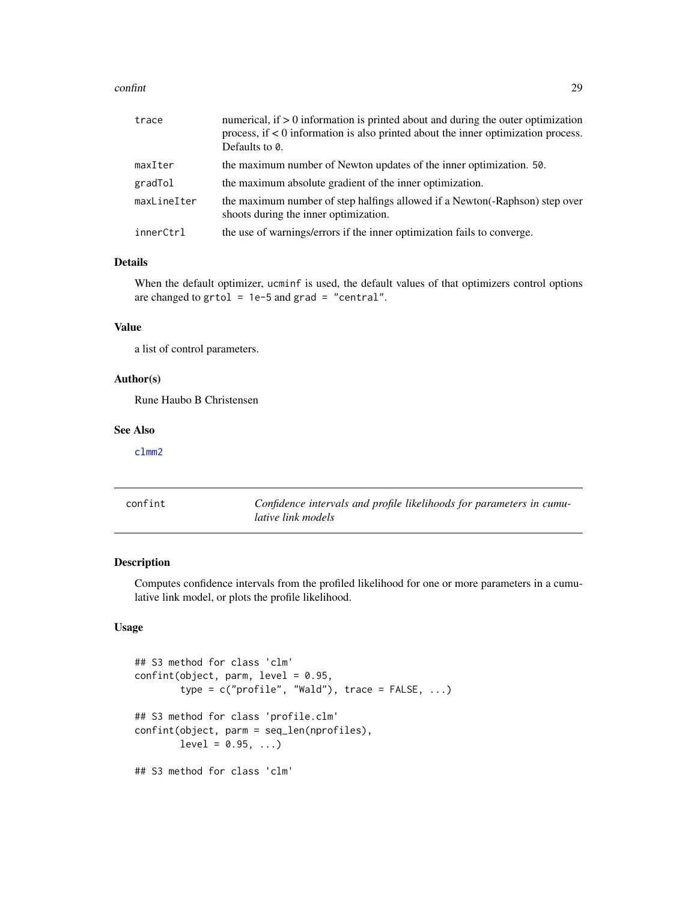| | |
|---|---|
| trace | numerical, if > 0 information is printed about and during the outer optimization process, if < 0 information is also printed about the inner optimization process. Defaults to `0`. |
| maxIter | the maximum number of Newton updates of the inner optimization. `50`. |
| gradTol | the maximum absolute gradient of the inner optimization. |
| maxLineIter | the maximum number of step halfings allowed if a Newton(-Raphson) step over shoots during the inner optimization. |
| innerCtrl | the use of warnings/errors if the inner optimization fails to converge. |

## Details

When the default optimizer, `ucminf` is used, the default values of that optimizers control options are changed to `grtol = 1e-5` and `grad = "central"`.

## Value

a list of control parameters.

## Author(s)

Rune Haubo B Christensen

## See Also

clmm2

---

# confint — *Confidence intervals and profile likelihoods for parameters in cumulative link models*

---

## Description

Computes confidence intervals from the profiled likelihood for one or more parameters in a cumulative link model, or plots the profile likelihood.

## Usage

```
## S3 method for class 'clm'
confint(object, parm, level = 0.95,
        type = c("profile", "Wald"), trace = FALSE, ...)

## S3 method for class 'profile.clm'
confint(object, parm = seq_len(nprofiles),
        level = 0.95, ...)

## S3 method for class 'clm'
```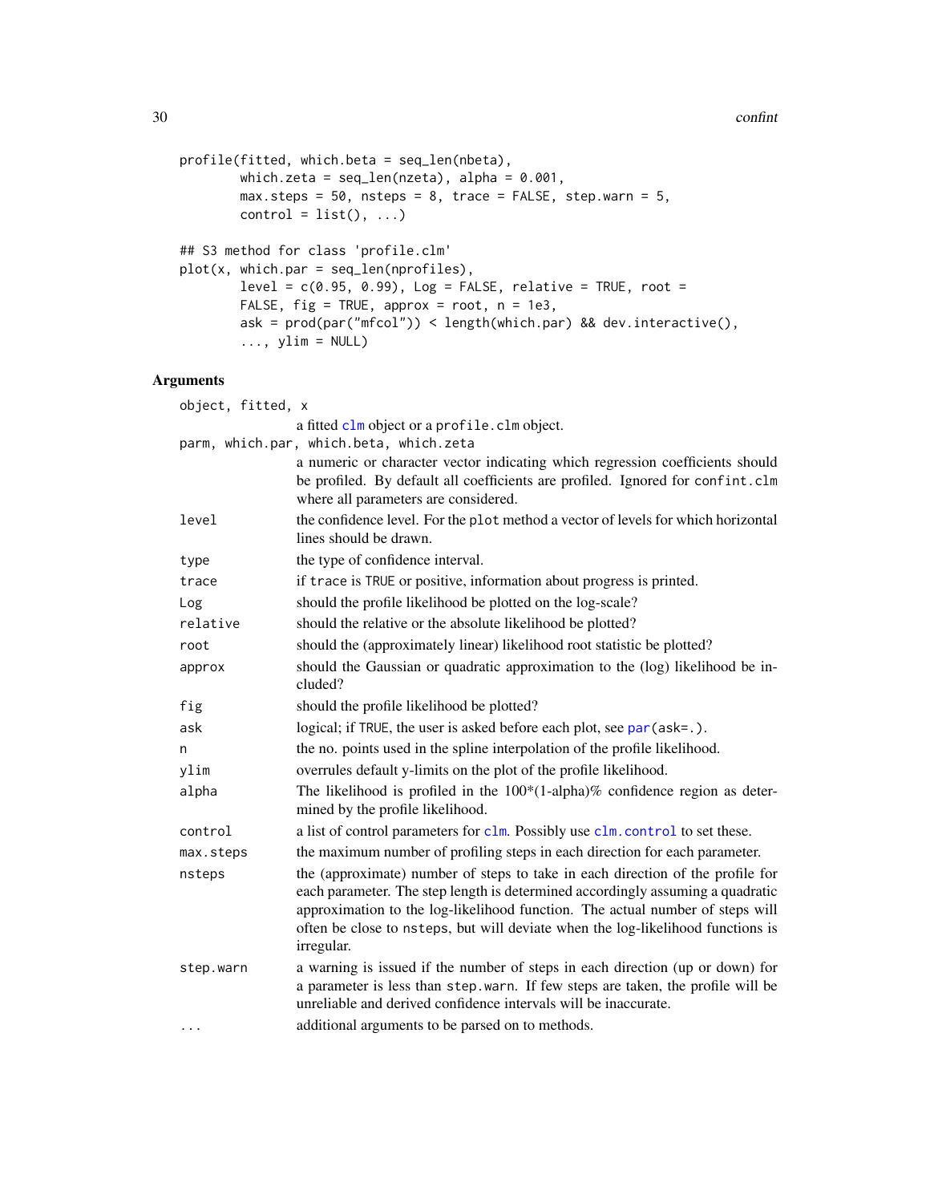```
profile(fitted, which.beta = seq_len(nbeta),
        which.zeta = seq_len(nzeta), alpha = 0.001,
        max.steps = 50, nsteps = 8, trace = FALSE, step.warn = 5,
        control = list(), ...)

## S3 method for class 'profile.clm'
plot(x, which.par = seq_len(nprofiles),
        level = c(0.95, 0.99), Log = FALSE, relative = TRUE, root =
        FALSE, fig = TRUE, approx = root, n = 1e3,
        ask = prod(par("mfcol")) < length(which.par) && dev.interactive(),
        ..., ylim = NULL)
```

## Arguments

| Argument | Description |
|---|---|
| `object, fitted, x` | a fitted `clm` object or a `profile.clm` object. |
| `parm, which.par, which.beta, which.zeta` | a numeric or character vector indicating which regression coefficients should be profiled. By default all coefficients are profiled. Ignored for `confint.clm` where all parameters are considered. |
| `level` | the confidence level. For the `plot` method a vector of levels for which horizontal lines should be drawn. |
| `type` | the type of confidence interval. |
| `trace` | if `trace` is `TRUE` or positive, information about progress is printed. |
| `Log` | should the profile likelihood be plotted on the log-scale? |
| `relative` | should the relative or the absolute likelihood be plotted? |
| `root` | should the (approximately linear) likelihood root statistic be plotted? |
| `approx` | should the Gaussian or quadratic approximation to the (log) likelihood be included? |
| `fig` | should the profile likelihood be plotted? |
| `ask` | logical; if `TRUE`, the user is asked before each plot, see `par(ask=.)`. |
| `n` | the no. points used in the spline interpolation of the profile likelihood. |
| `ylim` | overrules default y-limits on the plot of the profile likelihood. |
| `alpha` | The likelihood is profiled in the 100*(1-alpha)% confidence region as determined by the profile likelihood. |
| `control` | a list of control parameters for `clm`. Possibly use `clm.control` to set these. |
| `max.steps` | the maximum number of profiling steps in each direction for each parameter. |
| `nsteps` | the (approximate) number of steps to take in each direction of the profile for each parameter. The step length is determined accordingly assuming a quadratic approximation to the log-likelihood function. The actual number of steps will often be close to `nsteps`, but will deviate when the log-likelihood functions is irregular. |
| `step.warn` | a warning is issued if the number of steps in each direction (up or down) for a parameter is less than `step.warn`. If few steps are taken, the profile will be unreliable and derived confidence intervals will be inaccurate. |
| `...` | additional arguments to be parsed on to methods. |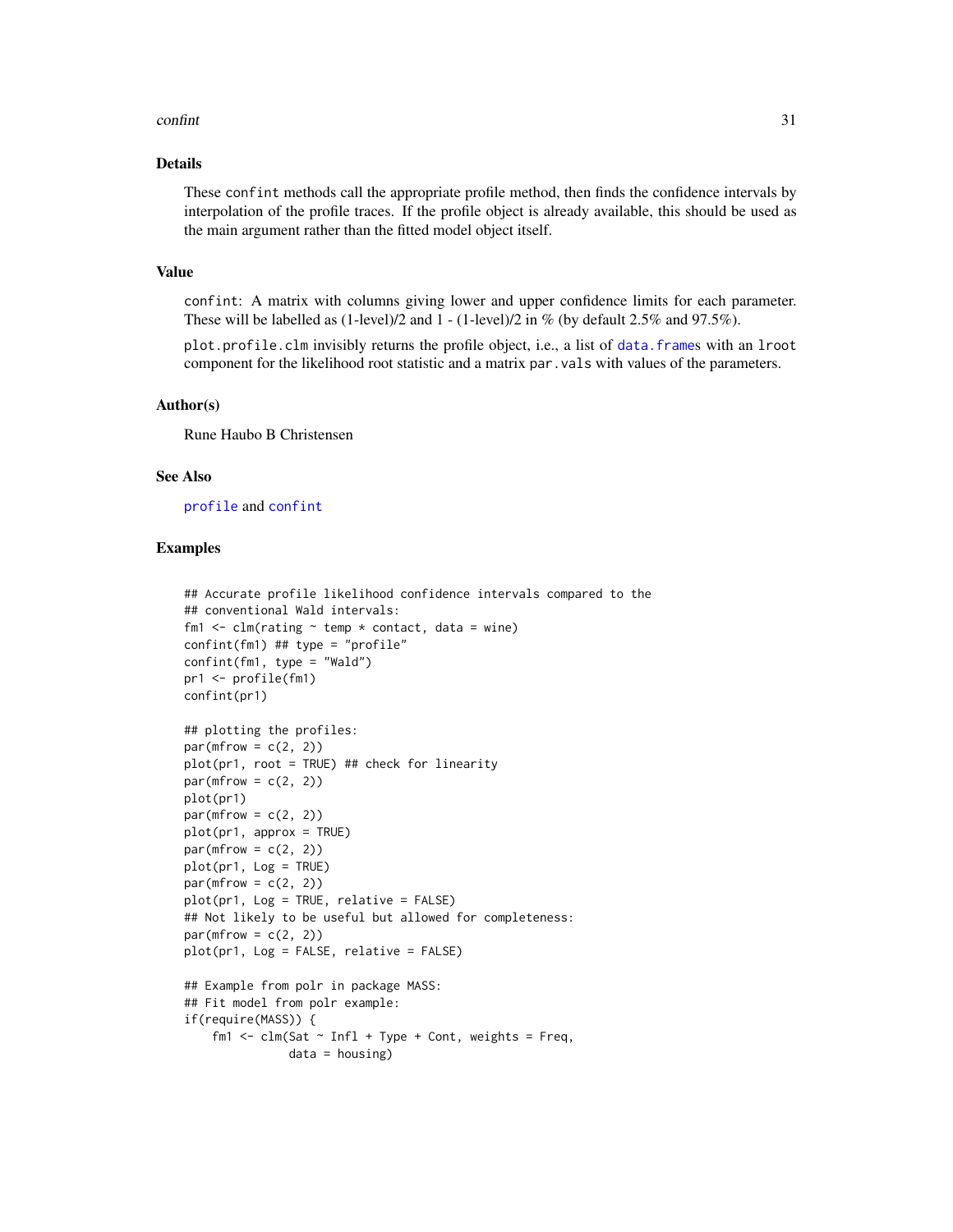## Details

These `confint` methods call the appropriate profile method, then finds the confidence intervals by interpolation of the profile traces. If the profile object is already available, this should be used as the main argument rather than the fitted model object itself.

## Value

`confint`: A matrix with columns giving lower and upper confidence limits for each parameter. These will be labelled as (1-level)/2 and 1 - (1-level)/2 in % (by default 2.5% and 97.5%).

`plot.profile.clm` invisibly returns the profile object, i.e., a list of `data.frame`s with an `lroot` component for the likelihood root statistic and a matrix `par.vals` with values of the parameters.

## Author(s)

Rune Haubo B Christensen

## See Also

`profile` and `confint`

## Examples

```
## Accurate profile likelihood confidence intervals compared to the
## conventional Wald intervals:
fm1 <- clm(rating ~ temp * contact, data = wine)
confint(fm1) ## type = "profile"
confint(fm1, type = "Wald")
pr1 <- profile(fm1)
confint(pr1)

## plotting the profiles:
par(mfrow = c(2, 2))
plot(pr1, root = TRUE) ## check for linearity
par(mfrow = c(2, 2))
plot(pr1)
par(mfrow = c(2, 2))
plot(pr1, approx = TRUE)
par(mfrow = c(2, 2))
plot(pr1, Log = TRUE)
par(mfrow = c(2, 2))
plot(pr1, Log = TRUE, relative = FALSE)
## Not likely to be useful but allowed for completeness:
par(mfrow = c(2, 2))
plot(pr1, Log = FALSE, relative = FALSE)

## Example from polr in package MASS:
## Fit model from polr example:
if(require(MASS)) {
    fm1 <- clm(Sat ~ Infl + Type + Cont, weights = Freq,
               data = housing)
```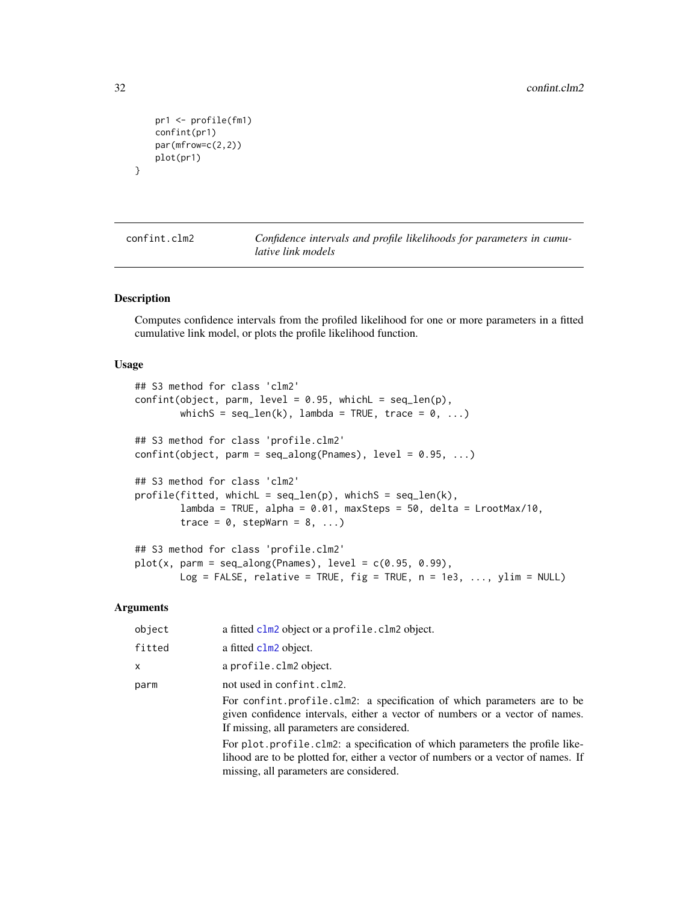```
    pr1 <- profile(fm1)
    confint(pr1)
    par(mfrow=c(2,2))
    plot(pr1)
}
```

## confint.clm2 — *Confidence intervals and profile likelihoods for parameters in cumulative link models*

### Description

Computes confidence intervals from the profiled likelihood for one or more parameters in a fitted cumulative link model, or plots the profile likelihood function.

### Usage

```
## S3 method for class 'clm2'
confint(object, parm, level = 0.95, whichL = seq_len(p),
        whichS = seq_len(k), lambda = TRUE, trace = 0, ...)

## S3 method for class 'profile.clm2'
confint(object, parm = seq_along(Pnames), level = 0.95, ...)

## S3 method for class 'clm2'
profile(fitted, whichL = seq_len(p), whichS = seq_len(k),
        lambda = TRUE, alpha = 0.01, maxSteps = 50, delta = LrootMax/10,
        trace = 0, stepWarn = 8, ...)

## S3 method for class 'profile.clm2'
plot(x, parm = seq_along(Pnames), level = c(0.95, 0.99),
        Log = FALSE, relative = TRUE, fig = TRUE, n = 1e3, ..., ylim = NULL)
```

### Arguments

| | |
|---|---|
| `object` | a fitted `clm2` object or a `profile.clm2` object. |
| `fitted` | a fitted `clm2` object. |
| `x` | a `profile.clm2` object. |
| `parm` | not used in `confint.clm2`.<br><br>For `confint.profile.clm2`: a specification of which parameters are to be given confidence intervals, either a vector of numbers or a vector of names. If missing, all parameters are considered.<br><br>For `plot.profile.clm2`: a specification of which parameters the profile likelihood are to be plotted for, either a vector of numbers or a vector of names. If missing, all parameters are considered. |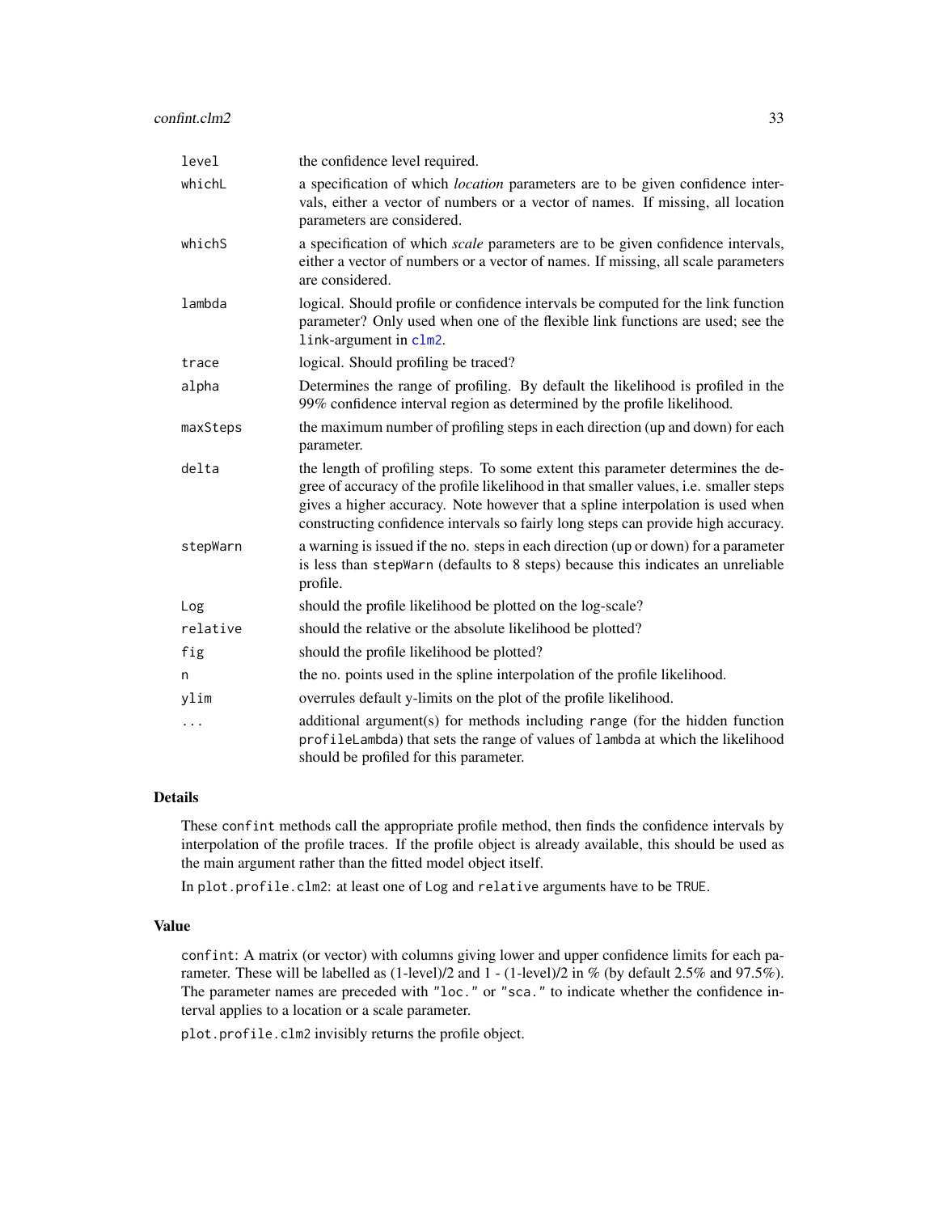| | |
|---|---|
| level | the confidence level required. |
| whichL | a specification of which *location* parameters are to be given confidence intervals, either a vector of numbers or a vector of names. If missing, all location parameters are considered. |
| whichS | a specification of which *scale* parameters are to be given confidence intervals, either a vector of numbers or a vector of names. If missing, all scale parameters are considered. |
| lambda | logical. Should profile or confidence intervals be computed for the link function parameter? Only used when one of the flexible link functions are used; see the link-argument in clm2. |
| trace | logical. Should profiling be traced? |
| alpha | Determines the range of profiling. By default the likelihood is profiled in the 99% confidence interval region as determined by the profile likelihood. |
| maxSteps | the maximum number of profiling steps in each direction (up and down) for each parameter. |
| delta | the length of profiling steps. To some extent this parameter determines the degree of accuracy of the profile likelihood in that smaller values, i.e. smaller steps gives a higher accuracy. Note however that a spline interpolation is used when constructing confidence intervals so fairly long steps can provide high accuracy. |
| stepWarn | a warning is issued if the no. steps in each direction (up or down) for a parameter is less than stepWarn (defaults to 8 steps) because this indicates an unreliable profile. |
| Log | should the profile likelihood be plotted on the log-scale? |
| relative | should the relative or the absolute likelihood be plotted? |
| fig | should the profile likelihood be plotted? |
| n | the no. points used in the spline interpolation of the profile likelihood. |
| ylim | overrules default y-limits on the plot of the profile likelihood. |
| ... | additional argument(s) for methods including range (for the hidden function profileLambda) that sets the range of values of lambda at which the likelihood should be profiled for this parameter. |

## Details

These confint methods call the appropriate profile method, then finds the confidence intervals by interpolation of the profile traces. If the profile object is already available, this should be used as the main argument rather than the fitted model object itself.

In plot.profile.clm2: at least one of Log and relative arguments have to be TRUE.

## Value

confint: A matrix (or vector) with columns giving lower and upper confidence limits for each parameter. These will be labelled as (1-level)/2 and 1 - (1-level)/2 in % (by default 2.5% and 97.5%). The parameter names are preceded with "loc." or "sca." to indicate whether the confidence interval applies to a location or a scale parameter.

plot.profile.clm2 invisibly returns the profile object.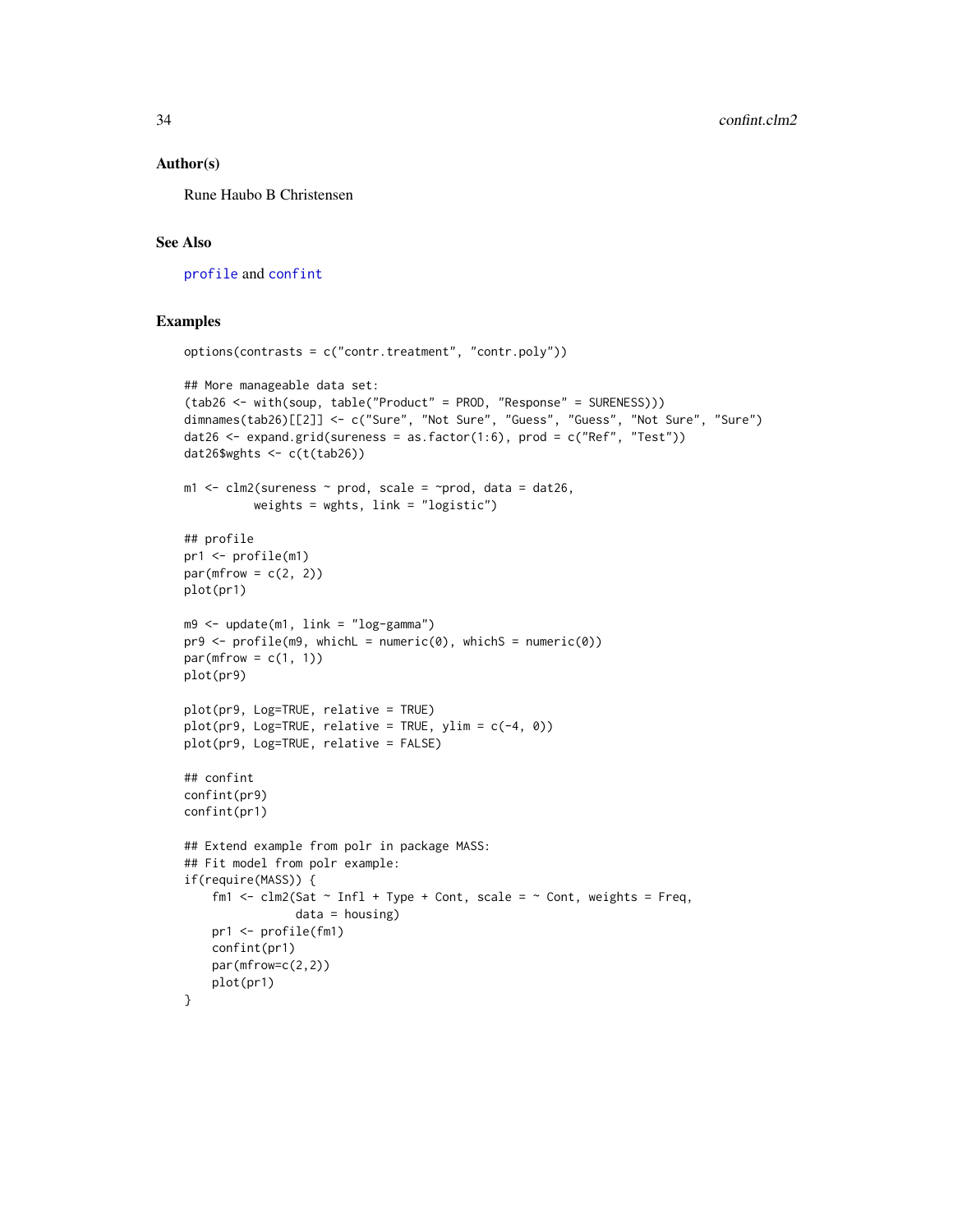## Author(s)

Rune Haubo B Christensen

## See Also

profile and confint

## Examples

```
options(contrasts = c("contr.treatment", "contr.poly"))

## More manageable data set:
(tab26 <- with(soup, table("Product" = PROD, "Response" = SURENESS)))
dimnames(tab26)[[2]] <- c("Sure", "Not Sure", "Guess", "Guess", "Not Sure", "Sure")
dat26 <- expand.grid(sureness = as.factor(1:6), prod = c("Ref", "Test"))
dat26$wghts <- c(t(tab26))

m1 <- clm2(sureness ~ prod, scale = ~prod, data = dat26,
          weights = wghts, link = "logistic")

## profile
pr1 <- profile(m1)
par(mfrow = c(2, 2))
plot(pr1)

m9 <- update(m1, link = "log-gamma")
pr9 <- profile(m9, whichL = numeric(0), whichS = numeric(0))
par(mfrow = c(1, 1))
plot(pr9)

plot(pr9, Log=TRUE, relative = TRUE)
plot(pr9, Log=TRUE, relative = TRUE, ylim = c(-4, 0))
plot(pr9, Log=TRUE, relative = FALSE)

## confint
confint(pr9)
confint(pr1)

## Extend example from polr in package MASS:
## Fit model from polr example:
if(require(MASS)) {
    fm1 <- clm2(Sat ~ Infl + Type + Cont, scale = ~ Cont, weights = Freq,
                data = housing)
    pr1 <- profile(fm1)
    confint(pr1)
    par(mfrow=c(2,2))
    plot(pr1)
}
```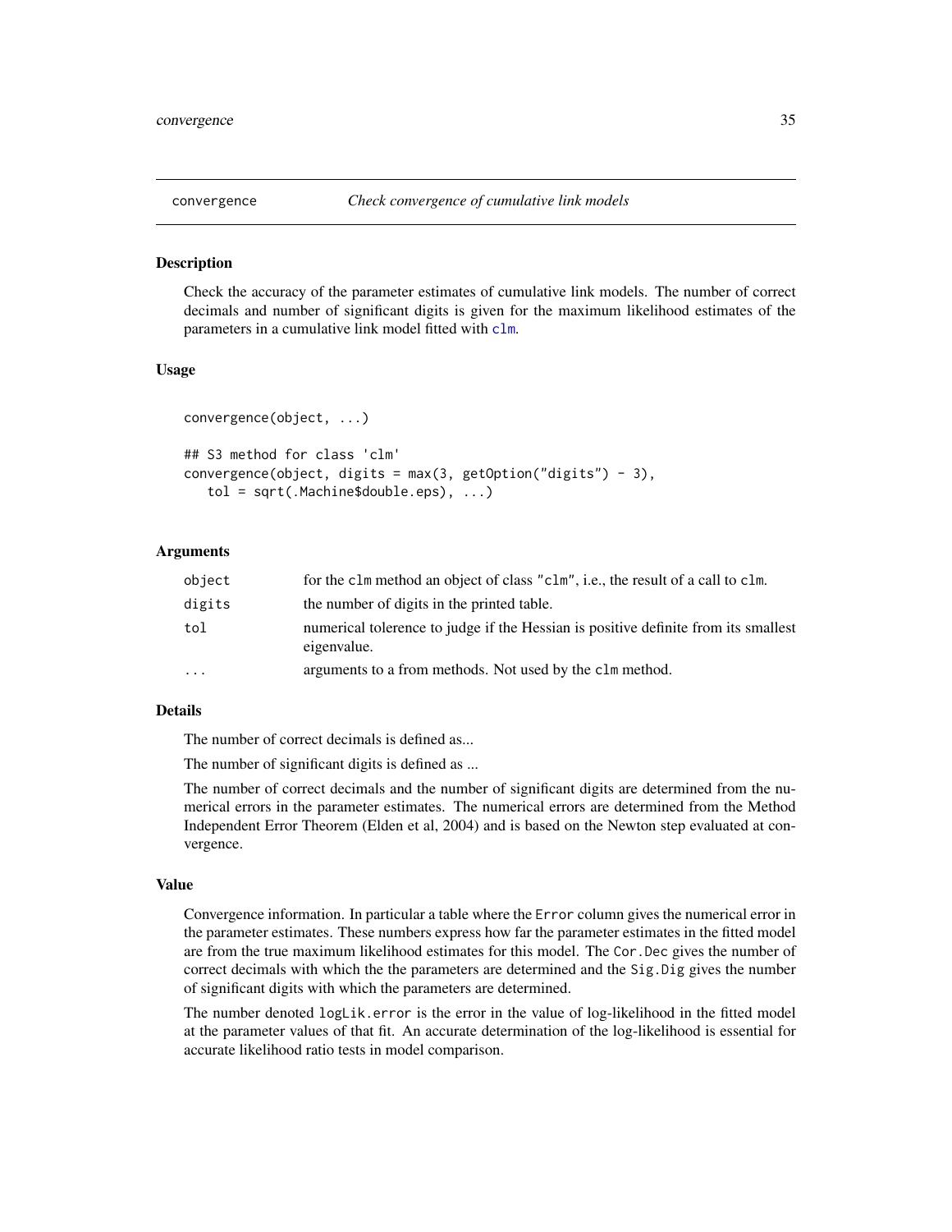# convergence — *Check convergence of cumulative link models*

## Description

Check the accuracy of the parameter estimates of cumulative link models. The number of correct decimals and number of significant digits is given for the maximum likelihood estimates of the parameters in a cumulative link model fitted with `clm`.

## Usage

```
convergence(object, ...)

## S3 method for class 'clm'
convergence(object, digits = max(3, getOption("digits") - 3),
   tol = sqrt(.Machine$double.eps), ...)
```

## Arguments

| | |
|---|---|
| `object` | for the `clm` method an object of class `"clm"`, i.e., the result of a call to `clm`. |
| `digits` | the number of digits in the printed table. |
| `tol` | numerical tolerence to judge if the Hessian is positive definite from its smallest eigenvalue. |
| `...` | arguments to a from methods. Not used by the `clm` method. |

## Details

The number of correct decimals is defined as...

The number of significant digits is defined as ...

The number of correct decimals and the number of significant digits are determined from the numerical errors in the parameter estimates. The numerical errors are determined from the Method Independent Error Theorem (Elden et al, 2004) and is based on the Newton step evaluated at convergence.

## Value

Convergence information. In particular a table where the `Error` column gives the numerical error in the parameter estimates. These numbers express how far the parameter estimates in the fitted model are from the true maximum likelihood estimates for this model. The `Cor.Dec` gives the number of correct decimals with which the the parameters are determined and the `Sig.Dig` gives the number of significant digits with which the parameters are determined.

The number denoted `logLik.error` is the error in the value of log-likelihood in the fitted model at the parameter values of that fit. An accurate determination of the log-likelihood is essential for accurate likelihood ratio tests in model comparison.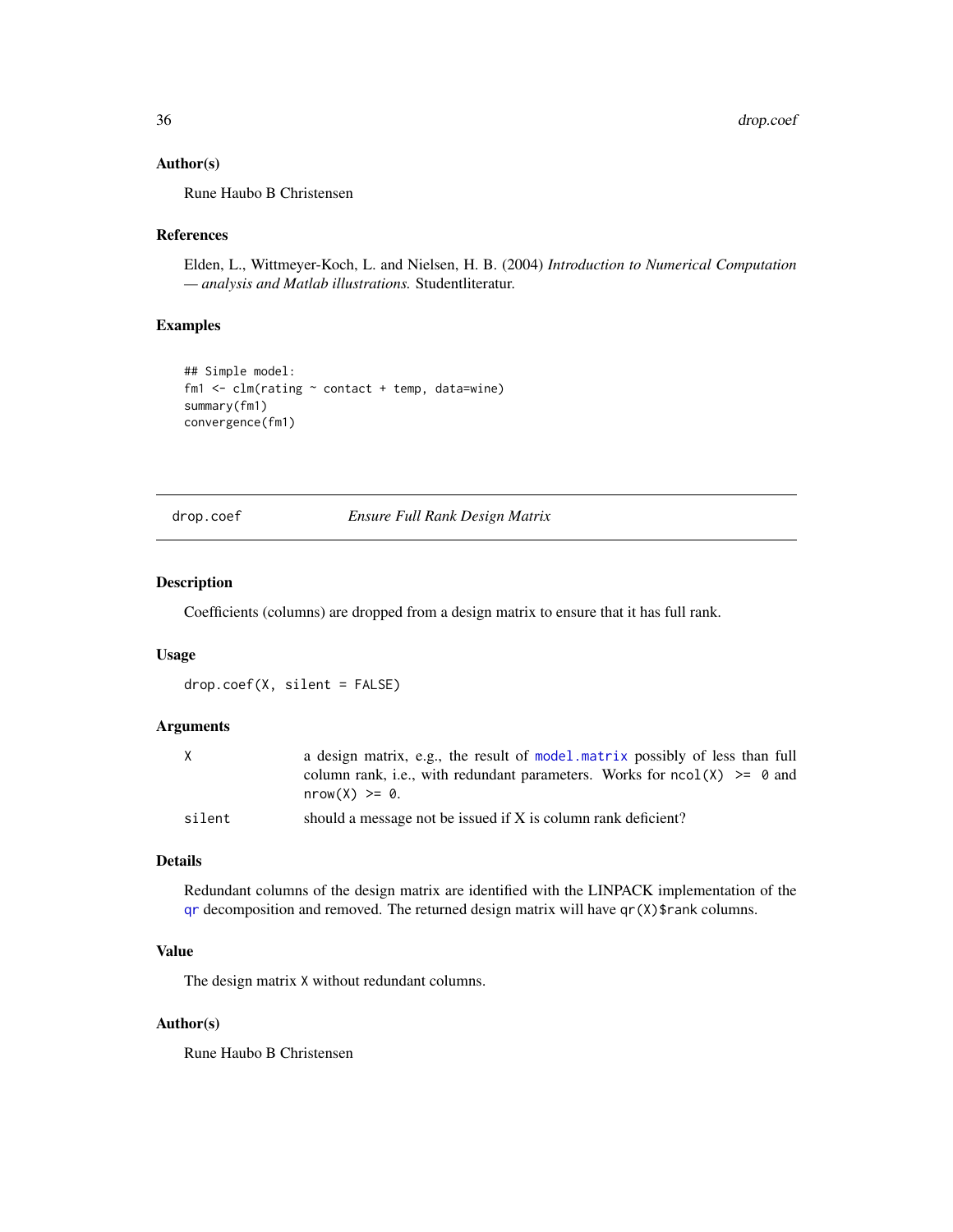### Author(s)

Rune Haubo B Christensen

### References

Elden, L., Wittmeyer-Koch, L. and Nielsen, H. B. (2004) *Introduction to Numerical Computation — analysis and Matlab illustrations.* Studentliteratur.

### Examples

```
## Simple model:
fm1 <- clm(rating ~ contact + temp, data=wine)
summary(fm1)
convergence(fm1)
```

---

## drop.coef — *Ensure Full Rank Design Matrix*

---

### Description

Coefficients (columns) are dropped from a design matrix to ensure that it has full rank.

### Usage

```
drop.coef(X, silent = FALSE)
```

### Arguments

| | |
|---|---|
| X | a design matrix, e.g., the result of `model.matrix` possibly of less than full column rank, i.e., with redundant parameters. Works for `ncol(X) >= 0` and `nrow(X) >= 0`. |
| silent | should a message not be issued if X is column rank deficient? |

### Details

Redundant columns of the design matrix are identified with the LINPACK implementation of the `qr` decomposition and removed. The returned design matrix will have `qr(X)$rank` columns.

### Value

The design matrix `X` without redundant columns.

### Author(s)

Rune Haubo B Christensen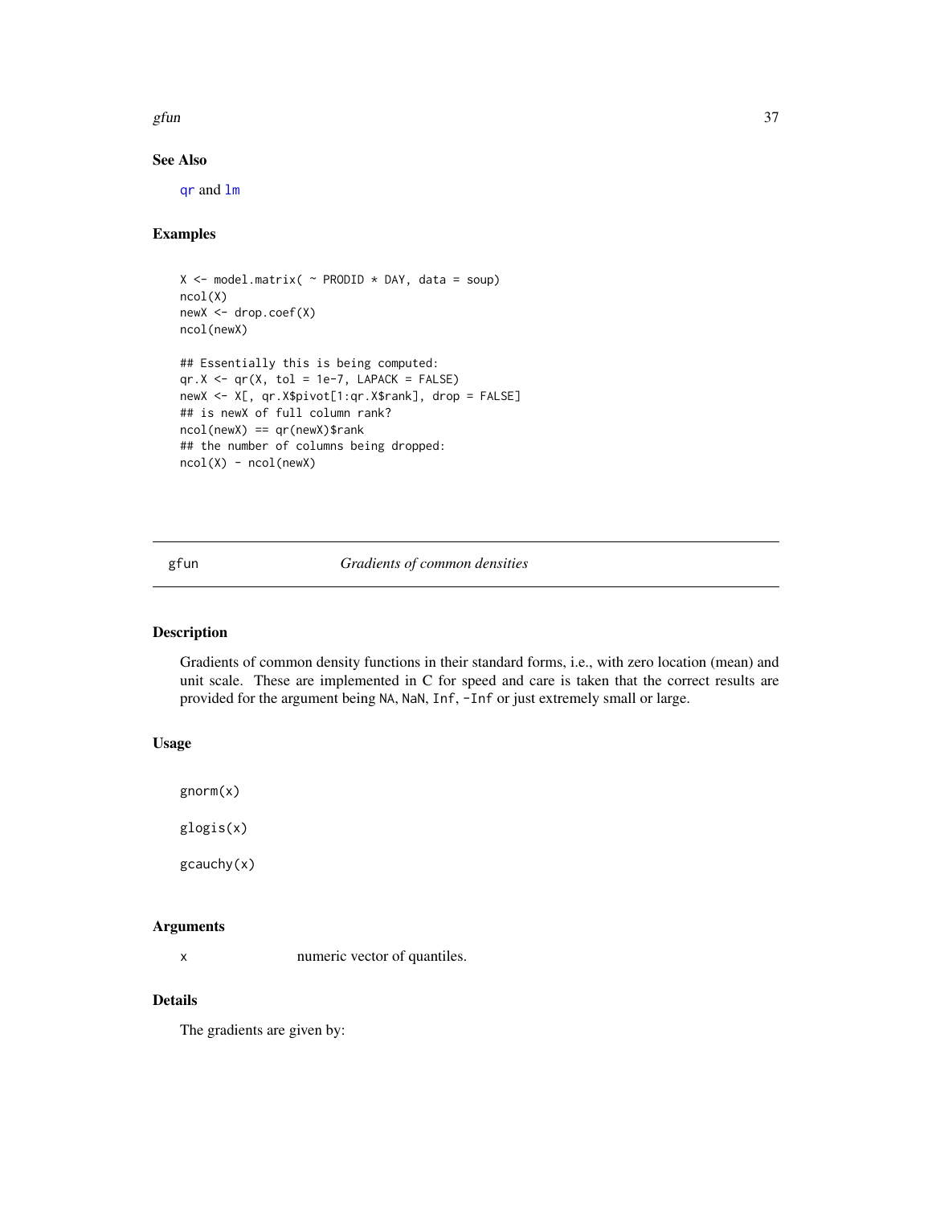## See Also

qr and lm

## Examples

```
X <- model.matrix( ~ PRODID * DAY, data = soup)
ncol(X)
newX <- drop.coef(X)
ncol(newX)

## Essentially this is being computed:
qr.X <- qr(X, tol = 1e-7, LAPACK = FALSE)
newX <- X[, qr.X$pivot[1:qr.X$rank], drop = FALSE]
## is newX of full column rank?
ncol(newX) == qr(newX)$rank
## the number of columns being dropped:
ncol(X) - ncol(newX)
```

---

# gfun — *Gradients of common densities*

## Description

Gradients of common density functions in their standard forms, i.e., with zero location (mean) and unit scale. These are implemented in C for speed and care is taken that the correct results are provided for the argument being NA, NaN, Inf, -Inf or just extremely small or large.

## Usage

```
gnorm(x)

glogis(x)

gcauchy(x)
```

## Arguments

| | |
|---|---|
| x | numeric vector of quantiles. |

## Details

The gradients are given by: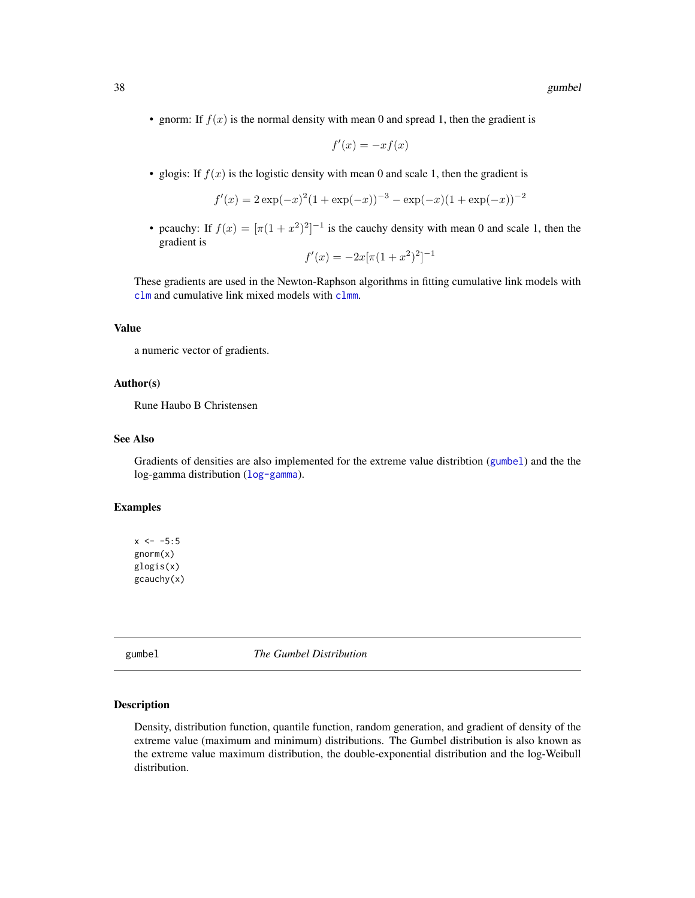- gnorm: If $f(x)$ is the normal density with mean 0 and spread 1, then the gradient is

$$f'(x) = -xf(x)$$

- glogis: If $f(x)$ is the logistic density with mean 0 and scale 1, then the gradient is

$$f'(x) = 2\exp(-x)^2(1+\exp(-x))^{-3} - \exp(-x)(1+\exp(-x))^{-2}$$

- pcauchy: If $f(x) = [\pi(1+x^2)^2]^{-1}$ is the cauchy density with mean 0 and scale 1, then the gradient is

$$f'(x) = -2x[\pi(1+x^2)^2]^{-1}$$

These gradients are used in the Newton-Raphson algorithms in fitting cumulative link models with clm and cumulative link mixed models with clmm.

### Value

a numeric vector of gradients.

### Author(s)

Rune Haubo B Christensen

### See Also

Gradients of densities are also implemented for the extreme value distribtion (gumbel) and the the log-gamma distribution (log-gamma).

### Examples

```
x <- -5:5
gnorm(x)
glogis(x)
gcauchy(x)
```

---

## gumbel *The Gumbel Distribution*

---

### Description

Density, distribution function, quantile function, random generation, and gradient of density of the extreme value (maximum and minimum) distributions. The Gumbel distribution is also known as the extreme value maximum distribution, the double-exponential distribution and the log-Weibull distribution.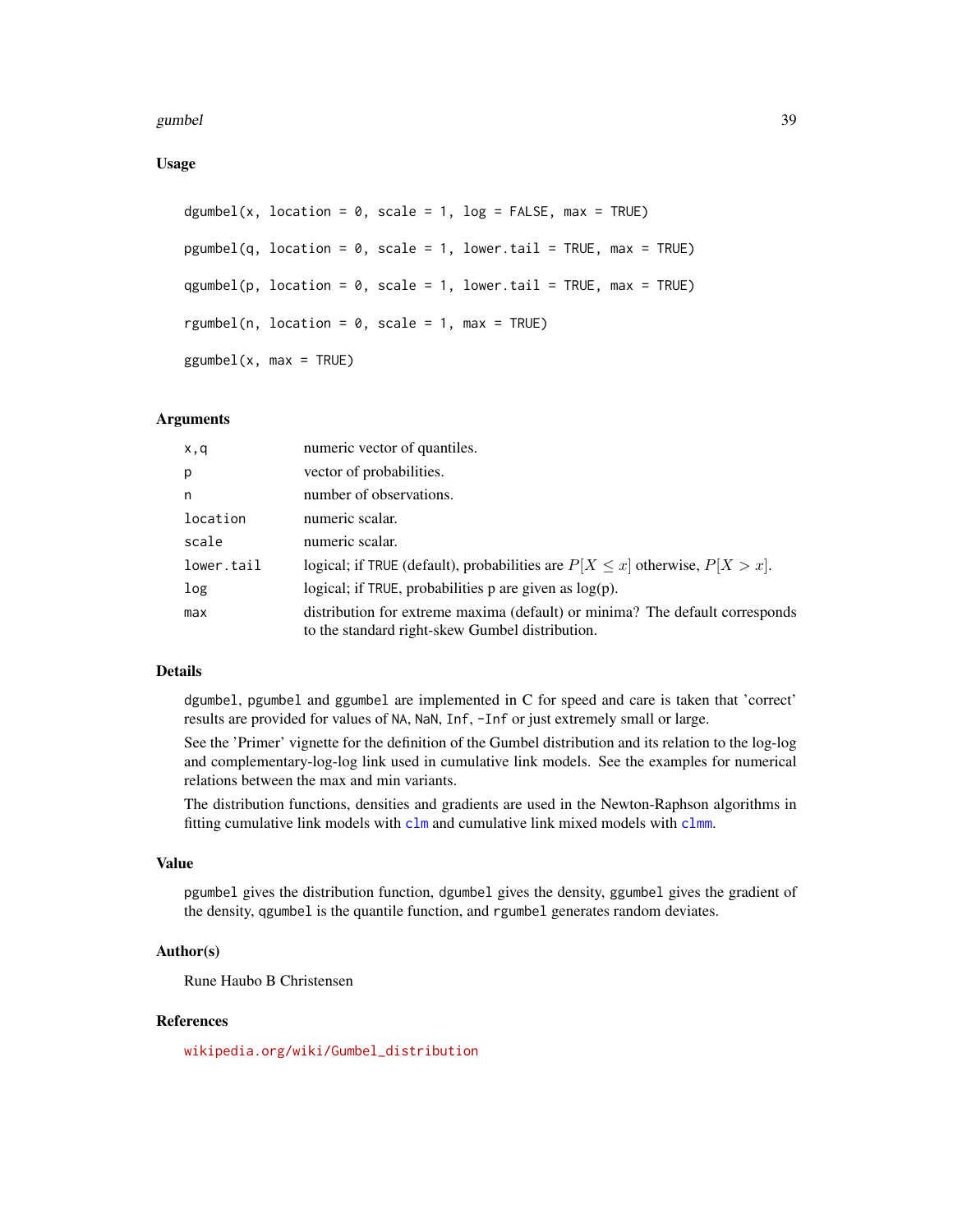## Usage

```
dgumbel(x, location = 0, scale = 1, log = FALSE, max = TRUE)

pgumbel(q, location = 0, scale = 1, lower.tail = TRUE, max = TRUE)

qgumbel(p, location = 0, scale = 1, lower.tail = TRUE, max = TRUE)

rgumbel(n, location = 0, scale = 1, max = TRUE)

ggumbel(x, max = TRUE)
```

## Arguments

| | |
|---|---|
| `x,q` | numeric vector of quantiles. |
| `p` | vector of probabilities. |
| `n` | number of observations. |
| `location` | numeric scalar. |
| `scale` | numeric scalar. |
| `lower.tail` | logical; if `TRUE` (default), probabilities are $P[X \leq x]$ otherwise, $P[X > x]$. |
| `log` | logical; if `TRUE`, probabilities p are given as log(p). |
| `max` | distribution for extreme maxima (default) or minima? The default corresponds to the standard right-skew Gumbel distribution. |

## Details

`dgumbel`, `pgumbel` and `ggumbel` are implemented in C for speed and care is taken that 'correct' results are provided for values of `NA`, `NaN`, `Inf`, `-Inf` or just extremely small or large.

See the 'Primer' vignette for the definition of the Gumbel distribution and its relation to the log-log and complementary-log-log link used in cumulative link models. See the examples for numerical relations between the max and min variants.

The distribution functions, densities and gradients are used in the Newton-Raphson algorithms in fitting cumulative link models with `clm` and cumulative link mixed models with `clmm`.

## Value

`pgumbel` gives the distribution function, `dgumbel` gives the density, `ggumbel` gives the gradient of the density, `qgumbel` is the quantile function, and `rgumbel` generates random deviates.

## Author(s)

Rune Haubo B Christensen

## References

`wikipedia.org/wiki/Gumbel_distribution`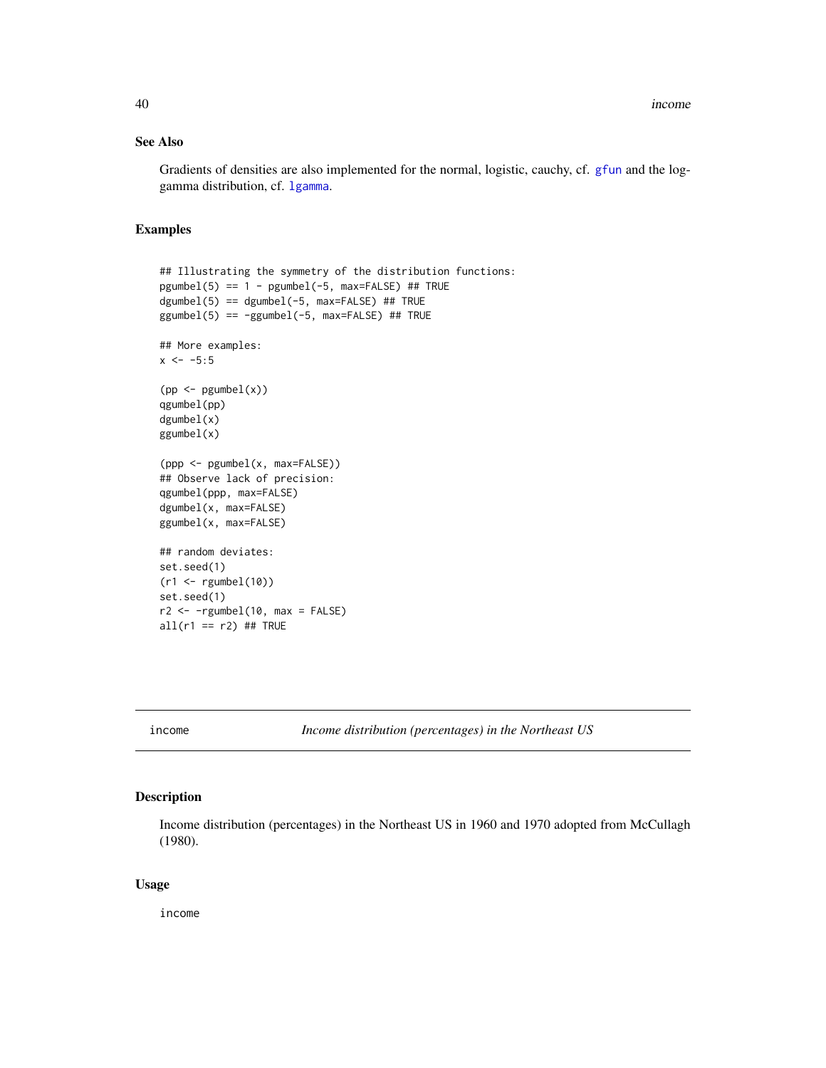## See Also

Gradients of densities are also implemented for the normal, logistic, cauchy, cf. gfun and the log-gamma distribution, cf. lgamma.

## Examples

```
## Illustrating the symmetry of the distribution functions:
pgumbel(5) == 1 - pgumbel(-5, max=FALSE) ## TRUE
dgumbel(5) == dgumbel(-5, max=FALSE) ## TRUE
ggumbel(5) == -ggumbel(-5, max=FALSE) ## TRUE

## More examples:
x <- -5:5

(pp <- pgumbel(x))
qgumbel(pp)
dgumbel(x)
ggumbel(x)

(ppp <- pgumbel(x, max=FALSE))
## Observe lack of precision:
qgumbel(ppp, max=FALSE)
dgumbel(x, max=FALSE)
ggumbel(x, max=FALSE)

## random deviates:
set.seed(1)
(r1 <- rgumbel(10))
set.seed(1)
r2 <- -rgumbel(10, max = FALSE)
all(r1 == r2) ## TRUE
```

---

# income — *Income distribution (percentages) in the Northeast US*

## Description

Income distribution (percentages) in the Northeast US in 1960 and 1970 adopted from McCullagh (1980).

## Usage

```
income
```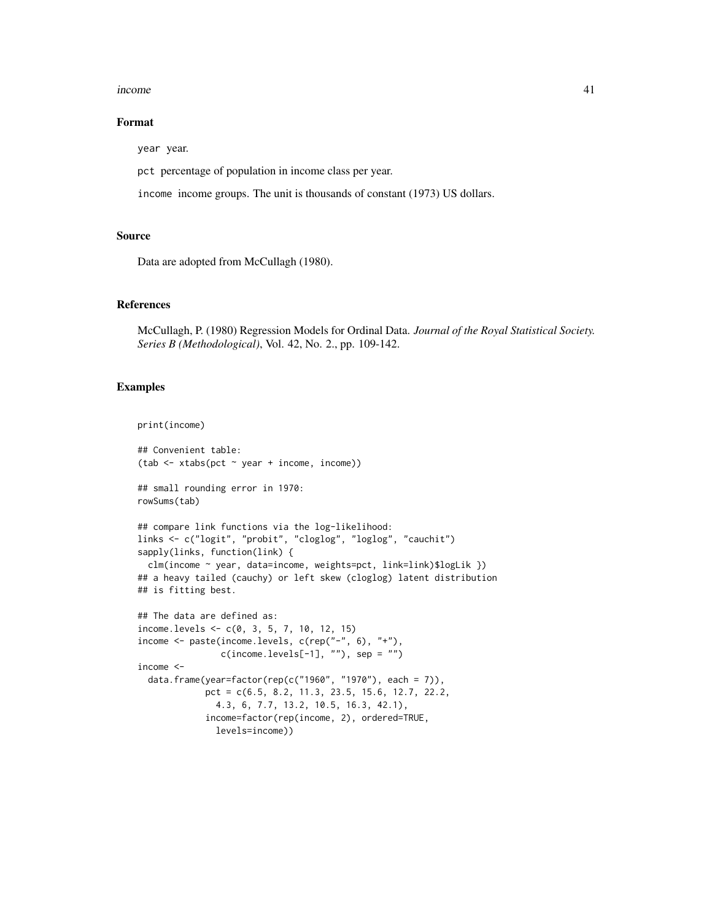## Format

`year` year.

`pct` percentage of population in income class per year.

`income` income groups. The unit is thousands of constant (1973) US dollars.

## Source

Data are adopted from McCullagh (1980).

## References

McCullagh, P. (1980) Regression Models for Ordinal Data. *Journal of the Royal Statistical Society. Series B (Methodological)*, Vol. 42, No. 2., pp. 109-142.

## Examples

```
print(income)

## Convenient table:
(tab <- xtabs(pct ~ year + income, income))

## small rounding error in 1970:
rowSums(tab)

## compare link functions via the log-likelihood:
links <- c("logit", "probit", "cloglog", "loglog", "cauchit")
sapply(links, function(link) {
  clm(income ~ year, data=income, weights=pct, link=link)$logLik })
## a heavy tailed (cauchy) or left skew (cloglog) latent distribution
## is fitting best.

## The data are defined as:
income.levels <- c(0, 3, 5, 7, 10, 12, 15)
income <- paste(income.levels, c(rep("-", 6), "+"),
                c(income.levels[-1], ""), sep = "")
income <-
  data.frame(year=factor(rep(c("1960", "1970"), each = 7)),
             pct = c(6.5, 8.2, 11.3, 23.5, 15.6, 12.7, 22.2,
               4.3, 6, 7.7, 13.2, 10.5, 16.3, 42.1),
             income=factor(rep(income, 2), ordered=TRUE,
               levels=income))
```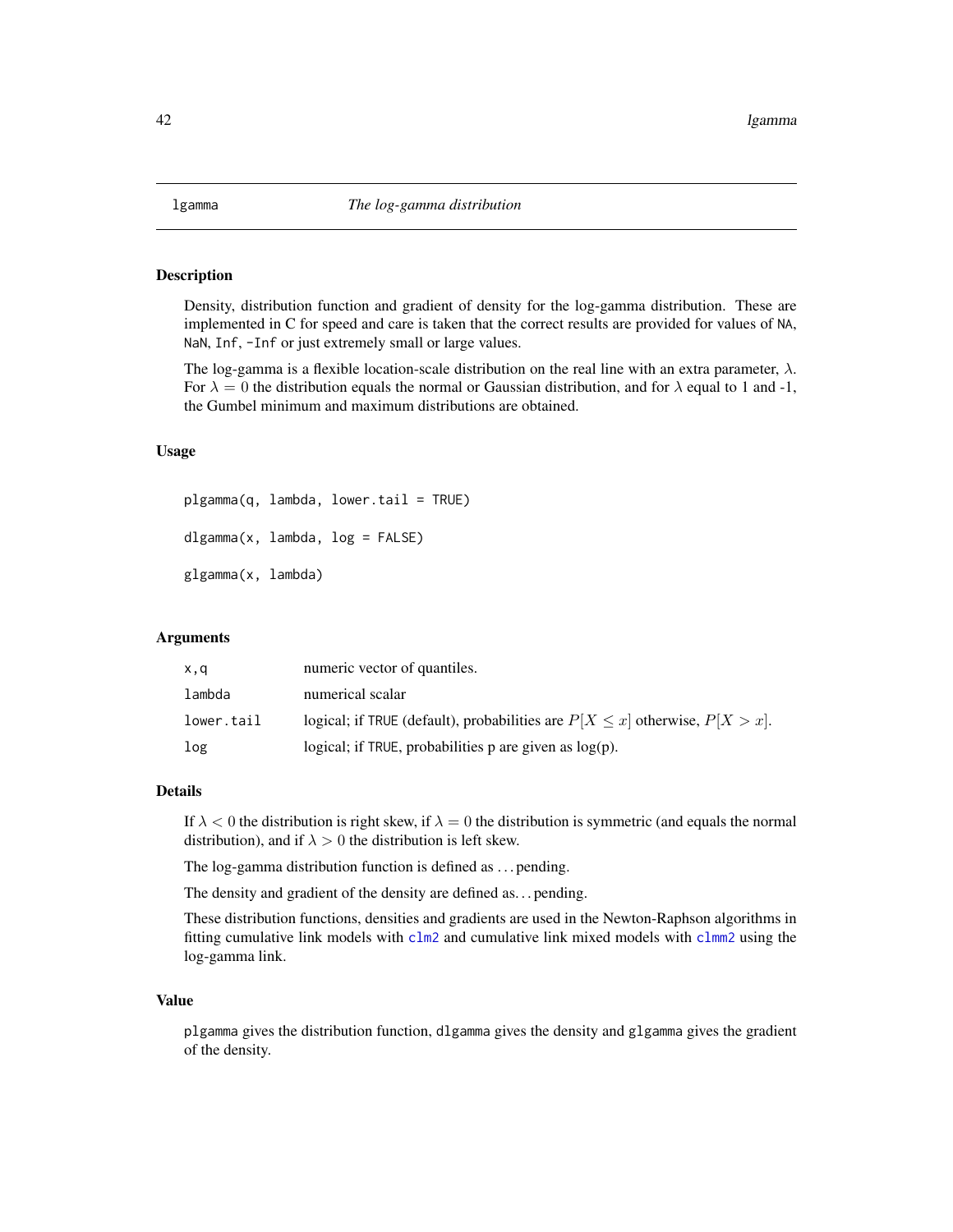# lgamma — *The log-gamma distribution*

## Description

Density, distribution function and gradient of density for the log-gamma distribution. These are implemented in C for speed and care is taken that the correct results are provided for values of `NA`, `NaN`, `Inf`, `-Inf` or just extremely small or large values.

The log-gamma is a flexible location-scale distribution on the real line with an extra parameter, $\lambda$. For $\lambda = 0$ the distribution equals the normal or Gaussian distribution, and for $\lambda$ equal to 1 and -1, the Gumbel minimum and maximum distributions are obtained.

## Usage

```
plgamma(q, lambda, lower.tail = TRUE)

dlgamma(x, lambda, log = FALSE)

glgamma(x, lambda)
```

## Arguments

| | |
|---|---|
| `x,q` | numeric vector of quantiles. |
| `lambda` | numerical scalar |
| `lower.tail` | logical; if `TRUE` (default), probabilities are $P[X \leq x]$ otherwise, $P[X > x]$. |
| `log` | logical; if `TRUE`, probabilities p are given as log(p). |

## Details

If $\lambda < 0$ the distribution is right skew, if $\lambda = 0$ the distribution is symmetric (and equals the normal distribution), and if $\lambda > 0$ the distribution is left skew.

The log-gamma distribution function is defined as . . . pending.

The density and gradient of the density are defined as. . . pending.

These distribution functions, densities and gradients are used in the Newton-Raphson algorithms in fitting cumulative link models with `clm2` and cumulative link mixed models with `clmm2` using the log-gamma link.

## Value

`plgamma` gives the distribution function, `dlgamma` gives the density and `glgamma` gives the gradient of the density.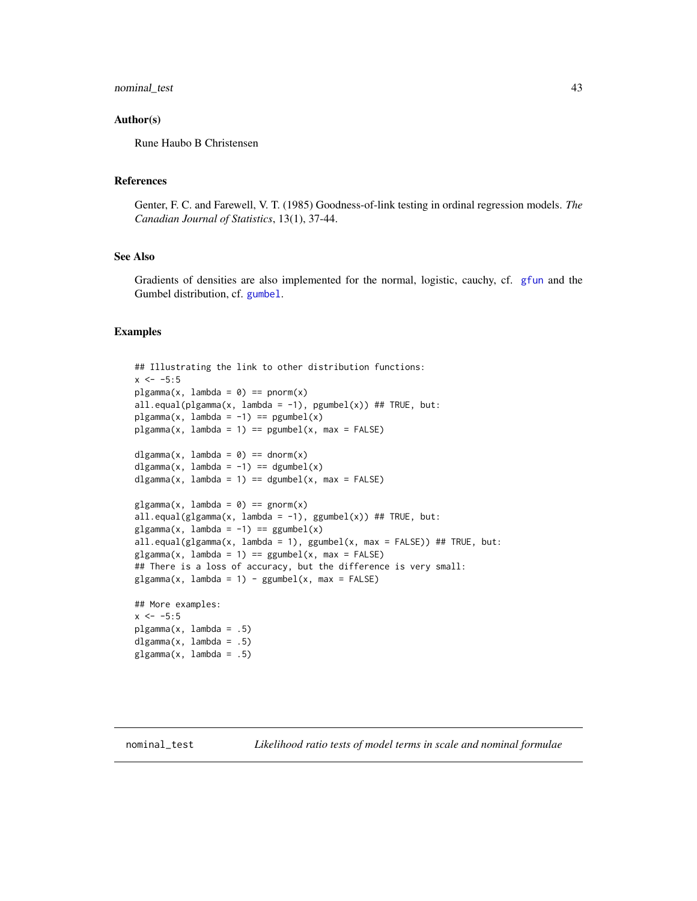## Author(s)

Rune Haubo B Christensen

## References

Genter, F. C. and Farewell, V. T. (1985) Goodness-of-link testing in ordinal regression models. *The Canadian Journal of Statistics*, 13(1), 37-44.

## See Also

Gradients of densities are also implemented for the normal, logistic, cauchy, cf. gfun and the Gumbel distribution, cf. gumbel.

## Examples

```
## Illustrating the link to other distribution functions:
x <- -5:5
plgamma(x, lambda = 0) == pnorm(x)
all.equal(plgamma(x, lambda = -1), pgumbel(x)) ## TRUE, but:
plgamma(x, lambda = -1) == pgumbel(x)
plgamma(x, lambda = 1) == pgumbel(x, max = FALSE)

dlgamma(x, lambda = 0) == dnorm(x)
dlgamma(x, lambda = -1) == dgumbel(x)
dlgamma(x, lambda = 1) == dgumbel(x, max = FALSE)

glgamma(x, lambda = 0) == gnorm(x)
all.equal(glgamma(x, lambda = -1), ggumbel(x)) ## TRUE, but:
glgamma(x, lambda = -1) == ggumbel(x)
all.equal(glgamma(x, lambda = 1), ggumbel(x, max = FALSE)) ## TRUE, but:
glgamma(x, lambda = 1) == ggumbel(x, max = FALSE)
## There is a loss of accuracy, but the difference is very small:
glgamma(x, lambda = 1) - ggumbel(x, max = FALSE)

## More examples:
x <- -5:5
plgamma(x, lambda = .5)
dlgamma(x, lambda = .5)
glgamma(x, lambda = .5)
```

---

# nominal_test *Likelihood ratio tests of model terms in scale and nominal formulae*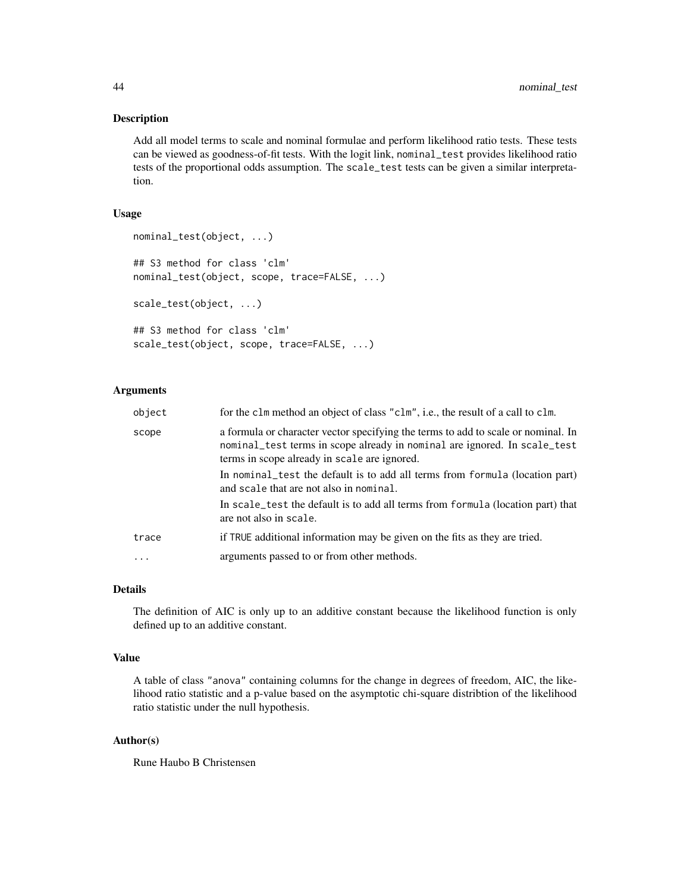## Description

Add all model terms to scale and nominal formulae and perform likelihood ratio tests. These tests can be viewed as goodness-of-fit tests. With the logit link, `nominal_test` provides likelihood ratio tests of the proportional odds assumption. The `scale_test` tests can be given a similar interpretation.

## Usage

```
nominal_test(object, ...)

## S3 method for class 'clm'
nominal_test(object, scope, trace=FALSE, ...)

scale_test(object, ...)

## S3 method for class 'clm'
scale_test(object, scope, trace=FALSE, ...)
```

## Arguments

| | |
|---|---|
| `object` | for the `clm` method an object of class `"clm"`, i.e., the result of a call to `clm`. |
| `scope` | a formula or character vector specifying the terms to add to scale or nominal. In `nominal_test` terms in scope already in `nominal` are ignored. In `scale_test` terms in scope already in `scale` are ignored. <br> In `nominal_test` the default is to add all terms from `formula` (location part) and `scale` that are not also in `nominal`. <br> In `scale_test` the default is to add all terms from `formula` (location part) that are not also in `scale`. |
| `trace` | if `TRUE` additional information may be given on the fits as they are tried. |
| `...` | arguments passed to or from other methods. |

## Details

The definition of AIC is only up to an additive constant because the likelihood function is only defined up to an additive constant.

## Value

A table of class `"anova"` containing columns for the change in degrees of freedom, AIC, the likelihood ratio statistic and a p-value based on the asymptotic chi-square distribtion of the likelihood ratio statistic under the null hypothesis.

## Author(s)

Rune Haubo B Christensen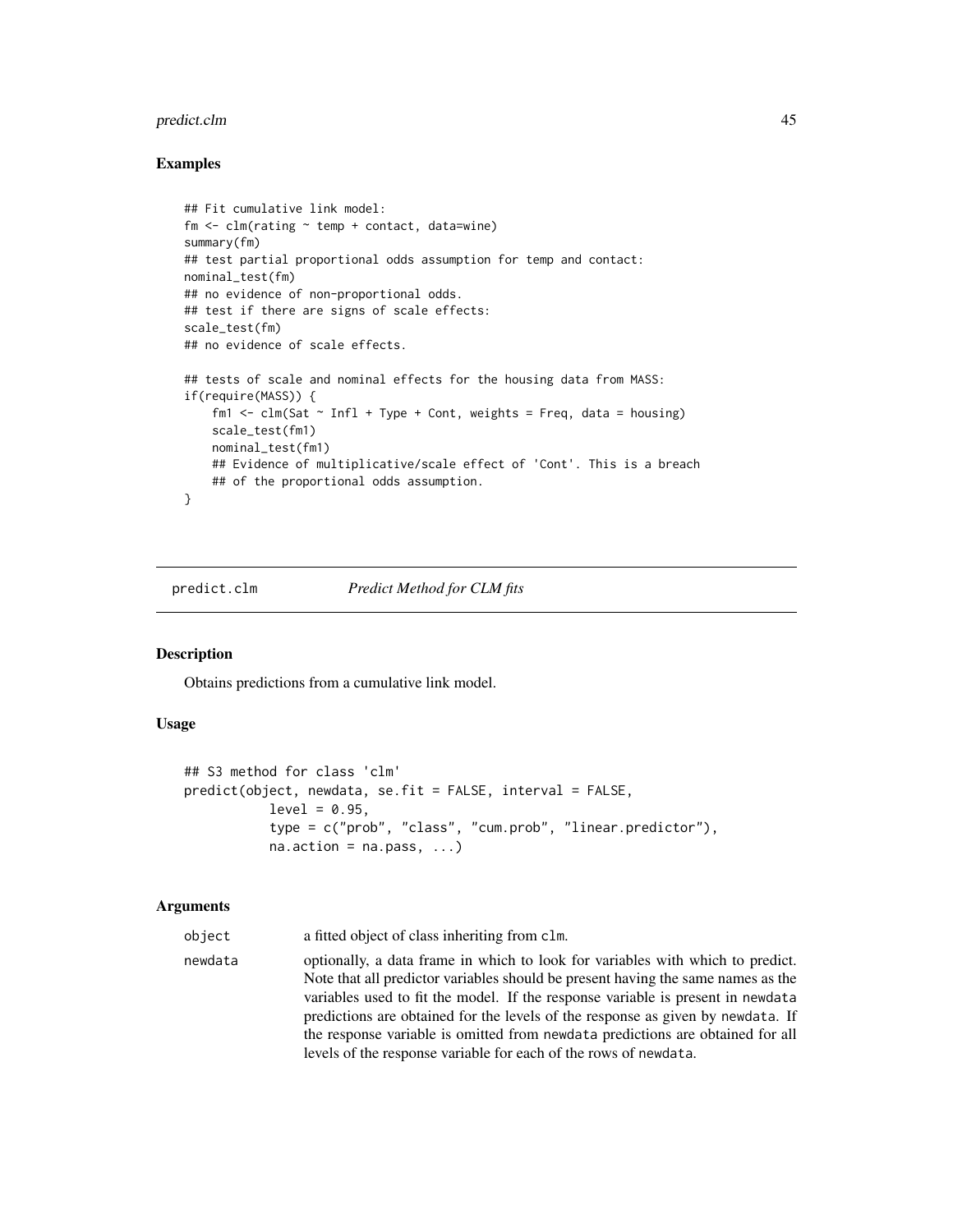### Examples

```
## Fit cumulative link model:
fm <- clm(rating ~ temp + contact, data=wine)
summary(fm)
## test partial proportional odds assumption for temp and contact:
nominal_test(fm)
## no evidence of non-proportional odds.
## test if there are signs of scale effects:
scale_test(fm)
## no evidence of scale effects.

## tests of scale and nominal effects for the housing data from MASS:
if(require(MASS)) {
    fm1 <- clm(Sat ~ Infl + Type + Cont, weights = Freq, data = housing)
    scale_test(fm1)
    nominal_test(fm1)
    ## Evidence of multiplicative/scale effect of 'Cont'. This is a breach
    ## of the proportional odds assumption.
}
```

---

## predict.clm — *Predict Method for CLM fits*

### Description

Obtains predictions from a cumulative link model.

### Usage

```
## S3 method for class 'clm'
predict(object, newdata, se.fit = FALSE, interval = FALSE,
          level = 0.95,
          type = c("prob", "class", "cum.prob", "linear.predictor"),
          na.action = na.pass, ...)
```

### Arguments

| | |
|---|---|
| `object` | a fitted object of class inheriting from `clm`. |
| `newdata` | optionally, a data frame in which to look for variables with which to predict. Note that all predictor variables should be present having the same names as the variables used to fit the model. If the response variable is present in `newdata` predictions are obtained for the levels of the response as given by `newdata`. If the response variable is omitted from `newdata` predictions are obtained for all levels of the response variable for each of the rows of `newdata`. |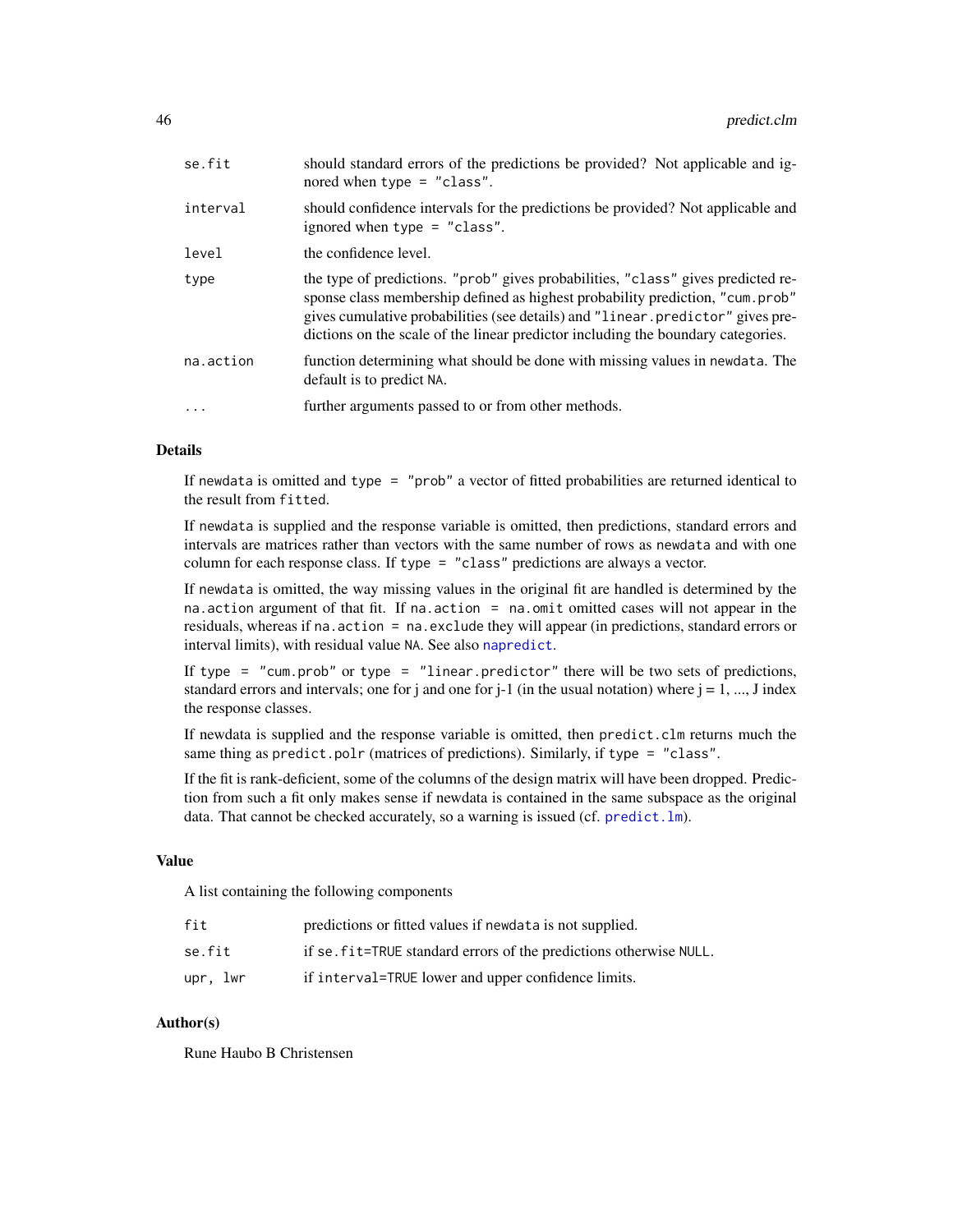| | |
|---|---|
| `se.fit` | should standard errors of the predictions be provided? Not applicable and ignored when `type = "class"`. |
| `interval` | should confidence intervals for the predictions be provided? Not applicable and ignored when `type = "class"`. |
| `level` | the confidence level. |
| `type` | the type of predictions. `"prob"` gives probabilities, `"class"` gives predicted response class membership defined as highest probability prediction, `"cum.prob"` gives cumulative probabilities (see details) and `"linear.predictor"` gives predictions on the scale of the linear predictor including the boundary categories. |
| `na.action` | function determining what should be done with missing values in `newdata`. The default is to predict `NA`. |
| `...` | further arguments passed to or from other methods. |

### Details

If `newdata` is omitted and `type = "prob"` a vector of fitted probabilities are returned identical to the result from `fitted`.

If `newdata` is supplied and the response variable is omitted, then predictions, standard errors and intervals are matrices rather than vectors with the same number of rows as `newdata` and with one column for each response class. If `type = "class"` predictions are always a vector.

If `newdata` is omitted, the way missing values in the original fit are handled is determined by the `na.action` argument of that fit. If `na.action = na.omit` omitted cases will not appear in the residuals, whereas if `na.action = na.exclude` they will appear (in predictions, standard errors or interval limits), with residual value `NA`. See also `napredict`.

If `type = "cum.prob"` or `type = "linear.predictor"` there will be two sets of predictions, standard errors and intervals; one for j and one for j-1 (in the usual notation) where j = 1, ..., J index the response classes.

If newdata is supplied and the response variable is omitted, then `predict.clm` returns much the same thing as `predict.polr` (matrices of predictions). Similarly, if `type = "class"`.

If the fit is rank-deficient, some of the columns of the design matrix will have been dropped. Prediction from such a fit only makes sense if newdata is contained in the same subspace as the original data. That cannot be checked accurately, so a warning is issued (cf. `predict.lm`).

### Value

A list containing the following components

| | |
|---|---|
| `fit` | predictions or fitted values if `newdata` is not supplied. |
| `se.fit` | if `se.fit=TRUE` standard errors of the predictions otherwise `NULL`. |
| `upr, lwr` | if `interval=TRUE` lower and upper confidence limits. |

### Author(s)

Rune Haubo B Christensen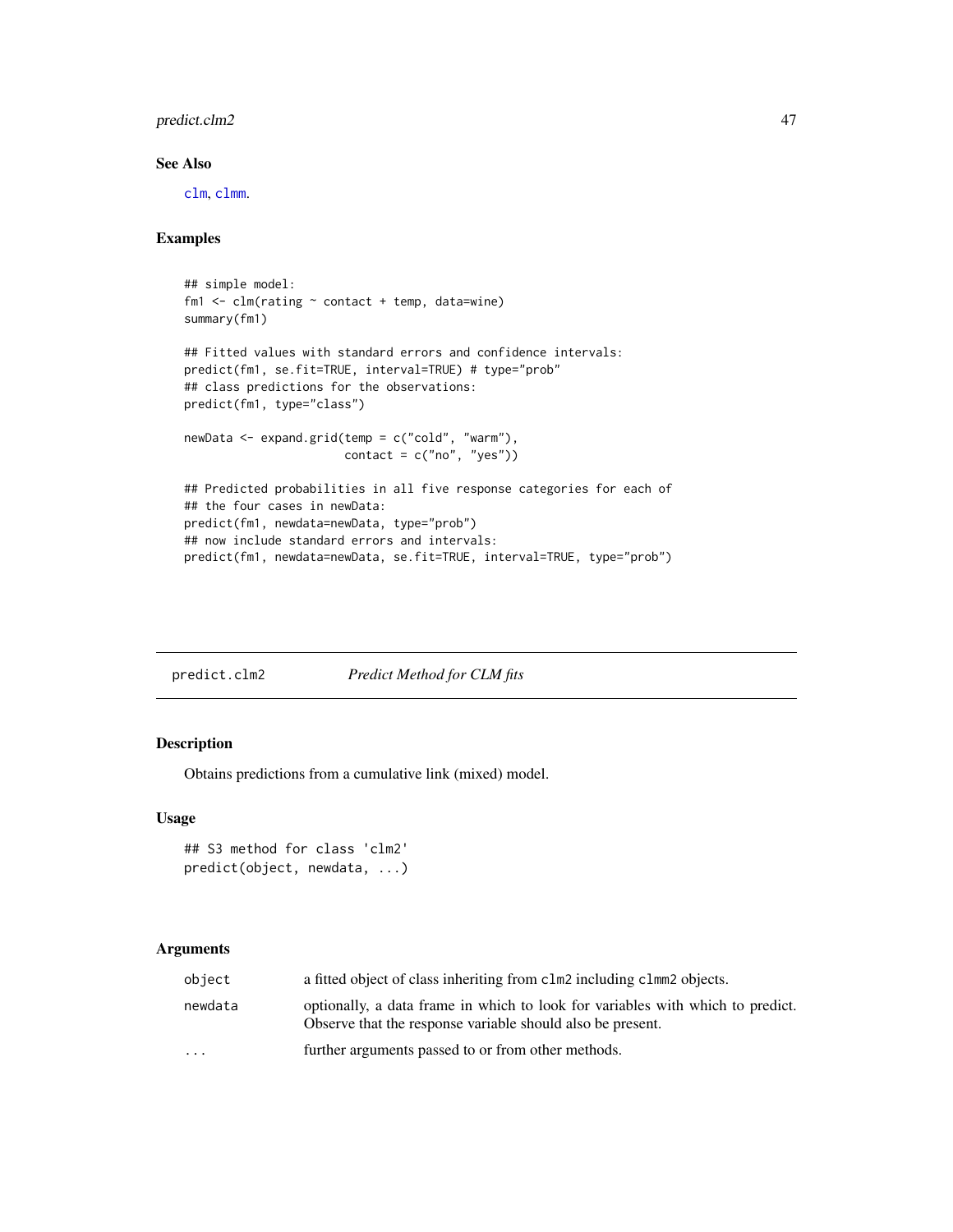## See Also

clm, clmm.

## Examples

```
## simple model:
fm1 <- clm(rating ~ contact + temp, data=wine)
summary(fm1)

## Fitted values with standard errors and confidence intervals:
predict(fm1, se.fit=TRUE, interval=TRUE) # type="prob"
## class predictions for the observations:
predict(fm1, type="class")

newData <- expand.grid(temp = c("cold", "warm"),
                       contact = c("no", "yes"))

## Predicted probabilities in all five response categories for each of
## the four cases in newData:
predict(fm1, newdata=newData, type="prob")
## now include standard errors and intervals:
predict(fm1, newdata=newData, se.fit=TRUE, interval=TRUE, type="prob")
```

---

# predict.clm2 &nbsp;&nbsp;&nbsp; *Predict Method for CLM fits*

---

## Description

Obtains predictions from a cumulative link (mixed) model.

## Usage

```
## S3 method for class 'clm2'
predict(object, newdata, ...)
```

## Arguments

| | |
|---|---|
| `object` | a fitted object of class inheriting from `clm2` including `clmm2` objects. |
| `newdata` | optionally, a data frame in which to look for variables with which to predict. Observe that the response variable should also be present. |
| `...` | further arguments passed to or from other methods. |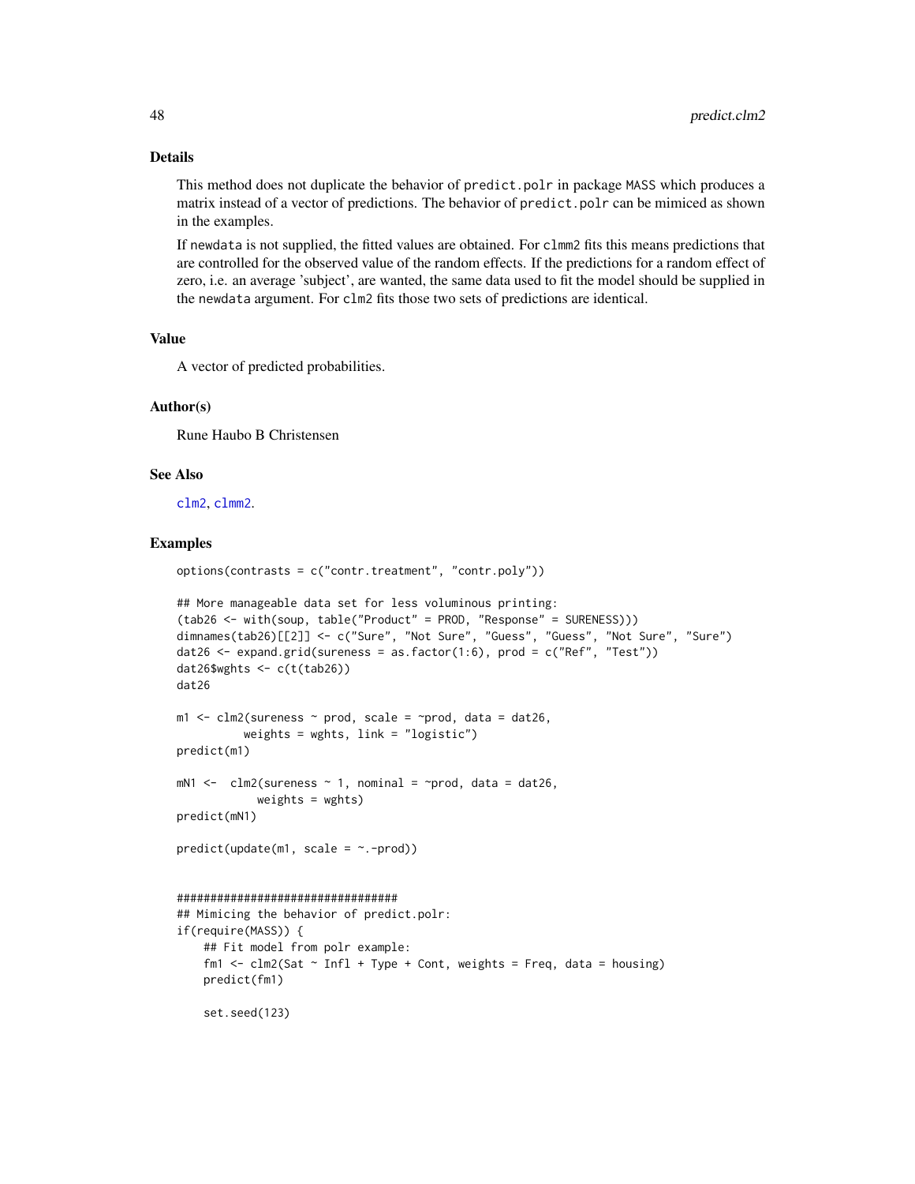## Details

This method does not duplicate the behavior of `predict.polr` in package `MASS` which produces a matrix instead of a vector of predictions. The behavior of `predict.polr` can be mimiced as shown in the examples.

If `newdata` is not supplied, the fitted values are obtained. For `clmm2` fits this means predictions that are controlled for the observed value of the random effects. If the predictions for a random effect of zero, i.e. an average 'subject', are wanted, the same data used to fit the model should be supplied in the `newdata` argument. For `clm2` fits those two sets of predictions are identical.

## Value

A vector of predicted probabilities.

## Author(s)

Rune Haubo B Christensen

## See Also

`clm2`, `clmm2`.

## Examples

```
options(contrasts = c("contr.treatment", "contr.poly"))

## More manageable data set for less voluminous printing:
(tab26 <- with(soup, table("Product" = PROD, "Response" = SURENESS)))
dimnames(tab26)[[2]] <- c("Sure", "Not Sure", "Guess", "Guess", "Not Sure", "Sure")
dat26 <- expand.grid(sureness = as.factor(1:6), prod = c("Ref", "Test"))
dat26$wghts <- c(t(tab26))
dat26

m1 <- clm2(sureness ~ prod, scale = ~prod, data = dat26,
          weights = wghts, link = "logistic")
predict(m1)

mN1 <-  clm2(sureness ~ 1, nominal = ~prod, data = dat26,
            weights = wghts)
predict(mN1)

predict(update(m1, scale = ~.-prod))


#################################
## Mimicing the behavior of predict.polr:
if(require(MASS)) {
    ## Fit model from polr example:
    fm1 <- clm2(Sat ~ Infl + Type + Cont, weights = Freq, data = housing)
    predict(fm1)

    set.seed(123)
```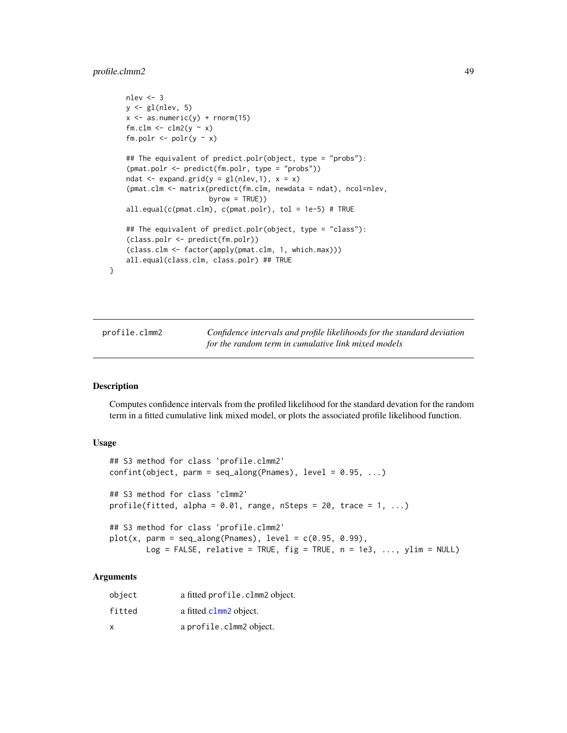```
    nlev <- 3
    y <- gl(nlev, 5)
    x <- as.numeric(y) + rnorm(15)
    fm.clm <- clm2(y ~ x)
    fm.polr <- polr(y ~ x)

    ## The equivalent of predict.polr(object, type = "probs"):
    (pmat.polr <- predict(fm.polr, type = "probs"))
    ndat <- expand.grid(y = gl(nlev,1), x = x)
    (pmat.clm <- matrix(predict(fm.clm, newdata = ndat), ncol=nlev,
                        byrow = TRUE))
    all.equal(c(pmat.clm), c(pmat.polr), tol = 1e-5) # TRUE

    ## The equivalent of predict.polr(object, type = "class"):
    (class.polr <- predict(fm.polr))
    (class.clm <- factor(apply(pmat.clm, 1, which.max)))
    all.equal(class.clm, class.polr) ## TRUE
}
```

---

## profile.clmm2 — *Confidence intervals and profile likelihoods for the standard deviation for the random term in cumulative link mixed models*

---

### Description

Computes confidence intervals from the profiled likelihood for the standard devation for the random term in a fitted cumulative link mixed model, or plots the associated profile likelihood function.

### Usage

```
## S3 method for class 'profile.clmm2'
confint(object, parm = seq_along(Pnames), level = 0.95, ...)

## S3 method for class 'clmm2'
profile(fitted, alpha = 0.01, range, nSteps = 20, trace = 1, ...)

## S3 method for class 'profile.clmm2'
plot(x, parm = seq_along(Pnames), level = c(0.95, 0.99),
       Log = FALSE, relative = TRUE, fig = TRUE, n = 1e3, ..., ylim = NULL)
```

### Arguments

| | |
|---|---|
| `object` | a fitted `profile.clmm2` object. |
| `fitted` | a fitted `clmm2` object. |
| `x` | a `profile.clmm2` object. |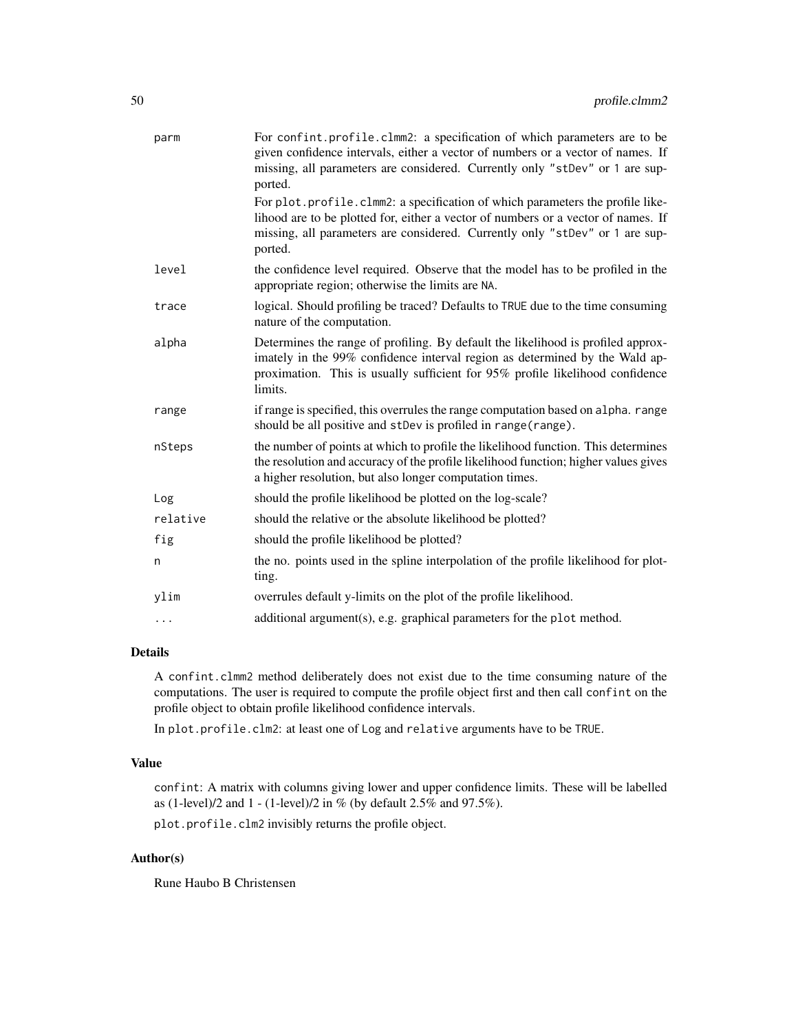| | |
|---|---|
| parm | For confint.profile.clmm2: a specification of which parameters are to be given confidence intervals, either a vector of numbers or a vector of names. If missing, all parameters are considered. Currently only "stDev" or 1 are supported.<br>For plot.profile.clmm2: a specification of which parameters the profile likelihood are to be plotted for, either a vector of numbers or a vector of names. If missing, all parameters are considered. Currently only "stDev" or 1 are supported. |
| level | the confidence level required. Observe that the model has to be profiled in the appropriate region; otherwise the limits are NA. |
| trace | logical. Should profiling be traced? Defaults to TRUE due to the time consuming nature of the computation. |
| alpha | Determines the range of profiling. By default the likelihood is profiled approximately in the 99% confidence interval region as determined by the Wald approximation. This is usually sufficient for 95% profile likelihood confidence limits. |
| range | if range is specified, this overrules the range computation based on alpha. range should be all positive and stDev is profiled in range(range). |
| nSteps | the number of points at which to profile the likelihood function. This determines the resolution and accuracy of the profile likelihood function; higher values gives a higher resolution, but also longer computation times. |
| Log | should the profile likelihood be plotted on the log-scale? |
| relative | should the relative or the absolute likelihood be plotted? |
| fig | should the profile likelihood be plotted? |
| n | the no. points used in the spline interpolation of the profile likelihood for plotting. |
| ylim | overrules default y-limits on the plot of the profile likelihood. |
| ... | additional argument(s), e.g. graphical parameters for the plot method. |

## Details

A confint.clmm2 method deliberately does not exist due to the time consuming nature of the computations. The user is required to compute the profile object first and then call confint on the profile object to obtain profile likelihood confidence intervals.

In plot.profile.clm2: at least one of Log and relative arguments have to be TRUE.

## Value

confint: A matrix with columns giving lower and upper confidence limits. These will be labelled as (1-level)/2 and 1 - (1-level)/2 in % (by default 2.5% and 97.5%).

plot.profile.clm2 invisibly returns the profile object.

## Author(s)

Rune Haubo B Christensen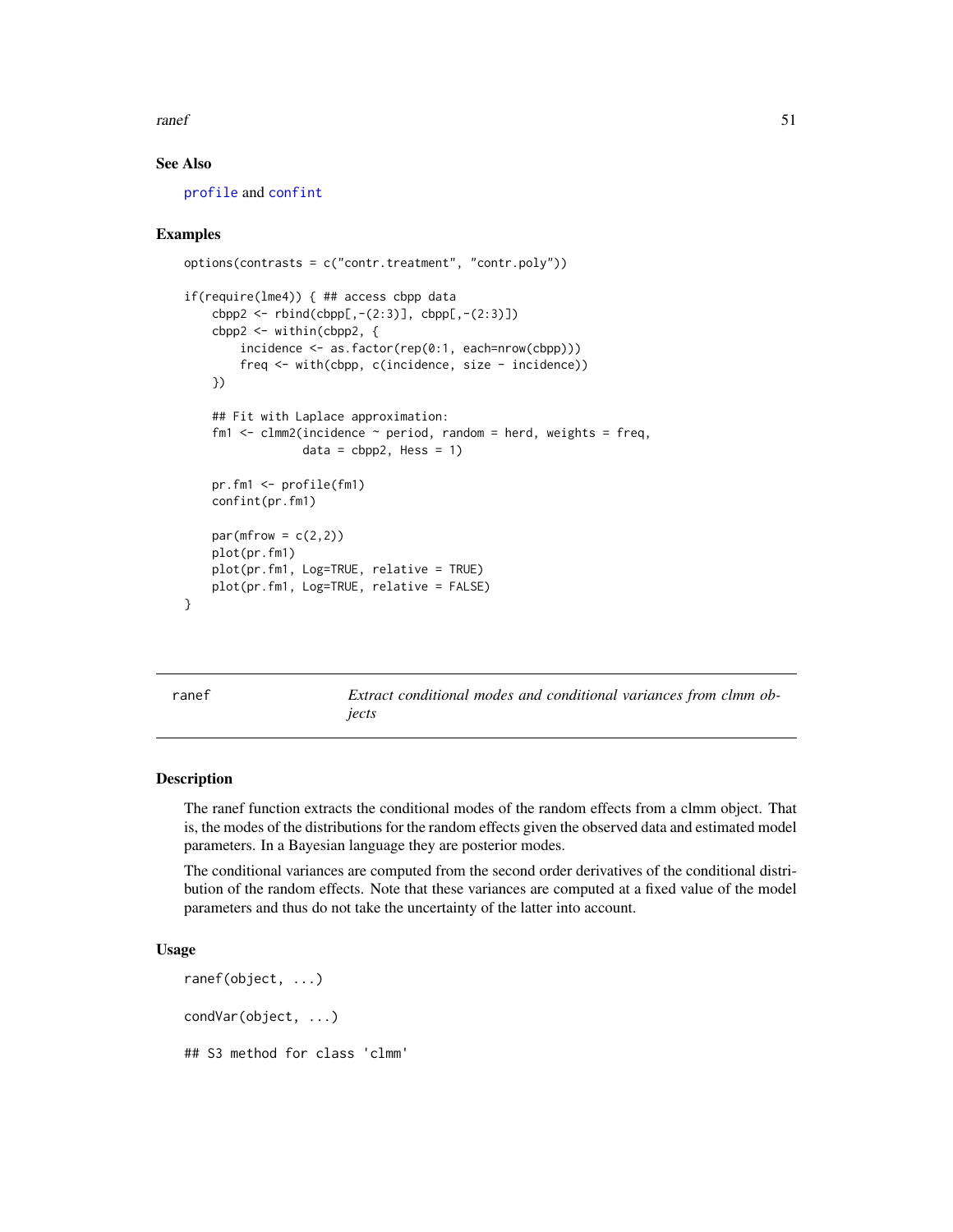## See Also

profile and confint

## Examples

```
options(contrasts = c("contr.treatment", "contr.poly"))

if(require(lme4)) { ## access cbpp data
    cbpp2 <- rbind(cbpp[,-(2:3)], cbpp[,-(2:3)])
    cbpp2 <- within(cbpp2, {
        incidence <- as.factor(rep(0:1, each=nrow(cbpp)))
        freq <- with(cbpp, c(incidence, size - incidence))
    })

    ## Fit with Laplace approximation:
    fm1 <- clmm2(incidence ~ period, random = herd, weights = freq,
                 data = cbpp2, Hess = 1)

    pr.fm1 <- profile(fm1)
    confint(pr.fm1)

    par(mfrow = c(2,2))
    plot(pr.fm1)
    plot(pr.fm1, Log=TRUE, relative = TRUE)
    plot(pr.fm1, Log=TRUE, relative = FALSE)
}
```

---

# ranef — *Extract conditional modes and conditional variances from clmm objects*

## Description

The ranef function extracts the conditional modes of the random effects from a clmm object. That is, the modes of the distributions for the random effects given the observed data and estimated model parameters. In a Bayesian language they are posterior modes.

The conditional variances are computed from the second order derivatives of the conditional distribution of the random effects. Note that these variances are computed at a fixed value of the model parameters and thus do not take the uncertainty of the latter into account.

## Usage

```
ranef(object, ...)

condVar(object, ...)

## S3 method for class 'clmm'
```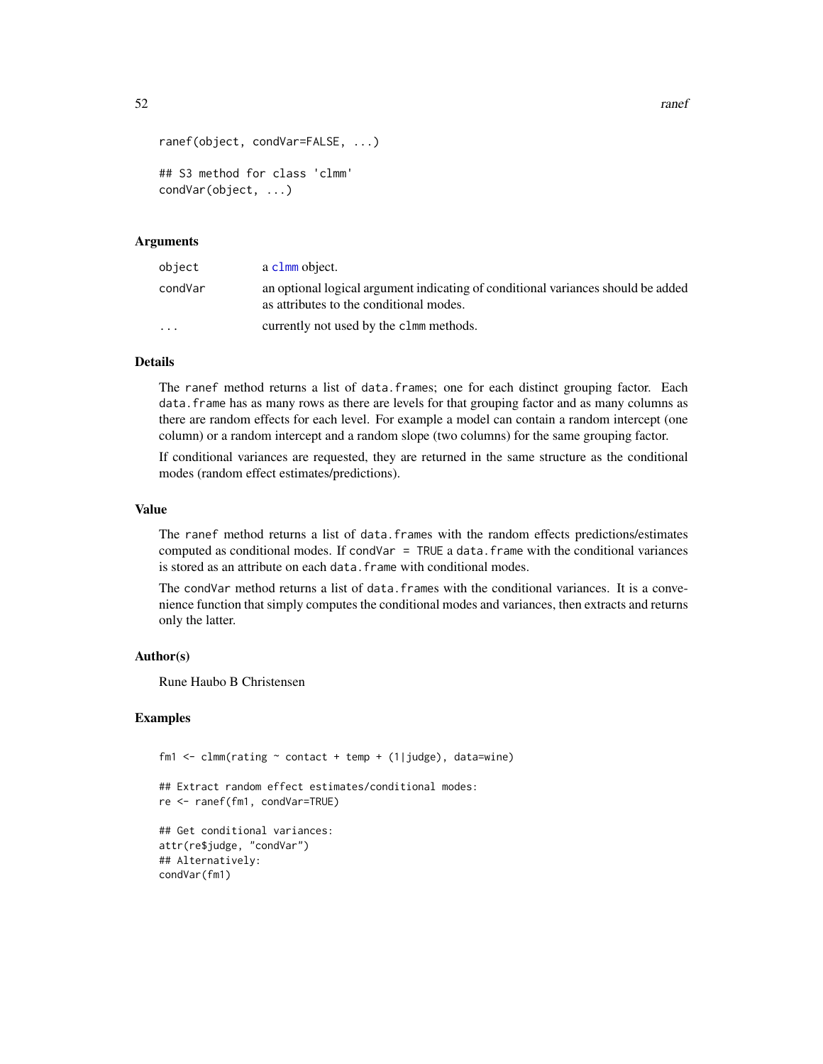```
ranef(object, condVar=FALSE, ...)

## S3 method for class 'clmm'
condVar(object, ...)
```

### Arguments

| | |
|---|---|
| object | a clmm object. |
| condVar | an optional logical argument indicating of conditional variances should be added as attributes to the conditional modes. |
| ... | currently not used by the clmm methods. |

### Details

The ranef method returns a list of data.frames; one for each distinct grouping factor. Each data.frame has as many rows as there are levels for that grouping factor and as many columns as there are random effects for each level. For example a model can contain a random intercept (one column) or a random intercept and a random slope (two columns) for the same grouping factor.

If conditional variances are requested, they are returned in the same structure as the conditional modes (random effect estimates/predictions).

### Value

The ranef method returns a list of data.frames with the random effects predictions/estimates computed as conditional modes. If condVar = TRUE a data.frame with the conditional variances is stored as an attribute on each data.frame with conditional modes.

The condVar method returns a list of data.frames with the conditional variances. It is a convenience function that simply computes the conditional modes and variances, then extracts and returns only the latter.

### Author(s)

Rune Haubo B Christensen

### Examples

```
fm1 <- clmm(rating ~ contact + temp + (1|judge), data=wine)

## Extract random effect estimates/conditional modes:
re <- ranef(fm1, condVar=TRUE)

## Get conditional variances:
attr(re$judge, "condVar")
## Alternatively:
condVar(fm1)
```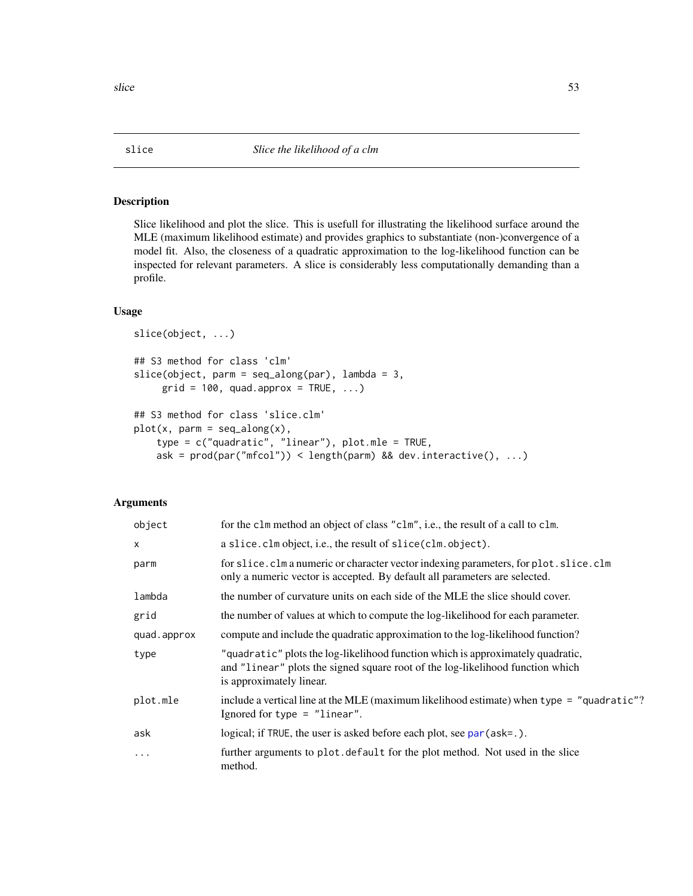# slice — *Slice the likelihood of a clm*

## Description

Slice likelihood and plot the slice. This is usefull for illustrating the likelihood surface around the MLE (maximum likelihood estimate) and provides graphics to substantiate (non-)convergence of a model fit. Also, the closeness of a quadratic approximation to the log-likelihood function can be inspected for relevant parameters. A slice is considerably less computationally demanding than a profile.

## Usage

```
slice(object, ...)

## S3 method for class 'clm'
slice(object, parm = seq_along(par), lambda = 3,
     grid = 100, quad.approx = TRUE, ...)

## S3 method for class 'slice.clm'
plot(x, parm = seq_along(x),
    type = c("quadratic", "linear"), plot.mle = TRUE,
    ask = prod(par("mfcol")) < length(parm) && dev.interactive(), ...)
```

## Arguments

| | |
|---|---|
| `object` | for the `clm` method an object of class `"clm"`, i.e., the result of a call to `clm`. |
| `x` | a `slice.clm` object, i.e., the result of `slice(clm.object)`. |
| `parm` | for `slice.clm` a numeric or character vector indexing parameters, for `plot.slice.clm` only a numeric vector is accepted. By default all parameters are selected. |
| `lambda` | the number of curvature units on each side of the MLE the slice should cover. |
| `grid` | the number of values at which to compute the log-likelihood for each parameter. |
| `quad.approx` | compute and include the quadratic approximation to the log-likelihood function? |
| `type` | `"quadratic"` plots the log-likelihood function which is approximately quadratic, and `"linear"` plots the signed square root of the log-likelihood function which is approximately linear. |
| `plot.mle` | include a vertical line at the MLE (maximum likelihood estimate) when `type = "quadratic"`? Ignored for `type = "linear"`. |
| `ask` | logical; if `TRUE`, the user is asked before each plot, see `par(ask=.)`. |
| `...` | further arguments to `plot.default` for the plot method. Not used in the slice method. |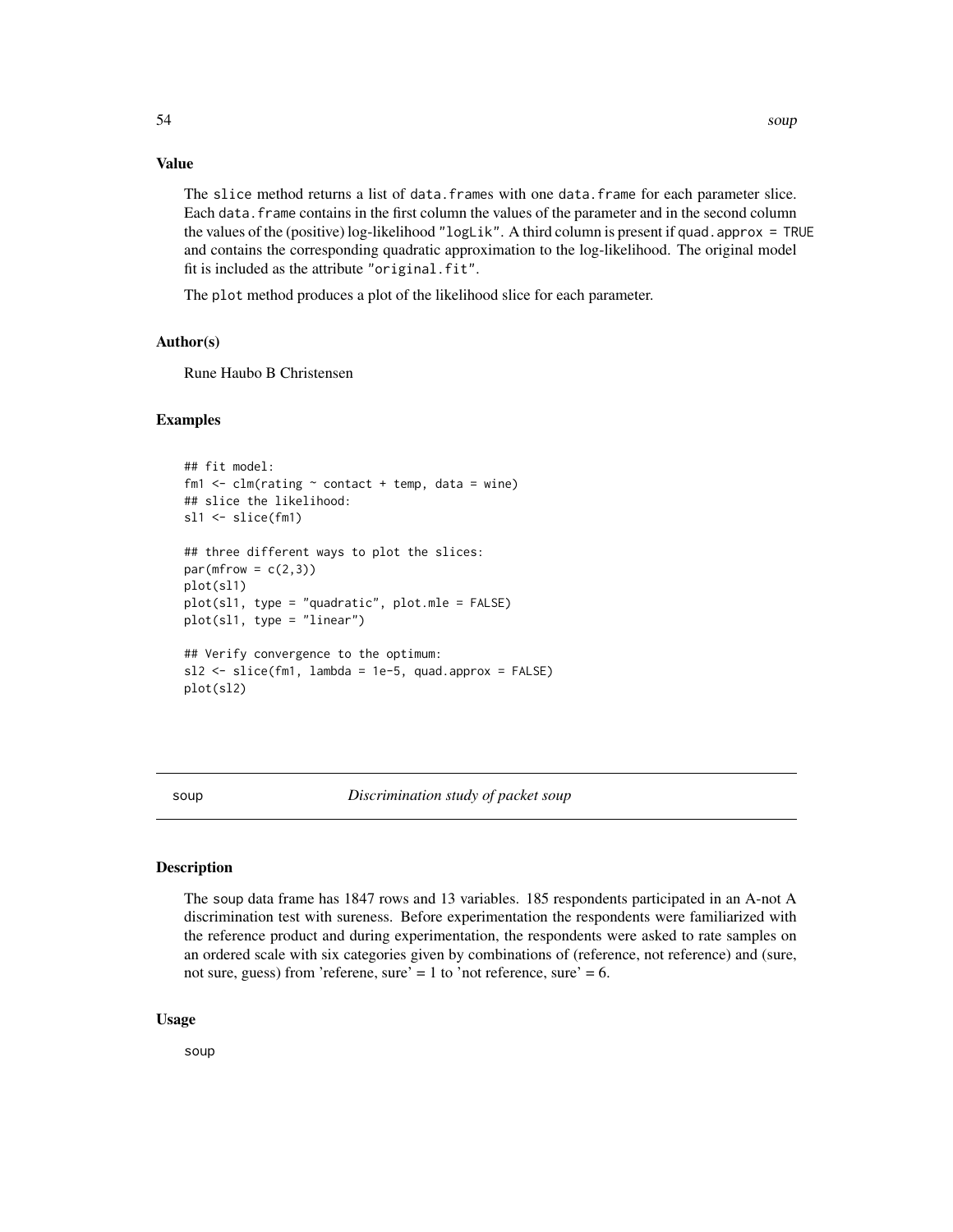### Value

The slice method returns a list of data.frames with one data.frame for each parameter slice. Each data.frame contains in the first column the values of the parameter and in the second column the values of the (positive) log-likelihood "logLik". A third column is present if quad.approx = TRUE and contains the corresponding quadratic approximation to the log-likelihood. The original model fit is included as the attribute "original.fit".

The plot method produces a plot of the likelihood slice for each parameter.

### Author(s)

Rune Haubo B Christensen

### Examples

```
## fit model:
fm1 <- clm(rating ~ contact + temp, data = wine)
## slice the likelihood:
sl1 <- slice(fm1)

## three different ways to plot the slices:
par(mfrow = c(2,3))
plot(sl1)
plot(sl1, type = "quadratic", plot.mle = FALSE)
plot(sl1, type = "linear")

## Verify convergence to the optimum:
sl2 <- slice(fm1, lambda = 1e-5, quad.approx = FALSE)
plot(sl2)
```

---

## soup — *Discrimination study of packet soup*

---

### Description

The soup data frame has 1847 rows and 13 variables. 185 respondents participated in an A-not A discrimination test with sureness. Before experimentation the respondents were familiarized with the reference product and during experimentation, the respondents were asked to rate samples on an ordered scale with six categories given by combinations of (reference, not reference) and (sure, not sure, guess) from 'referene, sure' = 1 to 'not reference, sure' = 6.

### Usage

```
soup
```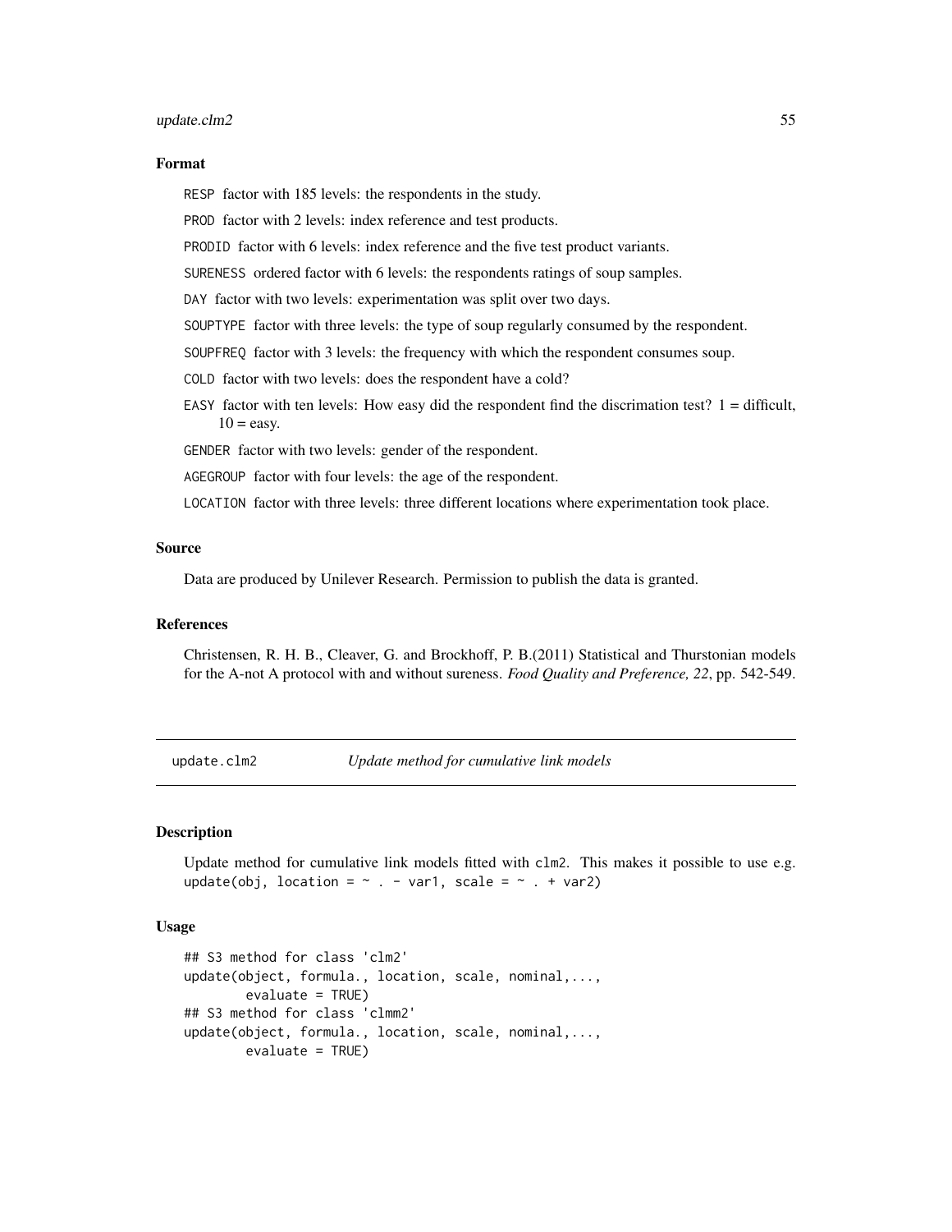### Format

- `RESP` factor with 185 levels: the respondents in the study.
- `PROD` factor with 2 levels: index reference and test products.
- `PRODID` factor with 6 levels: index reference and the five test product variants.
- `SURENESS` ordered factor with 6 levels: the respondents ratings of soup samples.
- `DAY` factor with two levels: experimentation was split over two days.
- `SOUPTYPE` factor with three levels: the type of soup regularly consumed by the respondent.
- `SOUPFREQ` factor with 3 levels: the frequency with which the respondent consumes soup.
- `COLD` factor with two levels: does the respondent have a cold?
- `EASY` factor with ten levels: How easy did the respondent find the discrimation test? 1 = difficult, 10 = easy.
- `GENDER` factor with two levels: gender of the respondent.
- `AGEGROUP` factor with four levels: the age of the respondent.
- `LOCATION` factor with three levels: three different locations where experimentation took place.

### Source

Data are produced by Unilever Research. Permission to publish the data is granted.

### References

Christensen, R. H. B., Cleaver, G. and Brockhoff, P. B.(2011) Statistical and Thurstonian models for the A-not A protocol with and without sureness. *Food Quality and Preference, 22*, pp. 542-549.

---

## `update.clm2` *Update method for cumulative link models*

### Description

Update method for cumulative link models fitted with `clm2`. This makes it possible to use e.g. `update(obj, location = ~ . - var1, scale = ~ . + var2)`

### Usage

```
## S3 method for class 'clm2'
update(object, formula., location, scale, nominal,...,
       evaluate = TRUE)
## S3 method for class 'clmm2'
update(object, formula., location, scale, nominal,...,
       evaluate = TRUE)
```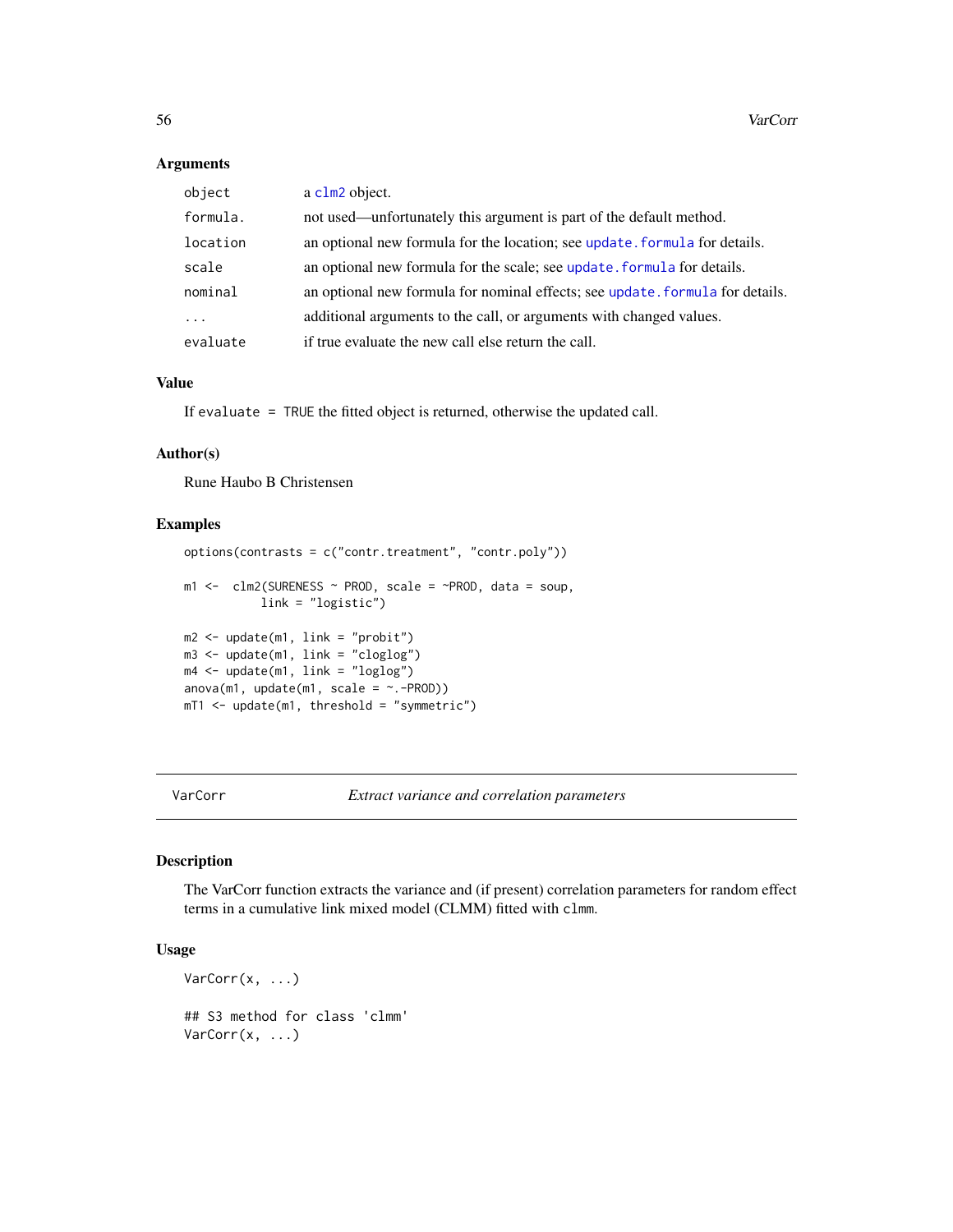### Arguments

| | |
|---|---|
| `object` | a `clm2` object. |
| `formula.` | not used—unfortunately this argument is part of the default method. |
| `location` | an optional new formula for the location; see `update.formula` for details. |
| `scale` | an optional new formula for the scale; see `update.formula` for details. |
| `nominal` | an optional new formula for nominal effects; see `update.formula` for details. |
| `...` | additional arguments to the call, or arguments with changed values. |
| `evaluate` | if true evaluate the new call else return the call. |

### Value

If `evaluate = TRUE` the fitted object is returned, otherwise the updated call.

### Author(s)

Rune Haubo B Christensen

### Examples

```
options(contrasts = c("contr.treatment", "contr.poly"))

m1 <-  clm2(SURENESS ~ PROD, scale = ~PROD, data = soup,
            link = "logistic")

m2 <- update(m1, link = "probit")
m3 <- update(m1, link = "cloglog")
m4 <- update(m1, link = "loglog")
anova(m1, update(m1, scale = ~.-PROD))
mT1 <- update(m1, threshold = "symmetric")
```

---

## VarCorr — *Extract variance and correlation parameters*

### Description

The VarCorr function extracts the variance and (if present) correlation parameters for random effect terms in a cumulative link mixed model (CLMM) fitted with `clmm`.

### Usage

```
VarCorr(x, ...)

## S3 method for class 'clmm'
VarCorr(x, ...)
```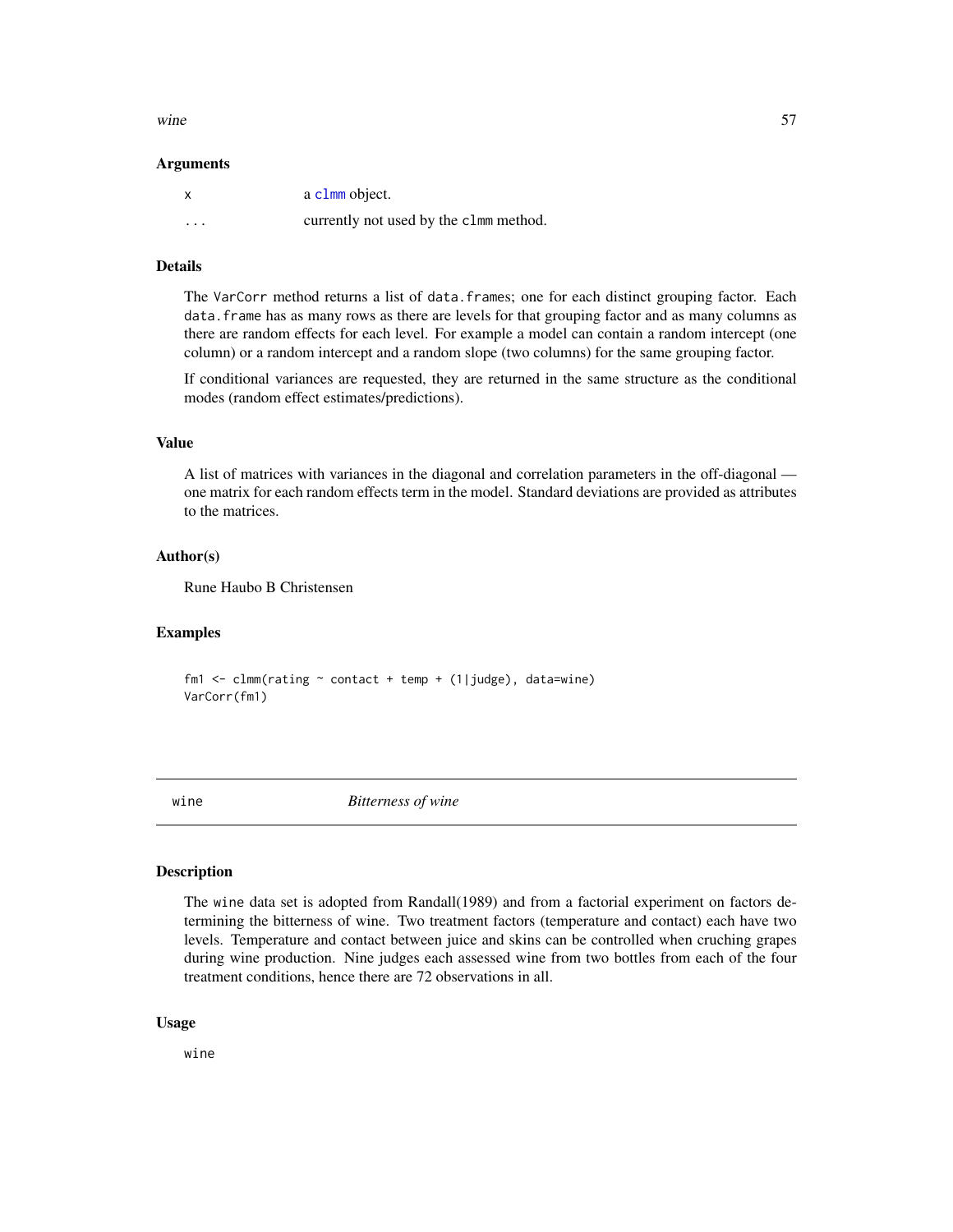### Arguments

| | |
|---|---|
| x | a clmm object. |
| ... | currently not used by the clmm method. |

### Details

The VarCorr method returns a list of data.frames; one for each distinct grouping factor. Each data.frame has as many rows as there are levels for that grouping factor and as many columns as there are random effects for each level. For example a model can contain a random intercept (one column) or a random intercept and a random slope (two columns) for the same grouping factor.

If conditional variances are requested, they are returned in the same structure as the conditional modes (random effect estimates/predictions).

### Value

A list of matrices with variances in the diagonal and correlation parameters in the off-diagonal — one matrix for each random effects term in the model. Standard deviations are provided as attributes to the matrices.

### Author(s)

Rune Haubo B Christensen

### Examples

```
fm1 <- clmm(rating ~ contact + temp + (1|judge), data=wine)
VarCorr(fm1)
```

---

## wine *Bitterness of wine*

---

### Description

The wine data set is adopted from Randall(1989) and from a factorial experiment on factors determining the bitterness of wine. Two treatment factors (temperature and contact) each have two levels. Temperature and contact between juice and skins can be controlled when cruching grapes during wine production. Nine judges each assessed wine from two bottles from each of the four treatment conditions, hence there are 72 observations in all.

### Usage

```
wine
```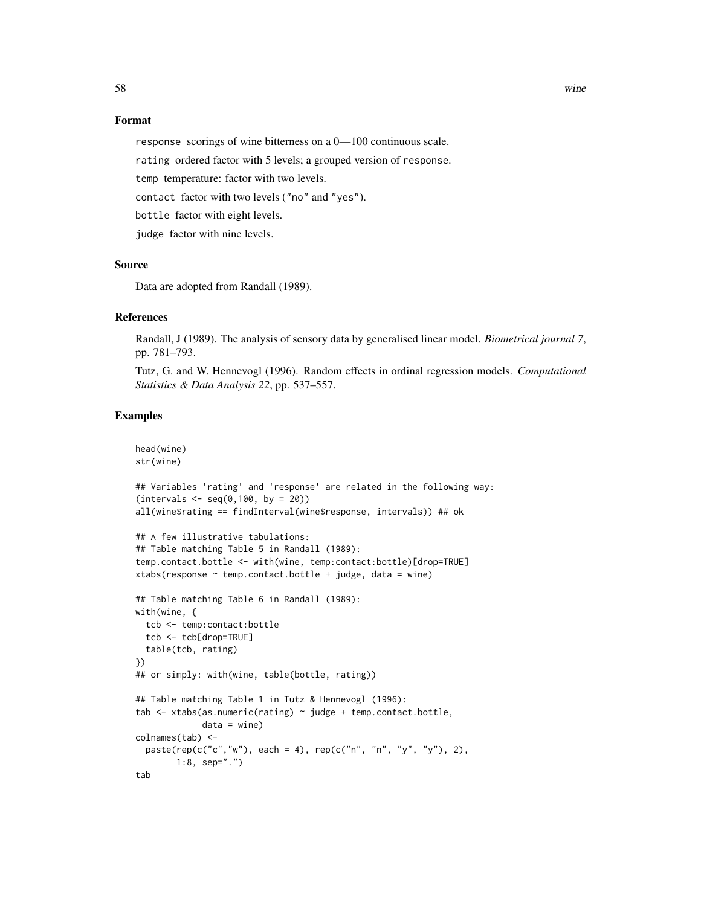## Format

`response` scorings of wine bitterness on a 0—100 continuous scale.

`rating` ordered factor with 5 levels; a grouped version of `response`.

`temp` temperature: factor with two levels.

`contact` factor with two levels ("no" and "yes").

`bottle` factor with eight levels.

`judge` factor with nine levels.

## Source

Data are adopted from Randall (1989).

## References

Randall, J (1989). The analysis of sensory data by generalised linear model. *Biometrical journal 7*, pp. 781–793.

Tutz, G. and W. Hennevogl (1996). Random effects in ordinal regression models. *Computational Statistics & Data Analysis 22*, pp. 537–557.

## Examples

```
head(wine)
str(wine)

## Variables 'rating' and 'response' are related in the following way:
(intervals <- seq(0,100, by = 20))
all(wine$rating == findInterval(wine$response, intervals)) ## ok

## A few illustrative tabulations:
## Table matching Table 5 in Randall (1989):
temp.contact.bottle <- with(wine, temp:contact:bottle)[drop=TRUE]
xtabs(response ~ temp.contact.bottle + judge, data = wine)

## Table matching Table 6 in Randall (1989):
with(wine, {
  tcb <- temp:contact:bottle
  tcb <- tcb[drop=TRUE]
  table(tcb, rating)
})
## or simply: with(wine, table(bottle, rating))

## Table matching Table 1 in Tutz & Hennevogl (1996):
tab <- xtabs(as.numeric(rating) ~ judge + temp.contact.bottle,
             data = wine)
colnames(tab) <-
  paste(rep(c("c","w"), each = 4), rep(c("n", "n", "y", "y"), 2),
        1:8, sep=".")
tab
```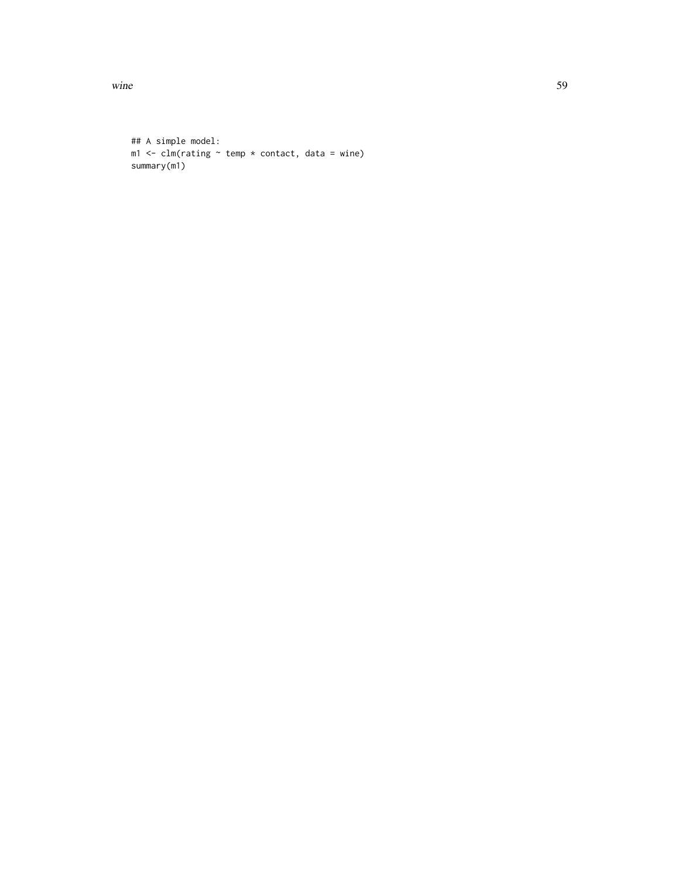```
## A simple model:
m1 <- clm(rating ~ temp * contact, data = wine)
summary(m1)
```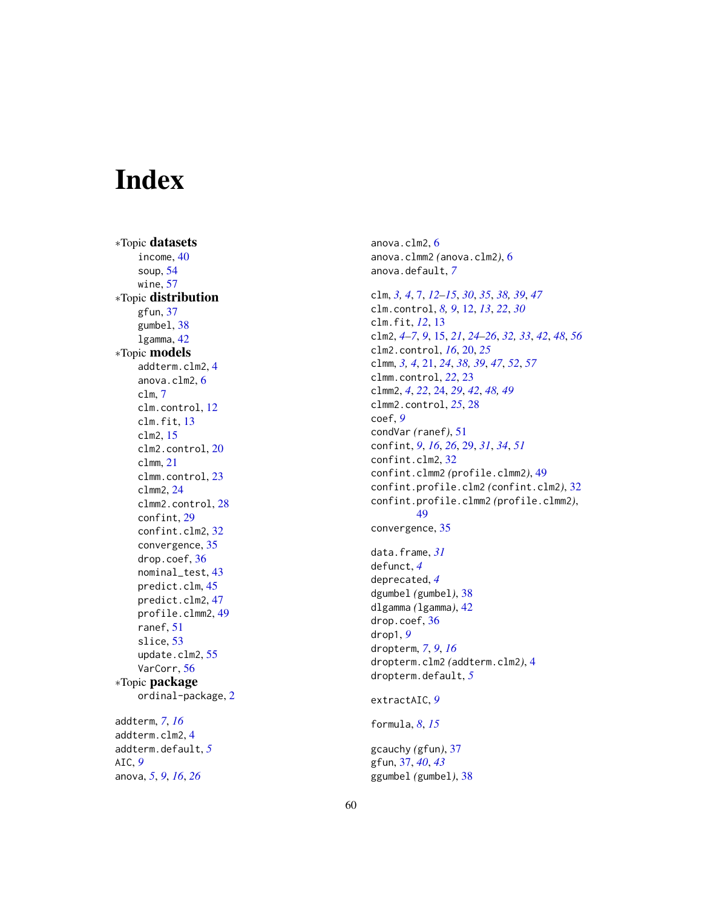# Index

*Topic **datasets**
- income, 40
- soup, 54
- wine, 57

*Topic **distribution**
- gfun, 37
- gumbel, 38
- lgamma, 42

*Topic **models**
- addterm.clm2, 4
- anova.clm2, 6
- clm, 7
- clm.control, 12
- clm.fit, 13
- clm2, 15
- clm2.control, 20
- clmm, 21
- clmm.control, 23
- clmm2, 24
- clmm2.control, 28
- confint, 29
- confint.clm2, 32
- convergence, 35
- drop.coef, 36
- nominal_test, 43
- predict.clm, 45
- predict.clm2, 47
- profile.clmm2, 49
- ranef, 51
- slice, 53
- update.clm2, 55
- VarCorr, 56

*Topic **package**
- ordinal-package, 2

addterm, *7*, *16*
addterm.clm2, 4
addterm.default, *5*
AIC, *9*
anova, *5*, *9*, *16*, *26*
anova.clm2, 6
anova.clmm2 *(*anova.clm2*)*, 6
anova.default, *7*

clm, *3, 4*, 7, *12–15*, *30*, *35*, *38, 39*, *47*
clm.control, *8, 9*, 12, *13*, *22*, *30*
clm.fit, *12*, 13
clm2, *4–7*, *9*, 15, *21*, *24–26*, *32, 33*, *42*, *48*, *56*
clm2.control, *16*, 20, *25*
clmm, *3, 4*, 21, *24*, *38, 39*, *47*, *52*, *57*
clmm.control, *22*, 23
clmm2, *4*, *22*, 24, *29*, *42*, *48, 49*
clmm2.control, *25*, 28
coef, *9*
condVar *(*ranef*)*, 51
confint, *9*, *16*, *26*, 29, *31*, *34*, *51*
confint.clm2, 32
confint.clmm2 *(*profile.clmm2*)*, 49
confint.profile.clm2 *(*confint.clm2*)*, 32
confint.profile.clmm2 *(*profile.clmm2*)*, 49
convergence, 35

data.frame, *31*
defunct, *4*
deprecated, *4*
dgumbel *(*gumbel*)*, 38
dlgamma *(*lgamma*)*, 42
drop.coef, 36
drop1, *9*
dropterm, *7*, *9*, *16*
dropterm.clm2 *(*addterm.clm2*)*, 4
dropterm.default, *5*

extractAIC, *9*

formula, *8*, *15*

gcauchy *(*gfun*)*, 37
gfun, 37, *40*, *43*
ggumbel *(*gumbel*)*, 38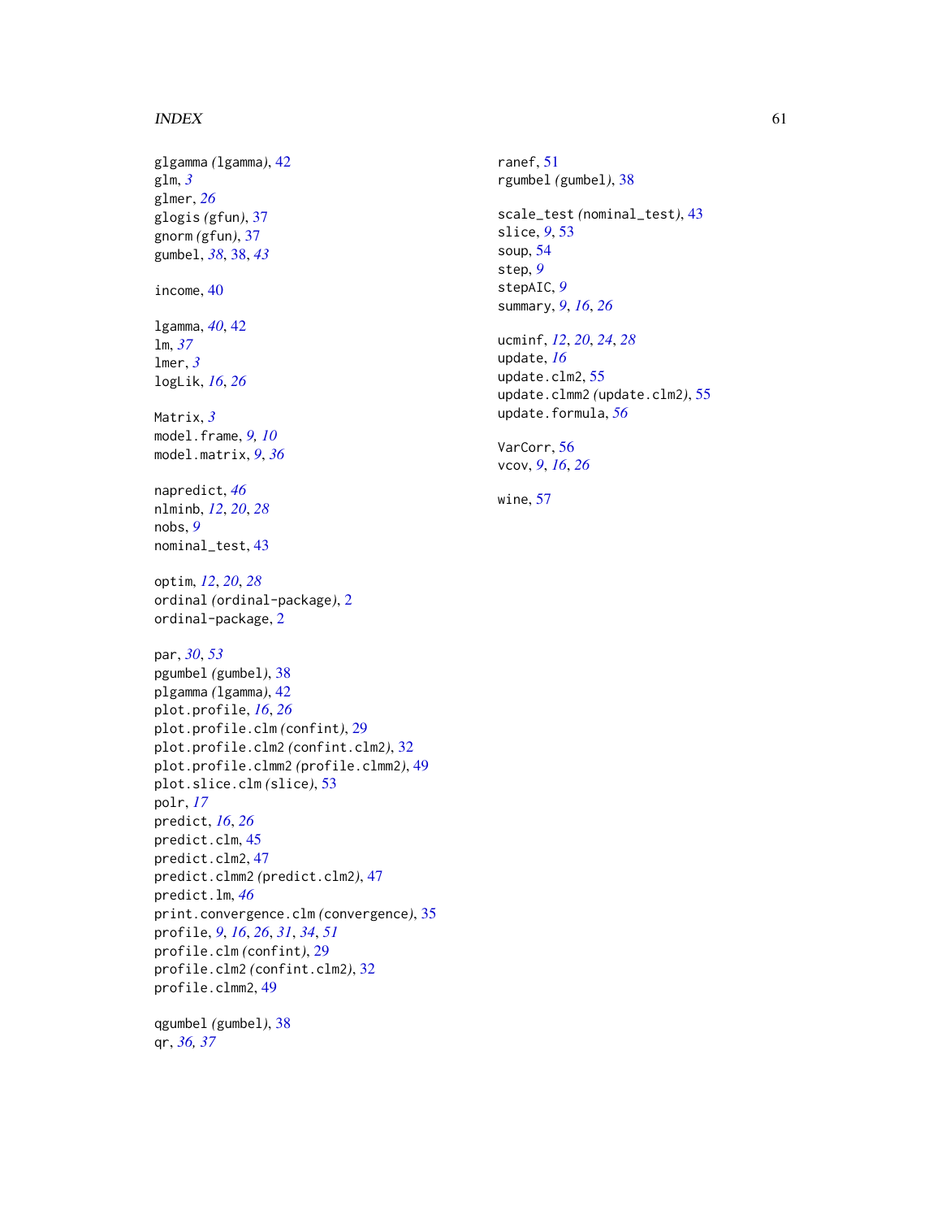glgamma (lgamma), 42
glm, *3*
glmer, *26*
glogis (gfun), 37
gnorm (gfun), 37
gumbel, *38*, 38, *43*

income, 40

lgamma, *40*, 42
lm, *37*
lmer, *3*
logLik, *16*, *26*

Matrix, *3*
model.frame, *9, 10*
model.matrix, *9*, *36*

napredict, *46*
nlminb, *12*, *20*, *28*
nobs, *9*
nominal_test, 43

optim, *12*, *20*, *28*
ordinal (ordinal-package), 2
ordinal-package, 2

par, *30*, *53*
pgumbel (gumbel), 38
plgamma (lgamma), 42
plot.profile, *16*, *26*
plot.profile.clm (confint), 29
plot.profile.clm2 (confint.clm2), 32
plot.profile.clmm2 (profile.clmm2), 49
plot.slice.clm (slice), 53
polr, *17*
predict, *16*, *26*
predict.clm, 45
predict.clm2, 47
predict.clmm2 (predict.clm2), 47
predict.lm, *46*
print.convergence.clm (convergence), 35
profile, *9*, *16*, *26*, *31*, *34*, *51*
profile.clm (confint), 29
profile.clm2 (confint.clm2), 32
profile.clmm2, 49

qgumbel (gumbel), 38
qr, *36, 37*

ranef, 51
rgumbel (gumbel), 38

scale_test (nominal_test), 43
slice, *9*, 53
soup, 54
step, *9*
stepAIC, *9*
summary, *9*, *16*, *26*

ucminf, *12*, *20*, *24*, *28*
update, *16*
update.clm2, 55
update.clmm2 (update.clm2), 55
update.formula, *56*

VarCorr, 56
vcov, *9*, *16*, *26*

wine, 57